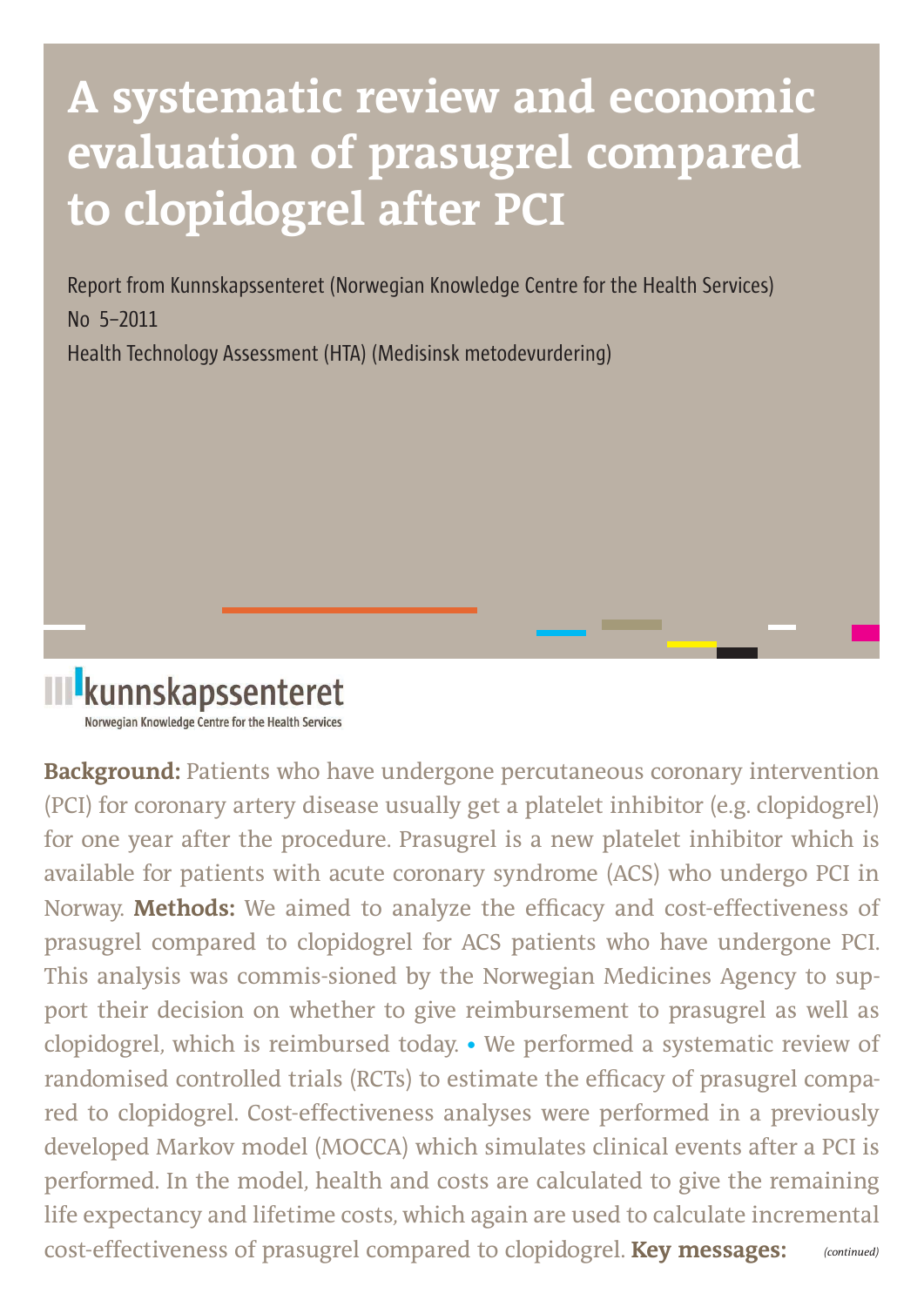# A systematic review and economic evaluation of prasugrel compared to clopidogrel after PCI

Report from Kunnskapssenteret (Norwegian Knowledge Centre for the Health Services)
No 5–2011
Health Technology Assessment (HTA) (Medisinsk metodevurdering)

kunnskapssenteret
Norwegian Knowledge Centre for the Health Services

**Background:** Patients who have undergone percutaneous coronary intervention (PCI) for coronary artery disease usually get a platelet inhibitor (e.g. clopidogrel) for one year after the procedure. Prasugrel is a new platelet inhibitor which is available for patients with acute coronary syndrome (ACS) who undergo PCI in Norway. **Methods:** We aimed to analyze the efficacy and cost-effectiveness of prasugrel compared to clopidogrel for ACS patients who have undergone PCI. This analysis was commis-sioned by the Norwegian Medicines Agency to support their decision on whether to give reimbursement to prasugrel as well as clopidogrel, which is reimbursed today. • We performed a systematic review of randomised controlled trials (RCTs) to estimate the efficacy of prasugrel compared to clopidogrel. Cost-effectiveness analyses were performed in a previously developed Markov model (MOCCA) which simulates clinical events after a PCI is performed. In the model, health and costs are calculated to give the remaining life expectancy and lifetime costs, which again are used to calculate incremental cost-effectiveness of prasugrel compared to clopidogrel. **Key messages:** *(continued)*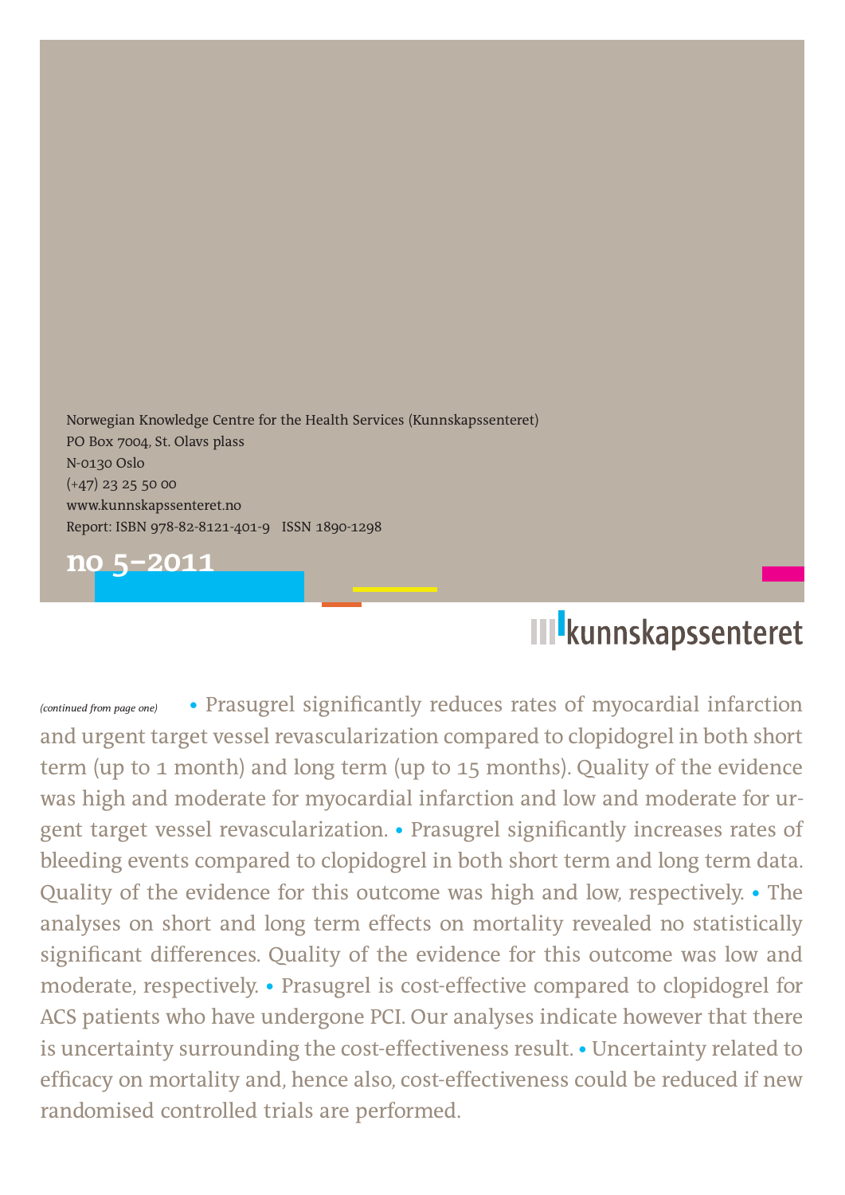Norwegian Knowledge Centre for the Health Services (Kunnskapssenteret)
PO Box 7004, St. Olavs plass
N-0130 Oslo
(+47) 23 25 50 00
www.kunnskapssenteret.no
Report: ISBN 978-82-8121-401-9 ISSN 1890-1298

**no 5–2011**

kunnskapssenteret

*(continued from page one)* • Prasugrel significantly reduces rates of myocardial infarction and urgent target vessel revascularization compared to clopidogrel in both short term (up to 1 month) and long term (up to 15 months). Quality of the evidence was high and moderate for myocardial infarction and low and moderate for urgent target vessel revascularization. • Prasugrel significantly increases rates of bleeding events compared to clopidogrel in both short term and long term data. Quality of the evidence for this outcome was high and low, respectively. • The analyses on short and long term effects on mortality revealed no statistically significant differences. Quality of the evidence for this outcome was low and moderate, respectively. • Prasugrel is cost-effective compared to clopidogrel for ACS patients who have undergone PCI. Our analyses indicate however that there is uncertainty surrounding the cost-effectiveness result. • Uncertainty related to efficacy on mortality and, hence also, cost-effectiveness could be reduced if new randomised controlled trials are performed.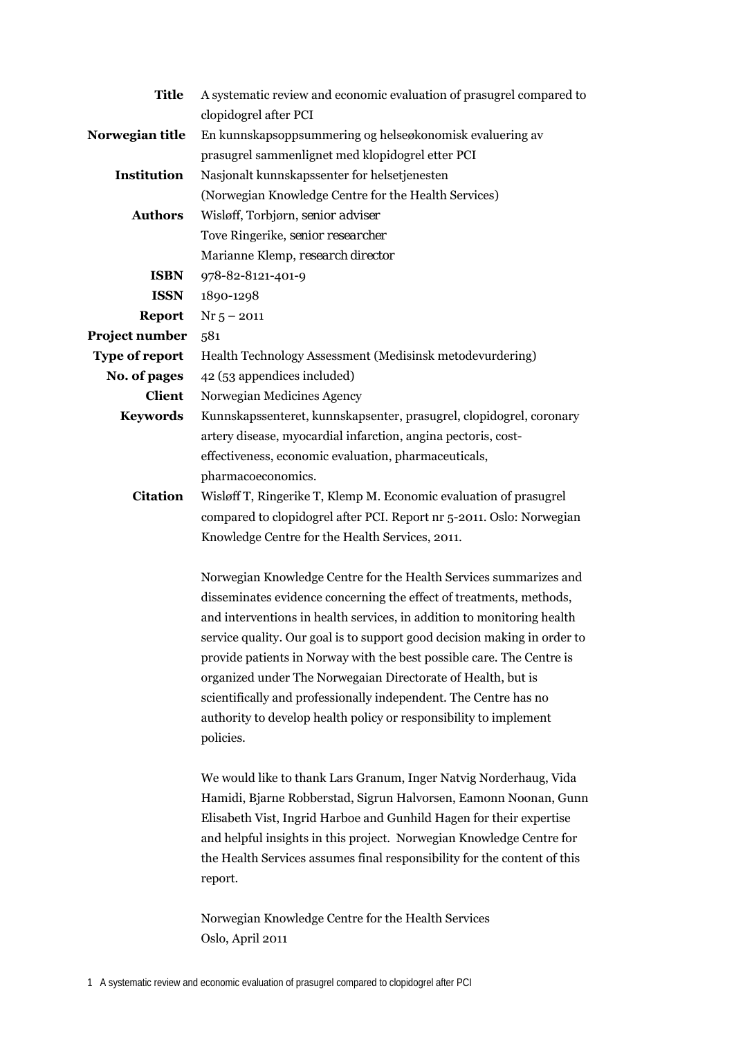| | |
|---|---|
| **Title** | A systematic review and economic evaluation of prasugrel compared to clopidogrel after PCI |
| **Norwegian title** | En kunnskapsoppsummering og helseøkonomisk evaluering av prasugrel sammenlignet med klopidogrel etter PCI |
| **Institution** | Nasjonalt kunnskapssenter for helsetjenesten (Norwegian Knowledge Centre for the Health Services) |
| **Authors** | Wisløff, Torbjørn, *senior adviser*<br>Tove Ringerike, *senior researcher*<br>Marianne Klemp, *research director* |
| **ISBN** | 978-82-8121-401-9 |
| **ISSN** | 1890-1298 |
| **Report** | Nr 5 – 2011 |
| **Project number** | 581 |
| **Type of report** | Health Technology Assessment (Medisinsk metodevurdering) |
| **No. of pages** | 42 (53 appendices included) |
| **Client** | Norwegian Medicines Agency |
| **Keywords** | Kunnskapssenteret, kunnskapsenter, prasugrel, clopidogrel, coronary artery disease, myocardial infarction, angina pectoris, cost-effectiveness, economic evaluation, pharmaceuticals, pharmacoeconomics. |
| **Citation** | Wisløff T, Ringerike T, Klemp M. Economic evaluation of prasugrel compared to clopidogrel after PCI. Report nr 5-2011. Oslo: Norwegian Knowledge Centre for the Health Services, 2011. |

Norwegian Knowledge Centre for the Health Services summarizes and disseminates evidence concerning the effect of treatments, methods, and interventions in health services, in addition to monitoring health service quality. Our goal is to support good decision making in order to provide patients in Norway with the best possible care. The Centre is organized under The Norwegaian Directorate of Health, but is scientifically and professionally independent. The Centre has no authority to develop health policy or responsibility to implement policies.

We would like to thank Lars Granum, Inger Natvig Norderhaug, Vida Hamidi, Bjarne Robberstad, Sigrun Halvorsen, Eamonn Noonan, Gunn Elisabeth Vist, Ingrid Harboe and Gunhild Hagen for their expertise and helpful insights in this project. Norwegian Knowledge Centre for the Health Services assumes final responsibility for the content of this report.

Norwegian Knowledge Centre for the Health Services
Oslo, April 2011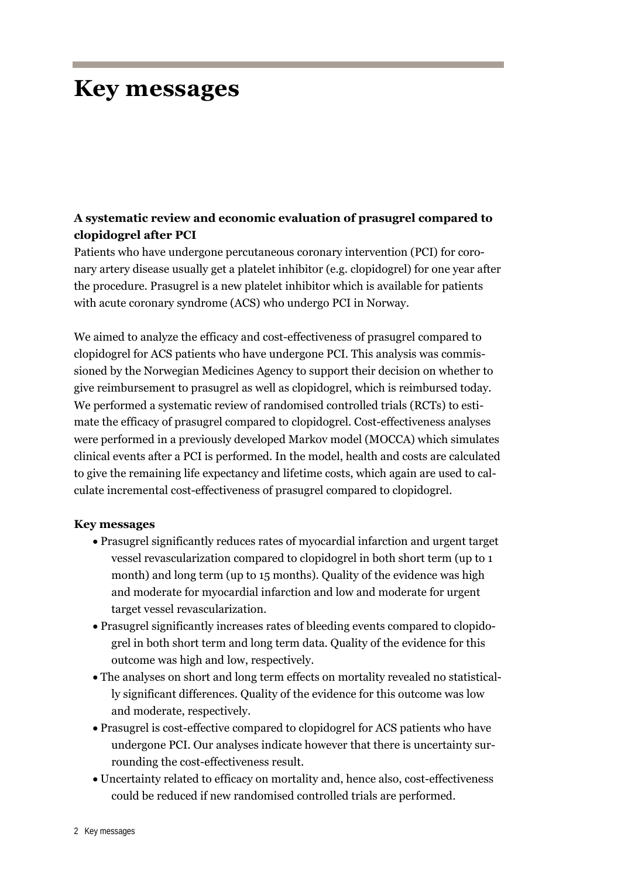# Key messages

**A systematic review and economic evaluation of prasugrel compared to clopidogrel after PCI**

Patients who have undergone percutaneous coronary intervention (PCI) for coronary artery disease usually get a platelet inhibitor (e.g. clopidogrel) for one year after the procedure. Prasugrel is a new platelet inhibitor which is available for patients with acute coronary syndrome (ACS) who undergo PCI in Norway.

We aimed to analyze the efficacy and cost-effectiveness of prasugrel compared to clopidogrel for ACS patients who have undergone PCI. This analysis was commissioned by the Norwegian Medicines Agency to support their decision on whether to give reimbursement to prasugrel as well as clopidogrel, which is reimbursed today. We performed a systematic review of randomised controlled trials (RCTs) to estimate the efficacy of prasugrel compared to clopidogrel. Cost-effectiveness analyses were performed in a previously developed Markov model (MOCCA) which simulates clinical events after a PCI is performed. In the model, health and costs are calculated to give the remaining life expectancy and lifetime costs, which again are used to calculate incremental cost-effectiveness of prasugrel compared to clopidogrel.

**Key messages**

- Prasugrel significantly reduces rates of myocardial infarction and urgent target vessel revascularization compared to clopidogrel in both short term (up to 1 month) and long term (up to 15 months). Quality of the evidence was high and moderate for myocardial infarction and low and moderate for urgent target vessel revascularization.
- Prasugrel significantly increases rates of bleeding events compared to clopidogrel in both short term and long term data. Quality of the evidence for this outcome was high and low, respectively.
- The analyses on short and long term effects on mortality revealed no statistically significant differences. Quality of the evidence for this outcome was low and moderate, respectively.
- Prasugrel is cost-effective compared to clopidogrel for ACS patients who have undergone PCI. Our analyses indicate however that there is uncertainty surrounding the cost-effectiveness result.
- Uncertainty related to efficacy on mortality and, hence also, cost-effectiveness could be reduced if new randomised controlled trials are performed.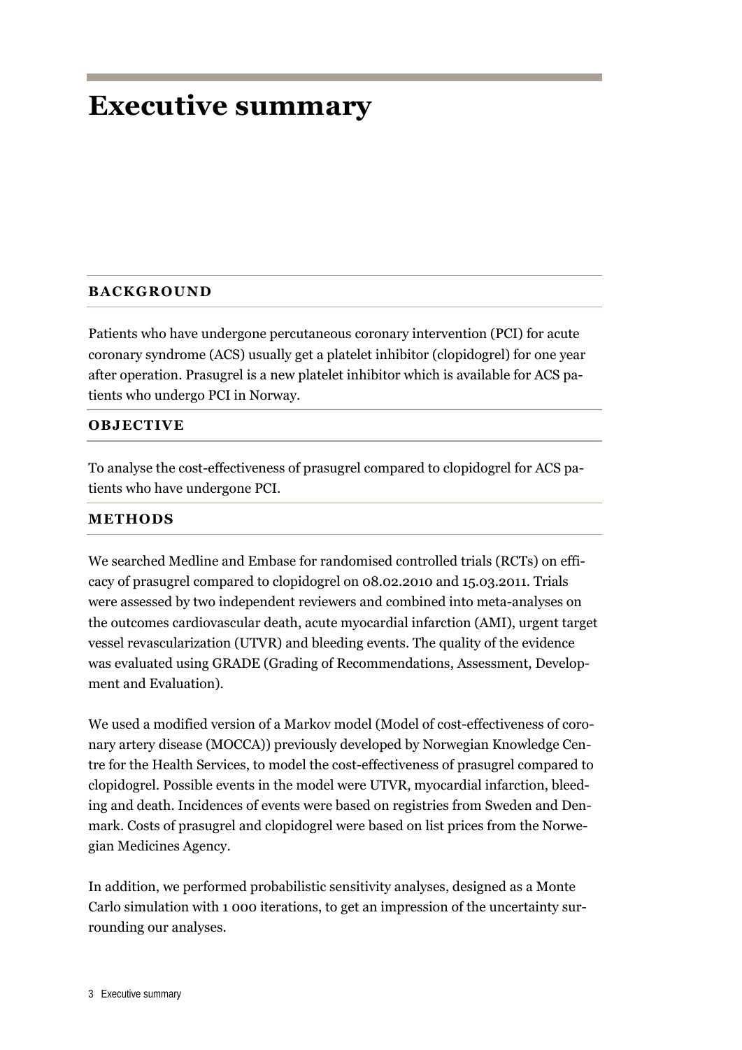# Executive summary

## BACKGROUND

Patients who have undergone percutaneous coronary intervention (PCI) for acute coronary syndrome (ACS) usually get a platelet inhibitor (clopidogrel) for one year after operation. Prasugrel is a new platelet inhibitor which is available for ACS patients who undergo PCI in Norway.

## OBJECTIVE

To analyse the cost-effectiveness of prasugrel compared to clopidogrel for ACS patients who have undergone PCI.

## METHODS

We searched Medline and Embase for randomised controlled trials (RCTs) on efficacy of prasugrel compared to clopidogrel on 08.02.2010 and 15.03.2011. Trials were assessed by two independent reviewers and combined into meta-analyses on the outcomes cardiovascular death, acute myocardial infarction (AMI), urgent target vessel revascularization (UTVR) and bleeding events. The quality of the evidence was evaluated using GRADE (Grading of Recommendations, Assessment, Development and Evaluation).

We used a modified version of a Markov model (Model of cost-effectiveness of coronary artery disease (MOCCA)) previously developed by Norwegian Knowledge Centre for the Health Services, to model the cost-effectiveness of prasugrel compared to clopidogrel. Possible events in the model were UTVR, myocardial infarction, bleeding and death. Incidences of events were based on registries from Sweden and Denmark. Costs of prasugrel and clopidogrel were based on list prices from the Norwegian Medicines Agency.

In addition, we performed probabilistic sensitivity analyses, designed as a Monte Carlo simulation with 1 000 iterations, to get an impression of the uncertainty surrounding our analyses.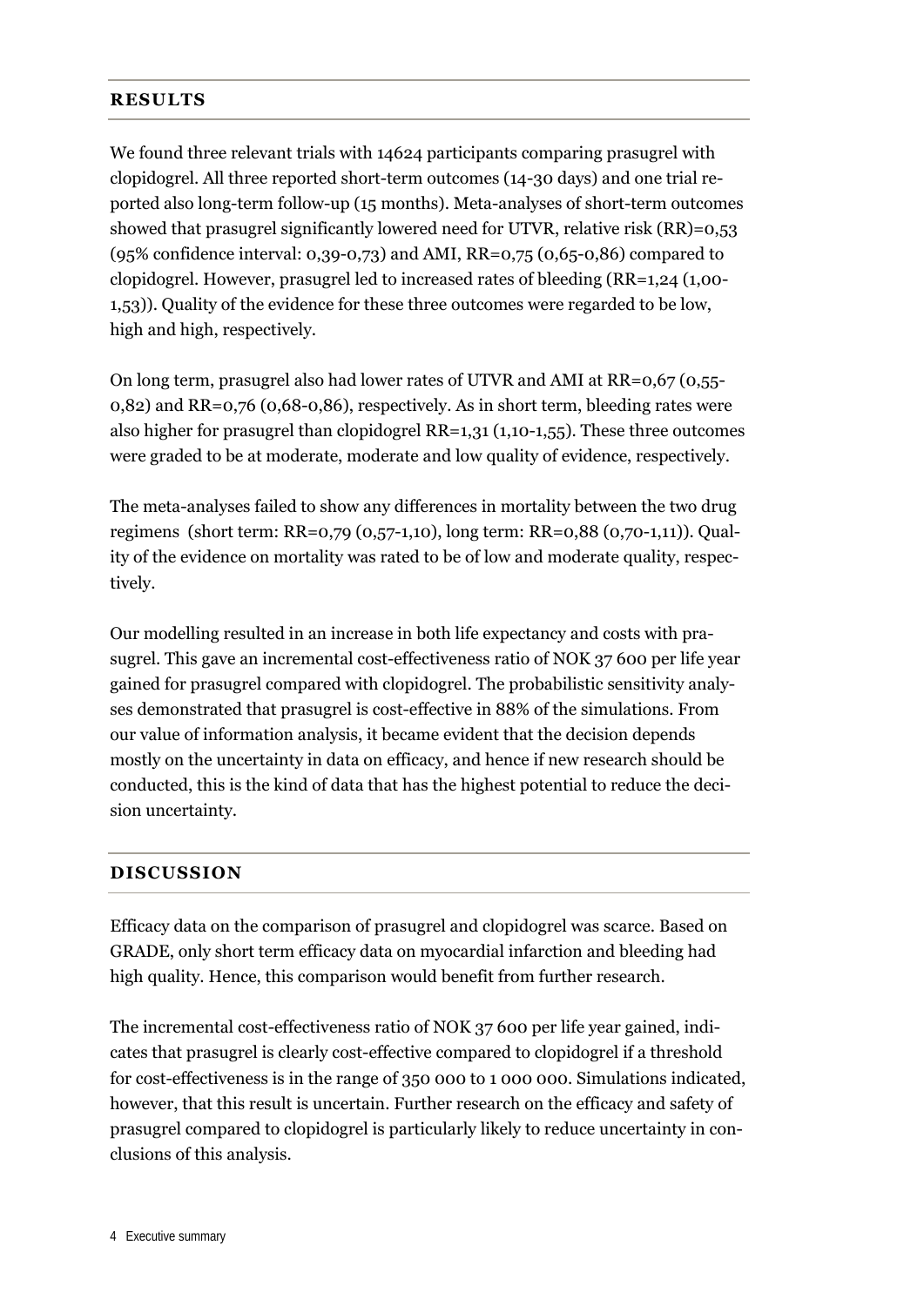## RESULTS

We found three relevant trials with 14624 participants comparing prasugrel with clopidogrel. All three reported short-term outcomes (14-30 days) and one trial reported also long-term follow-up (15 months). Meta-analyses of short-term outcomes showed that prasugrel significantly lowered need for UTVR, relative risk (RR)=0,53 (95% confidence interval: 0,39-0,73) and AMI, RR=0,75 (0,65-0,86) compared to clopidogrel. However, prasugrel led to increased rates of bleeding (RR=1,24 (1,00-1,53)). Quality of the evidence for these three outcomes were regarded to be low, high and high, respectively.

On long term, prasugrel also had lower rates of UTVR and AMI at RR=0,67 (0,55-0,82) and RR=0,76 (0,68-0,86), respectively. As in short term, bleeding rates were also higher for prasugrel than clopidogrel RR=1,31 (1,10-1,55). These three outcomes were graded to be at moderate, moderate and low quality of evidence, respectively.

The meta-analyses failed to show any differences in mortality between the two drug regimens (short term: RR=0,79 (0,57-1,10), long term: RR=0,88 (0,70-1,11)). Quality of the evidence on mortality was rated to be of low and moderate quality, respectively.

Our modelling resulted in an increase in both life expectancy and costs with prasugrel. This gave an incremental cost-effectiveness ratio of NOK 37 600 per life year gained for prasugrel compared with clopidogrel. The probabilistic sensitivity analyses demonstrated that prasugrel is cost-effective in 88% of the simulations. From our value of information analysis, it became evident that the decision depends mostly on the uncertainty in data on efficacy, and hence if new research should be conducted, this is the kind of data that has the highest potential to reduce the decision uncertainty.

## DISCUSSION

Efficacy data on the comparison of prasugrel and clopidogrel was scarce. Based on GRADE, only short term efficacy data on myocardial infarction and bleeding had high quality. Hence, this comparison would benefit from further research.

The incremental cost-effectiveness ratio of NOK 37 600 per life year gained, indicates that prasugrel is clearly cost-effective compared to clopidogrel if a threshold for cost-effectiveness is in the range of 350 000 to 1 000 000. Simulations indicated, however, that this result is uncertain. Further research on the efficacy and safety of prasugrel compared to clopidogrel is particularly likely to reduce uncertainty in conclusions of this analysis.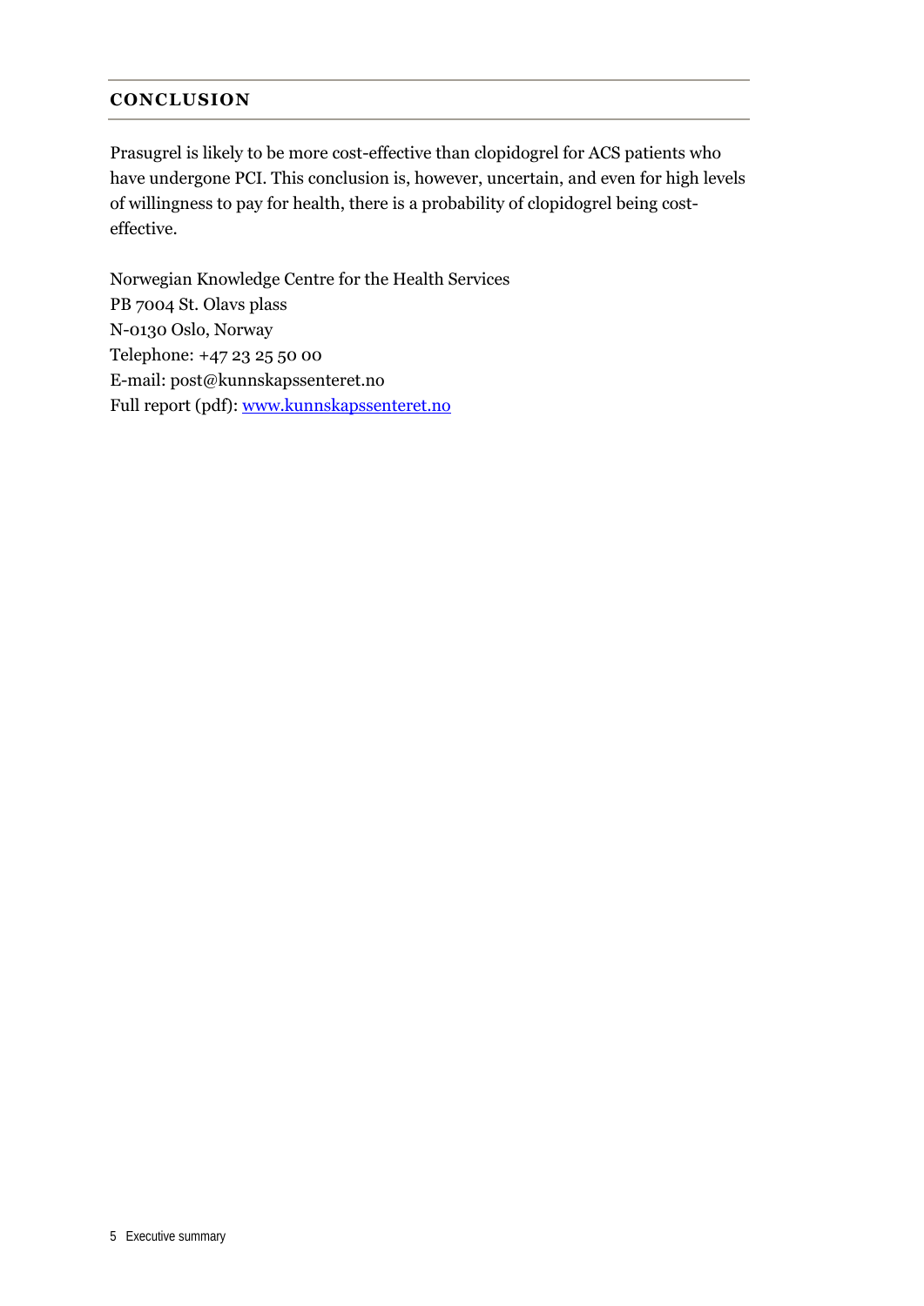## CONCLUSION

Prasugrel is likely to be more cost-effective than clopidogrel for ACS patients who have undergone PCI. This conclusion is, however, uncertain, and even for high levels of willingness to pay for health, there is a probability of clopidogrel being cost-effective.

Norwegian Knowledge Centre for the Health Services
PB 7004 St. Olavs plass
N-0130 Oslo, Norway
Telephone: +47 23 25 50 00
E-mail: post@kunnskapssenteret.no
Full report (pdf): [www.kunnskapssenteret.no](http://www.kunnskapssenteret.no)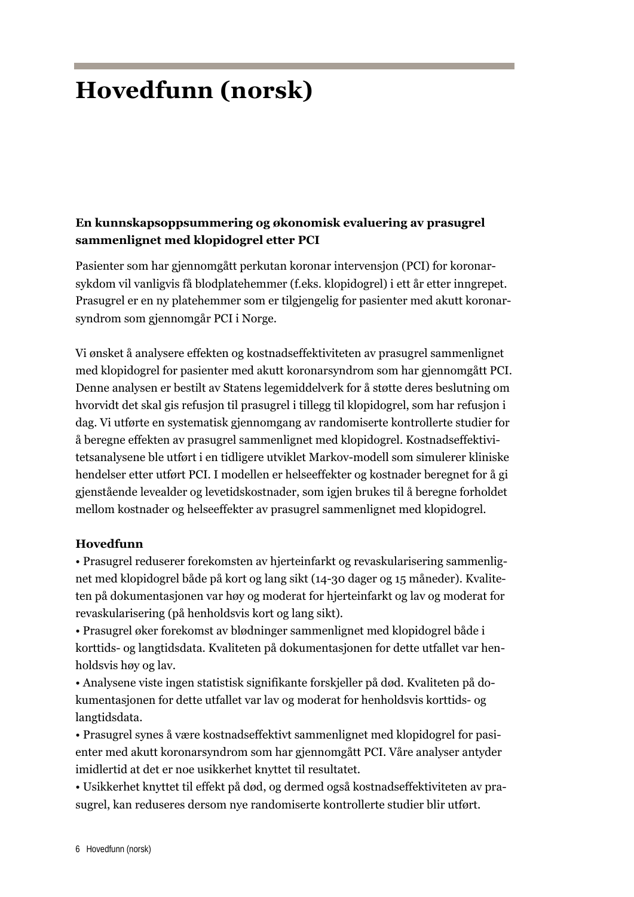# Hovedfunn (norsk)

**En kunnskapsoppsummering og økonomisk evaluering av prasugrel sammenlignet med klopidogrel etter PCI**

Pasienter som har gjennomgått perkutan koronar intervensjon (PCI) for koronarsykdom vil vanligvis få blodplatehemmer (f.eks. klopidogrel) i ett år etter inngrepet. Prasugrel er en ny platehemmer som er tilgjengelig for pasienter med akutt koronarsyndrom som gjennomgår PCI i Norge.

Vi ønsket å analysere effekten og kostnadseffektiviteten av prasugrel sammenlignet med klopidogrel for pasienter med akutt koronarsyndrom som har gjennomgått PCI. Denne analysen er bestilt av Statens legemiddelverk for å støtte deres beslutning om hvorvidt det skal gis refusjon til prasugrel i tillegg til klopidogrel, som har refusjon i dag. Vi utførte en systematisk gjennomgang av randomiserte kontrollerte studier for å beregne effekten av prasugrel sammenlignet med klopidogrel. Kostnadseffektivitetsanalysene ble utført i en tidligere utviklet Markov-modell som simulerer kliniske hendelser etter utført PCI. I modellen er helseeffekter og kostnader beregnet for å gi gjenstående levealder og levetidskostnader, som igjen brukes til å beregne forholdet mellom kostnader og helseeffekter av prasugrel sammenlignet med klopidogrel.

**Hovedfunn**

- Prasugrel reduserer forekomsten av hjerteinfarkt og revaskularisering sammenlignet med klopidogrel både på kort og lang sikt (14-30 dager og 15 måneder). Kvaliteten på dokumentasjonen var høy og moderat for hjerteinfarkt og lav og moderat for revaskularisering (på henholdsvis kort og lang sikt).
- Prasugrel øker forekomst av blødninger sammenlignet med klopidogrel både i korttids- og langtidsdata. Kvaliteten på dokumentasjonen for dette utfallet var henholdsvis høy og lav.
- Analysene viste ingen statistisk signifikante forskjeller på død. Kvaliteten på dokumentasjonen for dette utfallet var lav og moderat for henholdsvis korttids- og langtidsdata.
- Prasugrel synes å være kostnadseffektivt sammenlignet med klopidogrel for pasienter med akutt koronarsyndrom som har gjennomgått PCI. Våre analyser antyder imidlertid at det er noe usikkerhet knyttet til resultatet.
- Usikkerhet knyttet til effekt på død, og dermed også kostnadseffektiviteten av prasugrel, kan reduseres dersom nye randomiserte kontrollerte studier blir utført.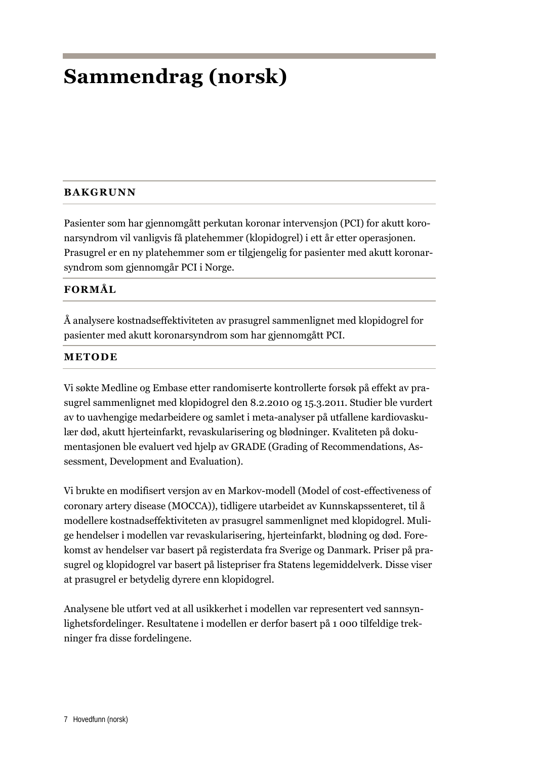# Sammendrag (norsk)

## BAKGRUNN

Pasienter som har gjennomgått perkutan koronar intervensjon (PCI) for akutt koronarsyndrom vil vanligvis få platehemmer (klopidogrel) i ett år etter operasjonen. Prasugrel er en ny platehemmer som er tilgjengelig for pasienter med akutt koronarsyndrom som gjennomgår PCI i Norge.

## FORMÅL

Å analysere kostnadseffektiviteten av prasugrel sammenlignet med klopidogrel for pasienter med akutt koronarsyndrom som har gjennomgått PCI.

## METODE

Vi søkte Medline og Embase etter randomiserte kontrollerte forsøk på effekt av prasugrel sammenlignet med klopidogrel den 8.2.2010 og 15.3.2011. Studier ble vurdert av to uavhengige medarbeidere og samlet i meta-analyser på utfallene kardiovaskulær død, akutt hjerteinfarkt, revaskularisering og blødninger. Kvaliteten på dokumentasjonen ble evaluert ved hjelp av GRADE (Grading of Recommendations, Assessment, Development and Evaluation).

Vi brukte en modifisert versjon av en Markov-modell (Model of cost-effectiveness of coronary artery disease (MOCCA)), tidligere utarbeidet av Kunnskapssenteret, til å modellere kostnadseffektiviteten av prasugrel sammenlignet med klopidogrel. Mulige hendelser i modellen var revaskularisering, hjerteinfarkt, blødning og død. Forekomst av hendelser var basert på registerdata fra Sverige og Danmark. Priser på prasugrel og klopidogrel var basert på listepriser fra Statens legemiddelverk. Disse viser at prasugrel er betydelig dyrere enn klopidogrel.

Analysene ble utført ved at all usikkerhet i modellen var representert ved sannsynlighetsfordelinger. Resultatene i modellen er derfor basert på 1 000 tilfeldige trekninger fra disse fordelingene.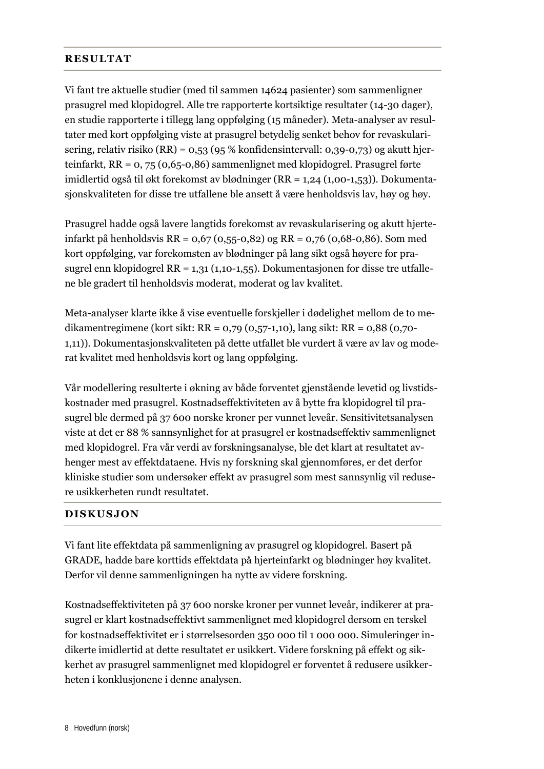## RESULTAT

Vi fant tre aktuelle studier (med til sammen 14624 pasienter) som sammenligner prasugrel med klopidogrel. Alle tre rapporterte kortsiktige resultater (14-30 dager), en studie rapporterte i tillegg lang oppfølging (15 måneder). Meta-analyser av resultater med kort oppfølging viste at prasugrel betydelig senket behov for revaskularisering, relativ risiko (RR) = 0,53 (95 % konfidensintervall: 0,39-0,73) og akutt hjerteinfarkt, RR = 0, 75 (0,65-0,86) sammenlignet med klopidogrel. Prasugrel førte imidlertid også til økt forekomst av blødninger (RR = 1,24 (1,00-1,53)). Dokumentasjonskvaliteten for disse tre utfallene ble ansett å være henholdsvis lav, høy og høy.

Prasugrel hadde også lavere langtids forekomst av revaskularisering og akutt hjerteinfarkt på henholdsvis RR = 0,67 (0,55-0,82) og RR = 0,76 (0,68-0,86). Som med kort oppfølging, var forekomsten av blødninger på lang sikt også høyere for prasugrel enn klopidogrel RR = 1,31 (1,10-1,55). Dokumentasjonen for disse tre utfallene ble gradert til henholdsvis moderat, moderat og lav kvalitet.

Meta-analyser klarte ikke å vise eventuelle forskjeller i dødelighet mellom de to medikamentregimene (kort sikt: RR = 0,79 (0,57-1,10), lang sikt: RR = 0,88 (0,70-1,11)). Dokumentasjonskvaliteten på dette utfallet ble vurdert å være av lav og moderat kvalitet med henholdsvis kort og lang oppfølging.

Vår modellering resulterte i økning av både forventet gjenstående levetid og livstidskostnader med prasugrel. Kostnadseffektiviteten av å bytte fra klopidogrel til prasugrel ble dermed på 37 600 norske kroner per vunnet leveår. Sensitivitetsanalysen viste at det er 88 % sannsynlighet for at prasugrel er kostnadseffektiv sammenlignet med klopidogrel. Fra vår verdi av forskningsanalyse, ble det klart at resultatet avhenger mest av effektdataene. Hvis ny forskning skal gjennomføres, er det derfor kliniske studier som undersøker effekt av prasugrel som mest sannsynlig vil redusere usikkerheten rundt resultatet.

## DISKUSJON

Vi fant lite effektdata på sammenligning av prasugrel og klopidogrel. Basert på GRADE, hadde bare korttids effektdata på hjerteinfarkt og blødninger høy kvalitet. Derfor vil denne sammenligningen ha nytte av videre forskning.

Kostnadseffektiviteten på 37 600 norske kroner per vunnet leveår, indikerer at prasugrel er klart kostnadseffektivt sammenlignet med klopidogrel dersom en terskel for kostnadseffektivitet er i størrelsesorden 350 000 til 1 000 000. Simuleringer indikerte imidlertid at dette resultatet er usikkert. Videre forskning på effekt og sikkerhet av prasugrel sammenlignet med klopidogrel er forventet å redusere usikkerheten i konklusjonene i denne analysen.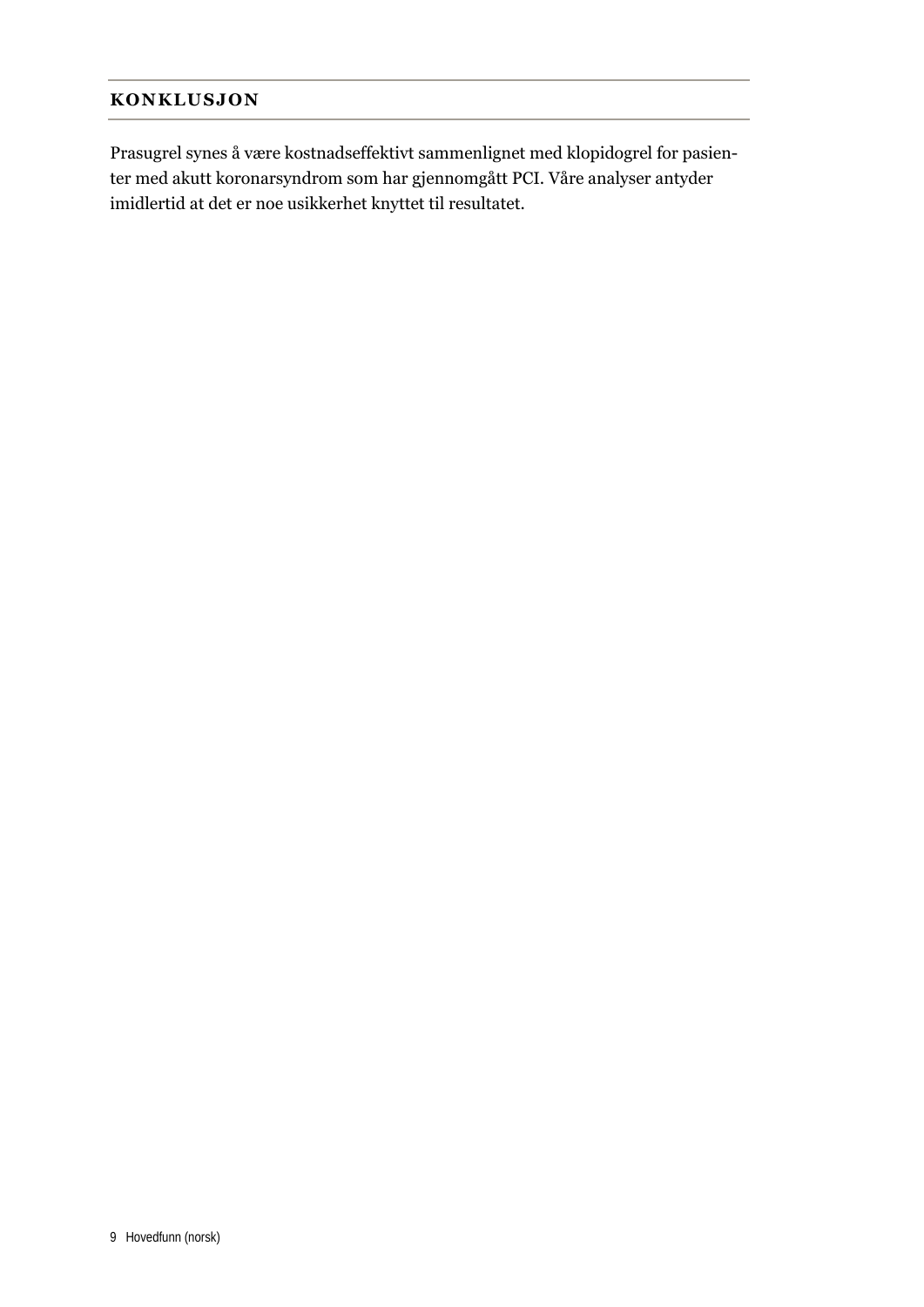## KONKLUSJON

Prasugrel synes å være kostnadseffektivt sammenlignet med klopidogrel for pasienter med akutt koronarsyndrom som har gjennomgått PCI. Våre analyser antyder imidlertid at det er noe usikkerhet knyttet til resultatet.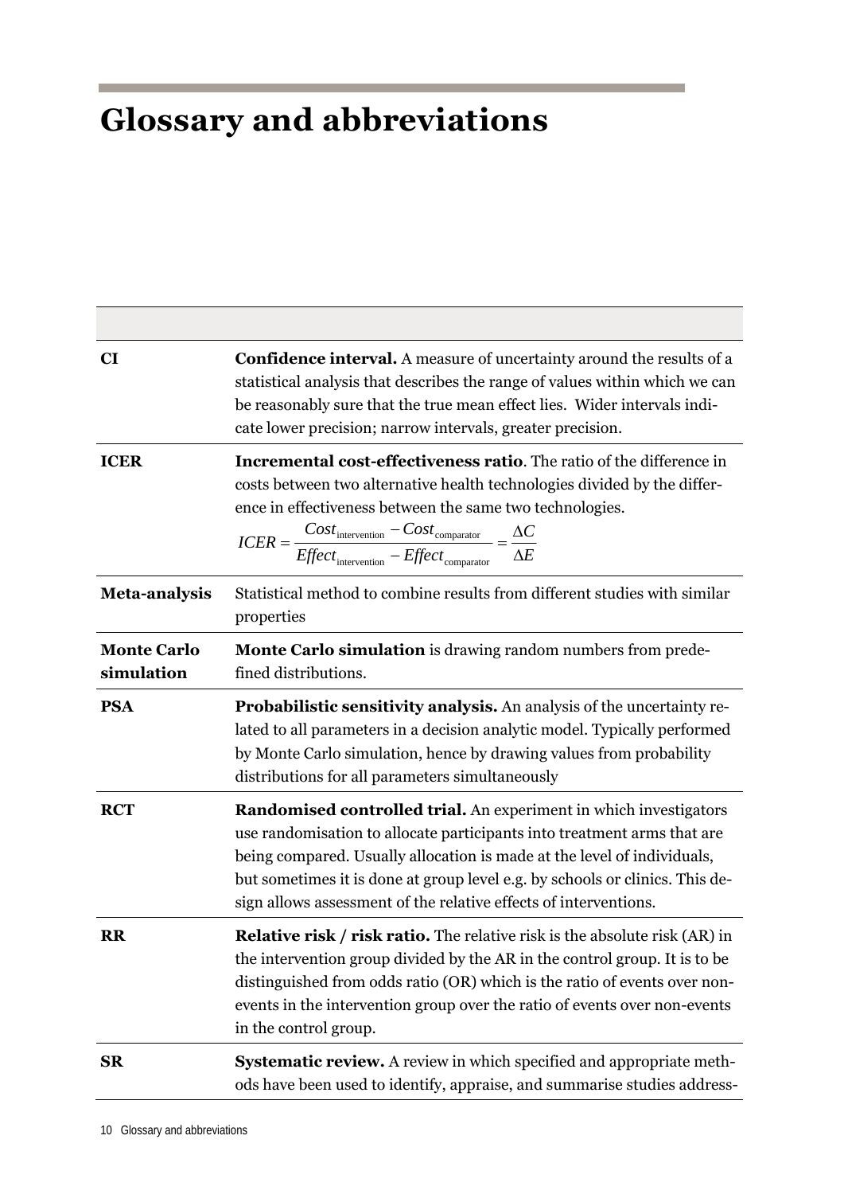# Glossary and abbreviations

| | |
|---|---|
| **CI** | **Confidence interval.** A measure of uncertainty around the results of a statistical analysis that describes the range of values within which we can be reasonably sure that the true mean effect lies. Wider intervals indicate lower precision; narrow intervals, greater precision. |
| **ICER** | **Incremental cost-effectiveness ratio**. The ratio of the difference in costs between two alternative health technologies divided by the difference in effectiveness between the same two technologies. $ICER = \frac{Cost_{\text{intervention}} - Cost_{\text{comparator}}}{Effect_{\text{intervention}} - Effect_{\text{comparator}}} = \frac{\Delta C}{\Delta E}$ |
| **Meta-analysis** | Statistical method to combine results from different studies with similar properties |
| **Monte Carlo simulation** | **Monte Carlo simulation** is drawing random numbers from predefined distributions. |
| **PSA** | **Probabilistic sensitivity analysis.** An analysis of the uncertainty related to all parameters in a decision analytic model. Typically performed by Monte Carlo simulation, hence by drawing values from probability distributions for all parameters simultaneously |
| **RCT** | **Randomised controlled trial.** An experiment in which investigators use randomisation to allocate participants into treatment arms that are being compared. Usually allocation is made at the level of individuals, but sometimes it is done at group level e.g. by schools or clinics. This design allows assessment of the relative effects of interventions. |
| **RR** | **Relative risk / risk ratio.** The relative risk is the absolute risk (AR) in the intervention group divided by the AR in the control group. It is to be distinguished from odds ratio (OR) which is the ratio of events over non-events in the intervention group over the ratio of events over non-events in the control group. |
| **SR** | **Systematic review.** A review in which specified and appropriate methods have been used to identify, appraise, and summarise studies address- |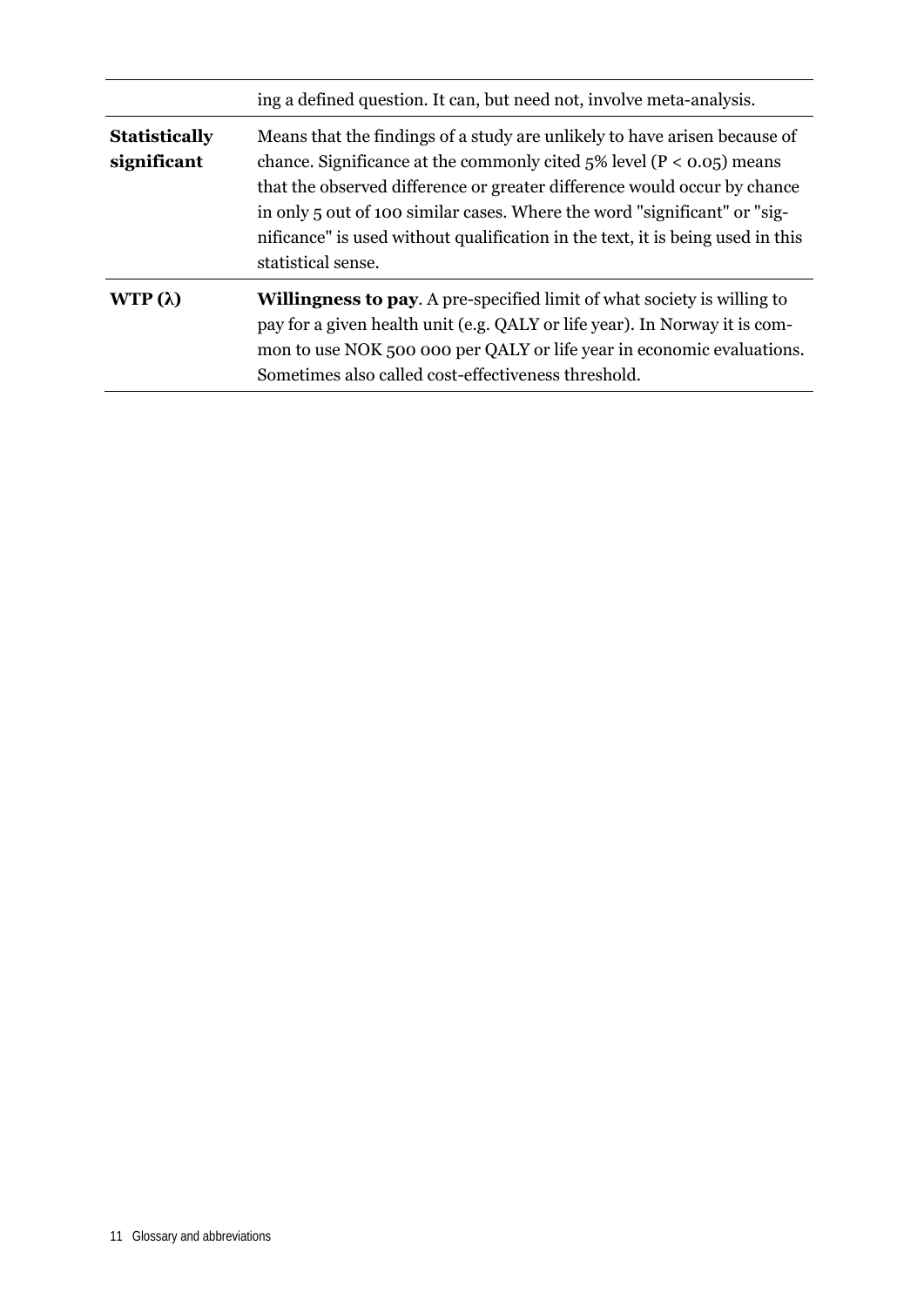| | |
|---|---|
| | ing a defined question. It can, but need not, involve meta-analysis. |
| **Statistically significant** | Means that the findings of a study are unlikely to have arisen because of chance. Significance at the commonly cited 5% level ($P < 0.05$) means that the observed difference or greater difference would occur by chance in only 5 out of 100 similar cases. Where the word "significant" or "significance" is used without qualification in the text, it is being used in this statistical sense. |
| **WTP (λ)** | **Willingness to pay**. A pre-specified limit of what society is willing to pay for a given health unit (e.g. QALY or life year). In Norway it is common to use NOK 500 000 per QALY or life year in economic evaluations. Sometimes also called cost-effectiveness threshold. |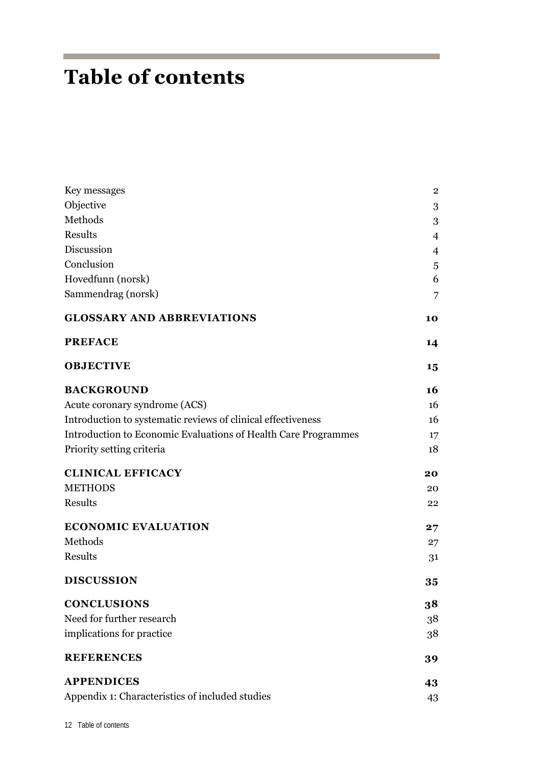# Table of contents

| | |
|---|---|
| Key messages | 2 |
| Objective | 3 |
| Methods | 3 |
| Results | 4 |
| Discussion | 4 |
| Conclusion | 5 |
| Hovedfunn (norsk) | 6 |
| Sammendrag (norsk) | 7 |
| **GLOSSARY AND ABBREVIATIONS** | **10** |
| **PREFACE** | **14** |
| **OBJECTIVE** | **15** |
| **BACKGROUND** | **16** |
| Acute coronary syndrome (ACS) | 16 |
| Introduction to systematic reviews of clinical effectiveness | 16 |
| Introduction to Economic Evaluations of Health Care Programmes | 17 |
| Priority setting criteria | 18 |
| **CLINICAL EFFICACY** | **20** |
| METHODS | 20 |
| Results | 22 |
| **ECONOMIC EVALUATION** | **27** |
| Methods | 27 |
| Results | 31 |
| **DISCUSSION** | **35** |
| **CONCLUSIONS** | **38** |
| Need for further research | 38 |
| implications for practice | 38 |
| **REFERENCES** | **39** |
| **APPENDICES** | **43** |
| Appendix 1: Characteristics of included studies | 43 |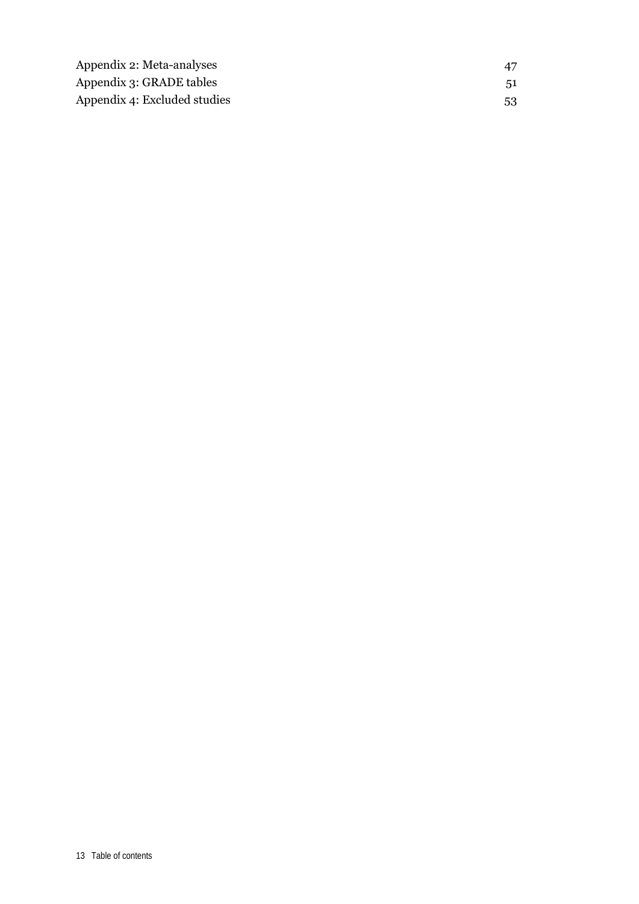Appendix 2: Meta-analyses 47
Appendix 3: GRADE tables 51
Appendix 4: Excluded studies 53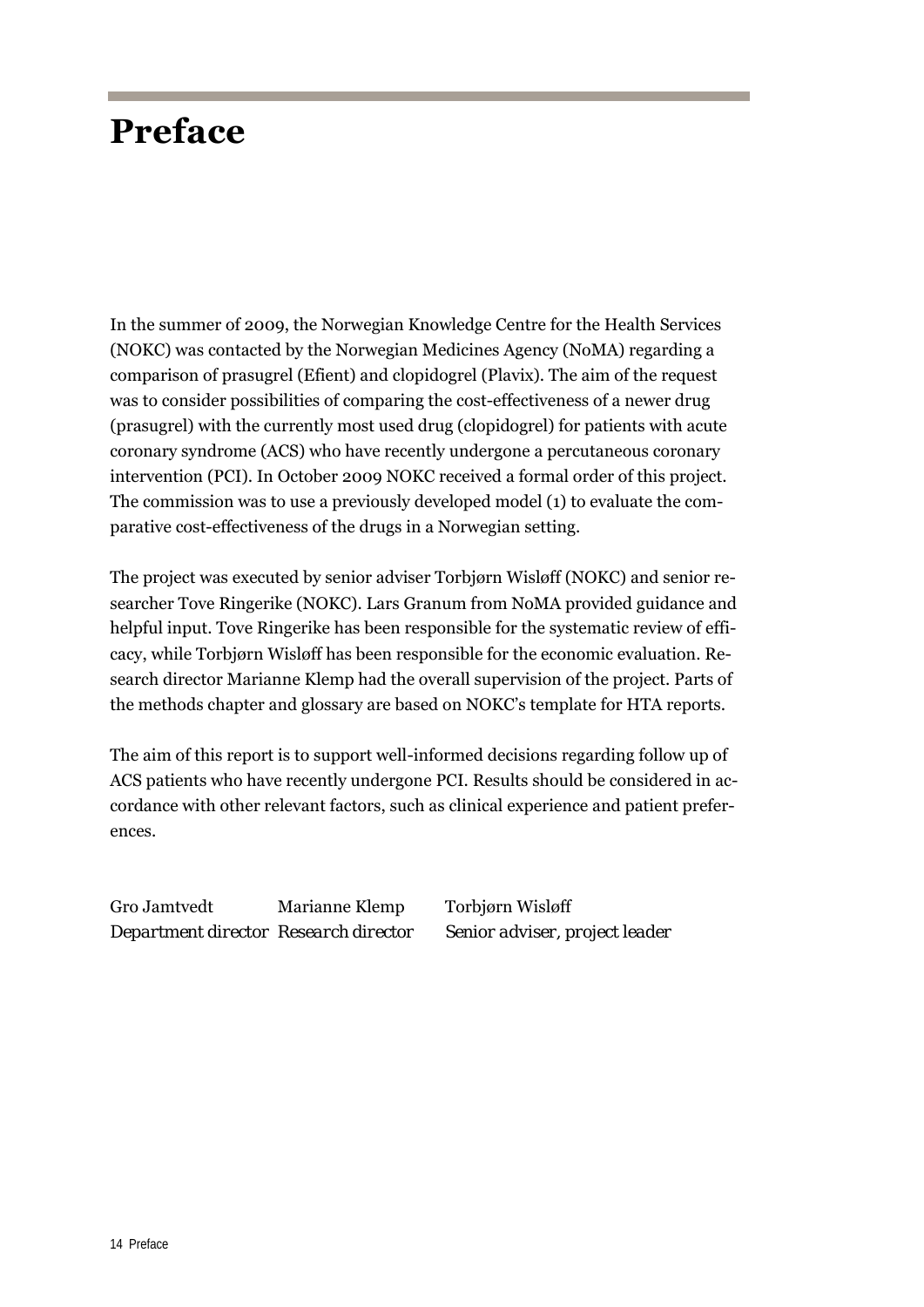# Preface

In the summer of 2009, the Norwegian Knowledge Centre for the Health Services (NOKC) was contacted by the Norwegian Medicines Agency (NoMA) regarding a comparison of prasugrel (Efient) and clopidogrel (Plavix). The aim of the request was to consider possibilities of comparing the cost-effectiveness of a newer drug (prasugrel) with the currently most used drug (clopidogrel) for patients with acute coronary syndrome (ACS) who have recently undergone a percutaneous coronary intervention (PCI). In October 2009 NOKC received a formal order of this project. The commission was to use a previously developed model (1) to evaluate the comparative cost-effectiveness of the drugs in a Norwegian setting.

The project was executed by senior adviser Torbjørn Wisløff (NOKC) and senior researcher Tove Ringerike (NOKC). Lars Granum from NoMA provided guidance and helpful input. Tove Ringerike has been responsible for the systematic review of efficacy, while Torbjørn Wisløff has been responsible for the economic evaluation. Research director Marianne Klemp had the overall supervision of the project. Parts of the methods chapter and glossary are based on NOKC's template for HTA reports.

The aim of this report is to support well-informed decisions regarding follow up of ACS patients who have recently undergone PCI. Results should be considered in accordance with other relevant factors, such as clinical experience and patient preferences.

| Gro Jamtvedt | Marianne Klemp | Torbjørn Wisløff |
|---|---|---|
| *Department director* | *Research director* | *Senior adviser, project leader* |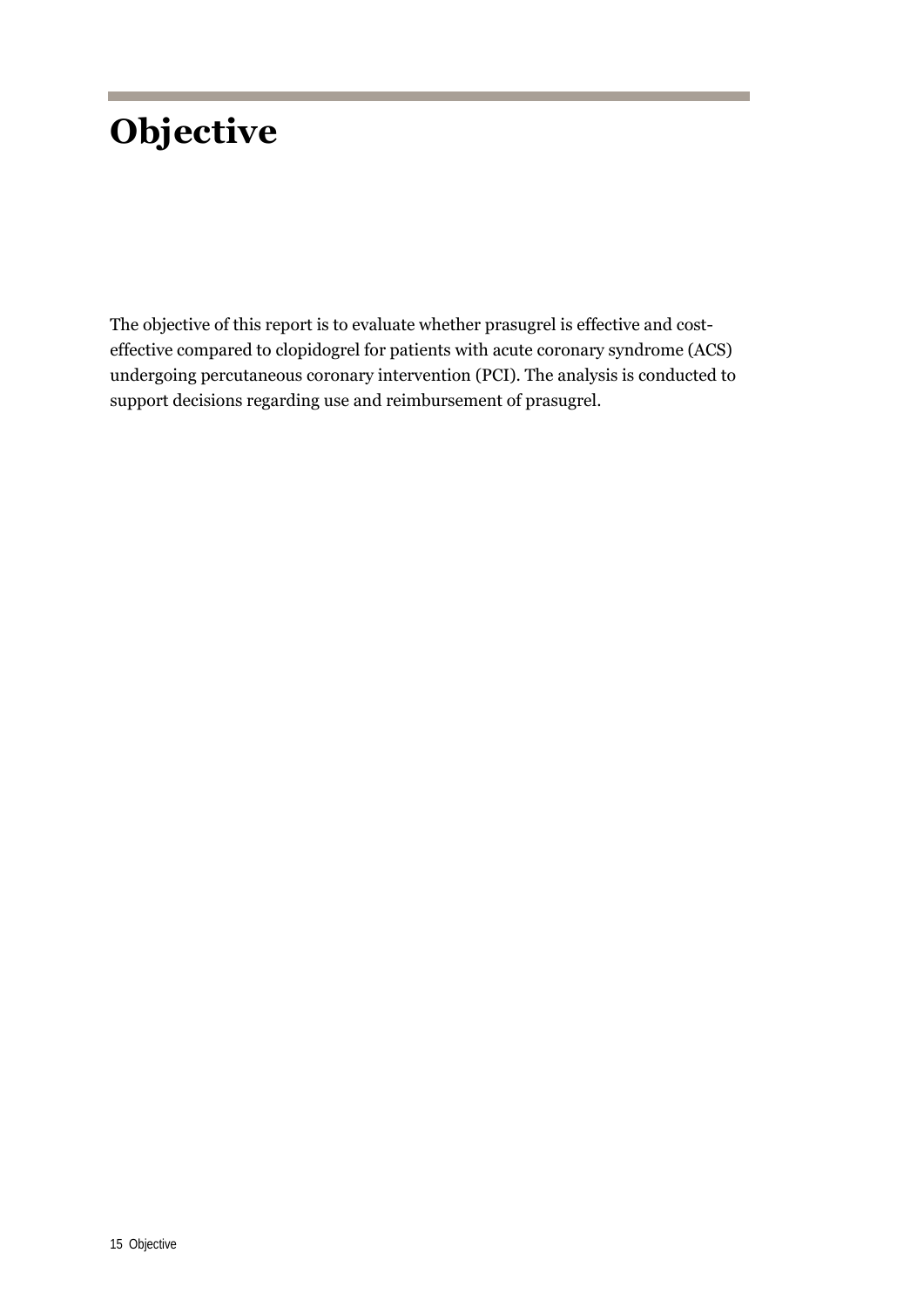# Objective

The objective of this report is to evaluate whether prasugrel is effective and cost-effective compared to clopidogrel for patients with acute coronary syndrome (ACS) undergoing percutaneous coronary intervention (PCI). The analysis is conducted to support decisions regarding use and reimbursement of prasugrel.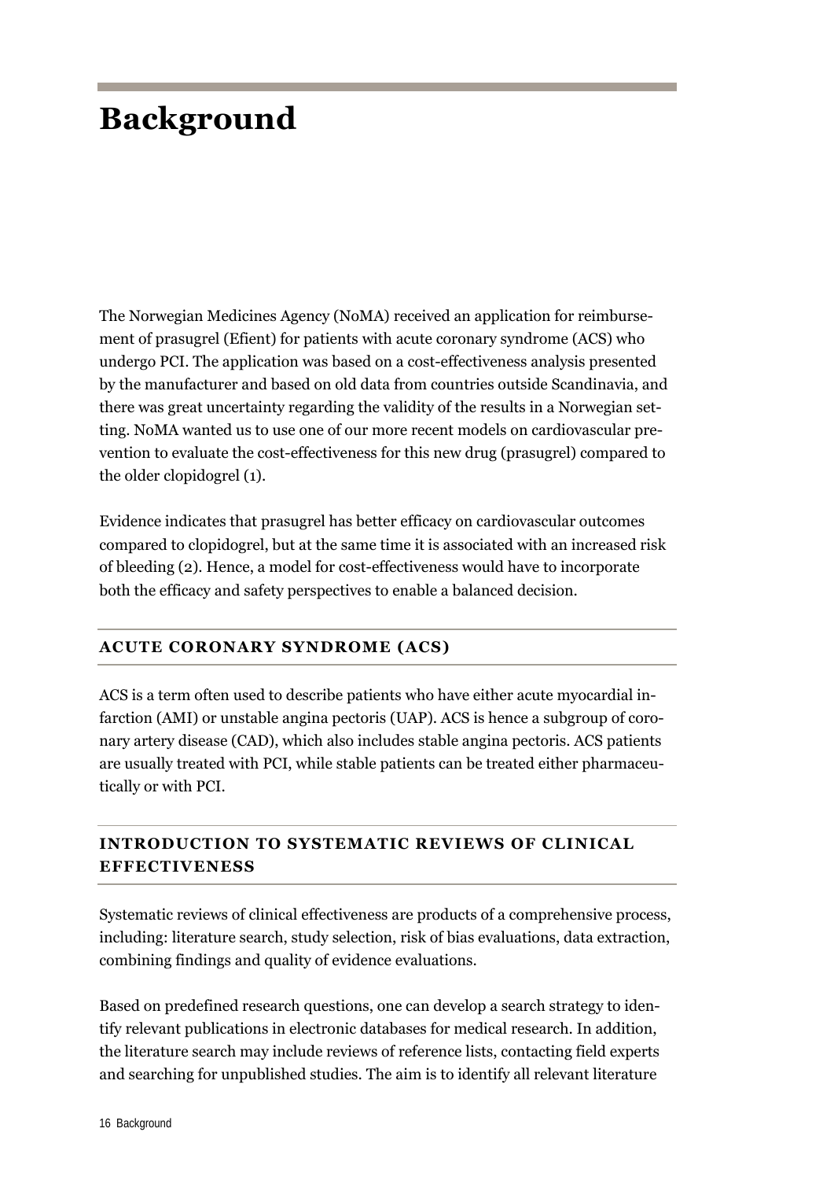# Background

The Norwegian Medicines Agency (NoMA) received an application for reimbursement of prasugrel (Efient) for patients with acute coronary syndrome (ACS) who undergo PCI. The application was based on a cost-effectiveness analysis presented by the manufacturer and based on old data from countries outside Scandinavia, and there was great uncertainty regarding the validity of the results in a Norwegian setting. NoMA wanted us to use one of our more recent models on cardiovascular prevention to evaluate the cost-effectiveness for this new drug (prasugrel) compared to the older clopidogrel (1).

Evidence indicates that prasugrel has better efficacy on cardiovascular outcomes compared to clopidogrel, but at the same time it is associated with an increased risk of bleeding (2). Hence, a model for cost-effectiveness would have to incorporate both the efficacy and safety perspectives to enable a balanced decision.

## ACUTE CORONARY SYNDROME (ACS)

ACS is a term often used to describe patients who have either acute myocardial infarction (AMI) or unstable angina pectoris (UAP). ACS is hence a subgroup of coronary artery disease (CAD), which also includes stable angina pectoris. ACS patients are usually treated with PCI, while stable patients can be treated either pharmaceutically or with PCI.

## INTRODUCTION TO SYSTEMATIC REVIEWS OF CLINICAL EFFECTIVENESS

Systematic reviews of clinical effectiveness are products of a comprehensive process, including: literature search, study selection, risk of bias evaluations, data extraction, combining findings and quality of evidence evaluations.

Based on predefined research questions, one can develop a search strategy to identify relevant publications in electronic databases for medical research. In addition, the literature search may include reviews of reference lists, contacting field experts and searching for unpublished studies. The aim is to identify all relevant literature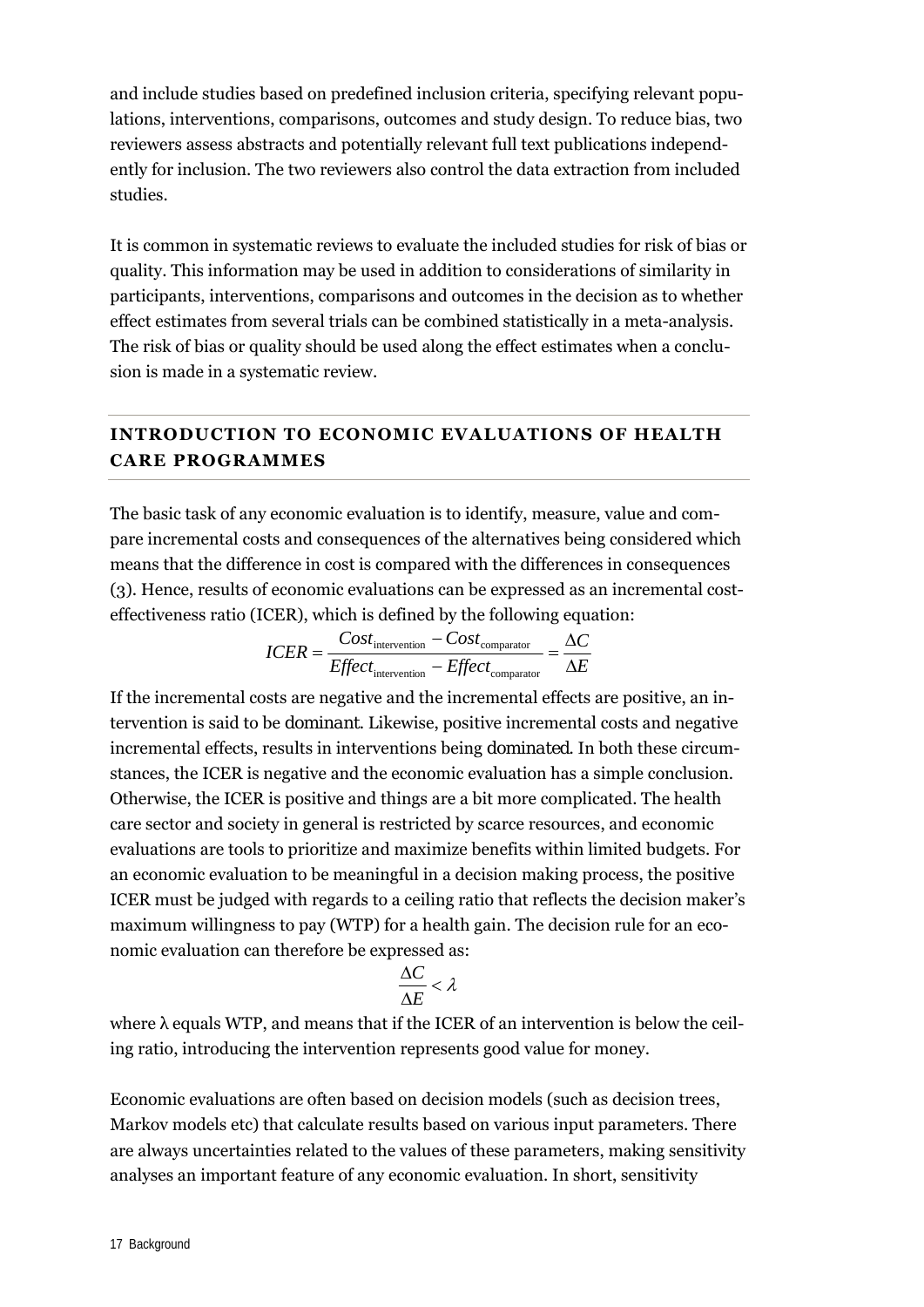and include studies based on predefined inclusion criteria, specifying relevant populations, interventions, comparisons, outcomes and study design. To reduce bias, two reviewers assess abstracts and potentially relevant full text publications independently for inclusion. The two reviewers also control the data extraction from included studies.

It is common in systematic reviews to evaluate the included studies for risk of bias or quality. This information may be used in addition to considerations of similarity in participants, interventions, comparisons and outcomes in the decision as to whether effect estimates from several trials can be combined statistically in a meta-analysis. The risk of bias or quality should be used along the effect estimates when a conclusion is made in a systematic review.

## INTRODUCTION TO ECONOMIC EVALUATIONS OF HEALTH CARE PROGRAMMES

The basic task of any economic evaluation is to identify, measure, value and compare incremental costs and consequences of the alternatives being considered which means that the difference in cost is compared with the differences in consequences (3). Hence, results of economic evaluations can be expressed as an incremental cost-effectiveness ratio (ICER), which is defined by the following equation:

$$ICER = \frac{Cost_{\text{intervention}} - Cost_{\text{comparator}}}{Effect_{\text{intervention}} - Effect_{\text{comparator}}} = \frac{\Delta C}{\Delta E}$$

If the incremental costs are negative and the incremental effects are positive, an intervention is said to be *dominant*. Likewise, positive incremental costs and negative incremental effects, results in interventions being *dominated*. In both these circumstances, the ICER is negative and the economic evaluation has a simple conclusion. Otherwise, the ICER is positive and things are a bit more complicated. The health care sector and society in general is restricted by scarce resources, and economic evaluations are tools to prioritize and maximize benefits within limited budgets. For an economic evaluation to be meaningful in a decision making process, the positive ICER must be judged with regards to a ceiling ratio that reflects the decision maker's maximum willingness to pay (WTP) for a health gain. The decision rule for an economic evaluation can therefore be expressed as:

$$\frac{\Delta C}{\Delta E} < \lambda$$

where $\lambda$ equals WTP, and means that if the ICER of an intervention is below the ceiling ratio, introducing the intervention represents good value for money.

Economic evaluations are often based on decision models (such as decision trees, Markov models etc) that calculate results based on various input parameters. There are always uncertainties related to the values of these parameters, making sensitivity analyses an important feature of any economic evaluation. In short, sensitivity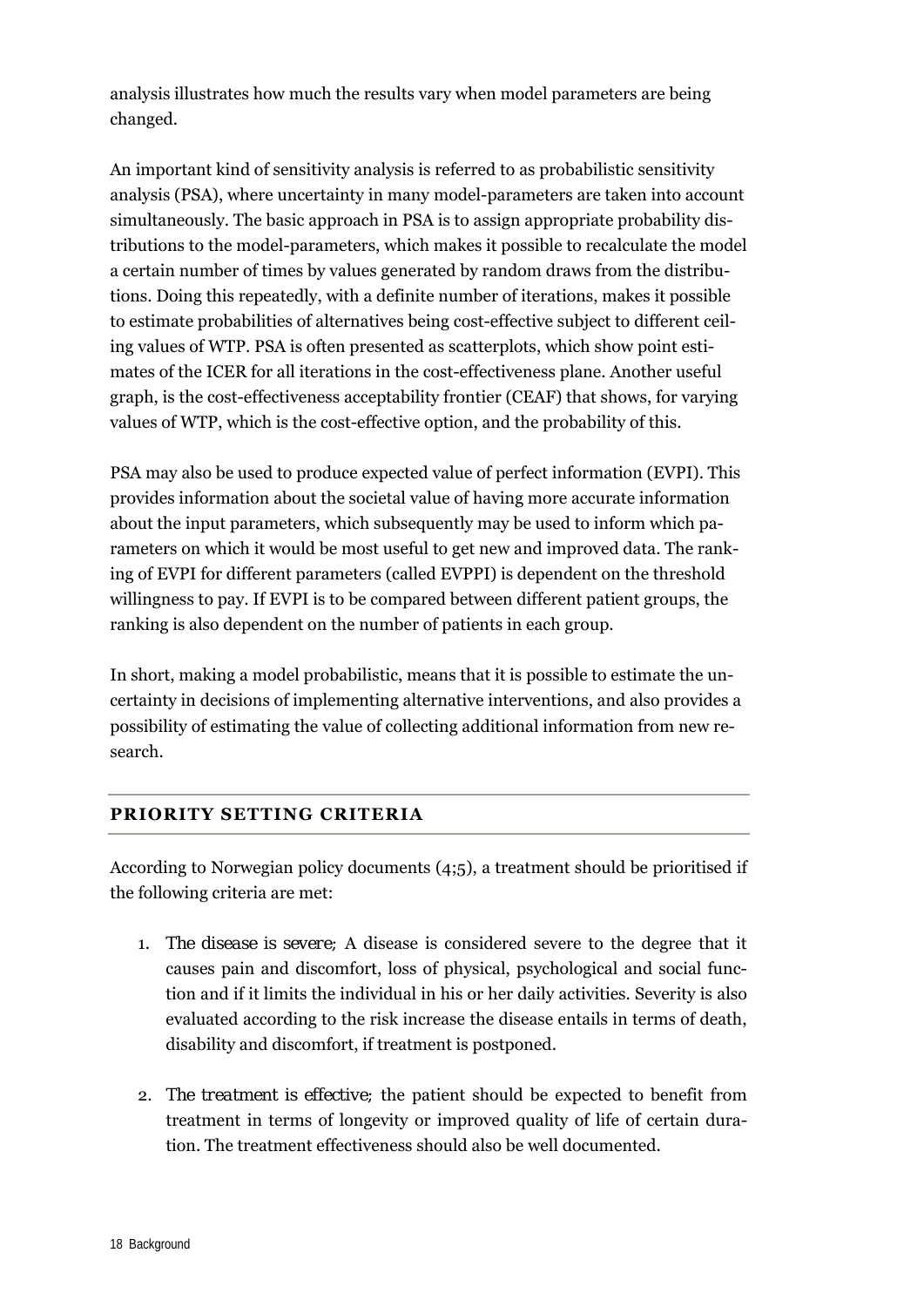analysis illustrates how much the results vary when model parameters are being changed.

An important kind of sensitivity analysis is referred to as probabilistic sensitivity analysis (PSA), where uncertainty in many model-parameters are taken into account simultaneously. The basic approach in PSA is to assign appropriate probability distributions to the model-parameters, which makes it possible to recalculate the model a certain number of times by values generated by random draws from the distributions. Doing this repeatedly, with a definite number of iterations, makes it possible to estimate probabilities of alternatives being cost-effective subject to different ceiling values of WTP. PSA is often presented as scatterplots, which show point estimates of the ICER for all iterations in the cost-effectiveness plane. Another useful graph, is the cost-effectiveness acceptability frontier (CEAF) that shows, for varying values of WTP, which is the cost-effective option, and the probability of this.

PSA may also be used to produce expected value of perfect information (EVPI). This provides information about the societal value of having more accurate information about the input parameters, which subsequently may be used to inform which parameters on which it would be most useful to get new and improved data. The ranking of EVPI for different parameters (called EVPPI) is dependent on the threshold willingness to pay. If EVPI is to be compared between different patient groups, the ranking is also dependent on the number of patients in each group.

In short, making a model probabilistic, means that it is possible to estimate the uncertainty in decisions of implementing alternative interventions, and also provides a possibility of estimating the value of collecting additional information from new research.

## PRIORITY SETTING CRITERIA

According to Norwegian policy documents (4;5), a treatment should be prioritised if the following criteria are met:

1. *The disease is severe;* A disease is considered severe to the degree that it causes pain and discomfort, loss of physical, psychological and social function and if it limits the individual in his or her daily activities. Severity is also evaluated according to the risk increase the disease entails in terms of death, disability and discomfort, if treatment is postponed.

2. *The treatment is effective;* the patient should be expected to benefit from treatment in terms of longevity or improved quality of life of certain duration. The treatment effectiveness should also be well documented.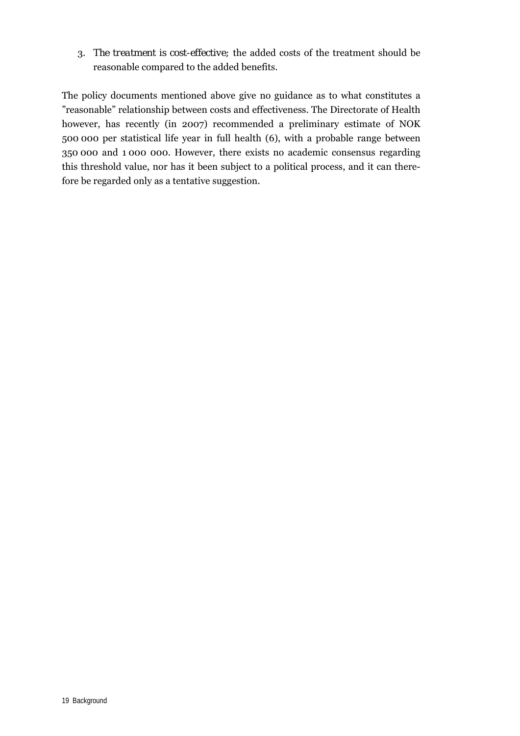3. *The treatment is cost-effective;* the added costs of the treatment should be reasonable compared to the added benefits.

The policy documents mentioned above give no guidance as to what constitutes a "reasonable" relationship between costs and effectiveness. The Directorate of Health however, has recently (in 2007) recommended a preliminary estimate of NOK 500 000 per statistical life year in full health (6), with a probable range between 350 000 and 1 000 000. However, there exists no academic consensus regarding this threshold value, nor has it been subject to a political process, and it can therefore be regarded only as a tentative suggestion.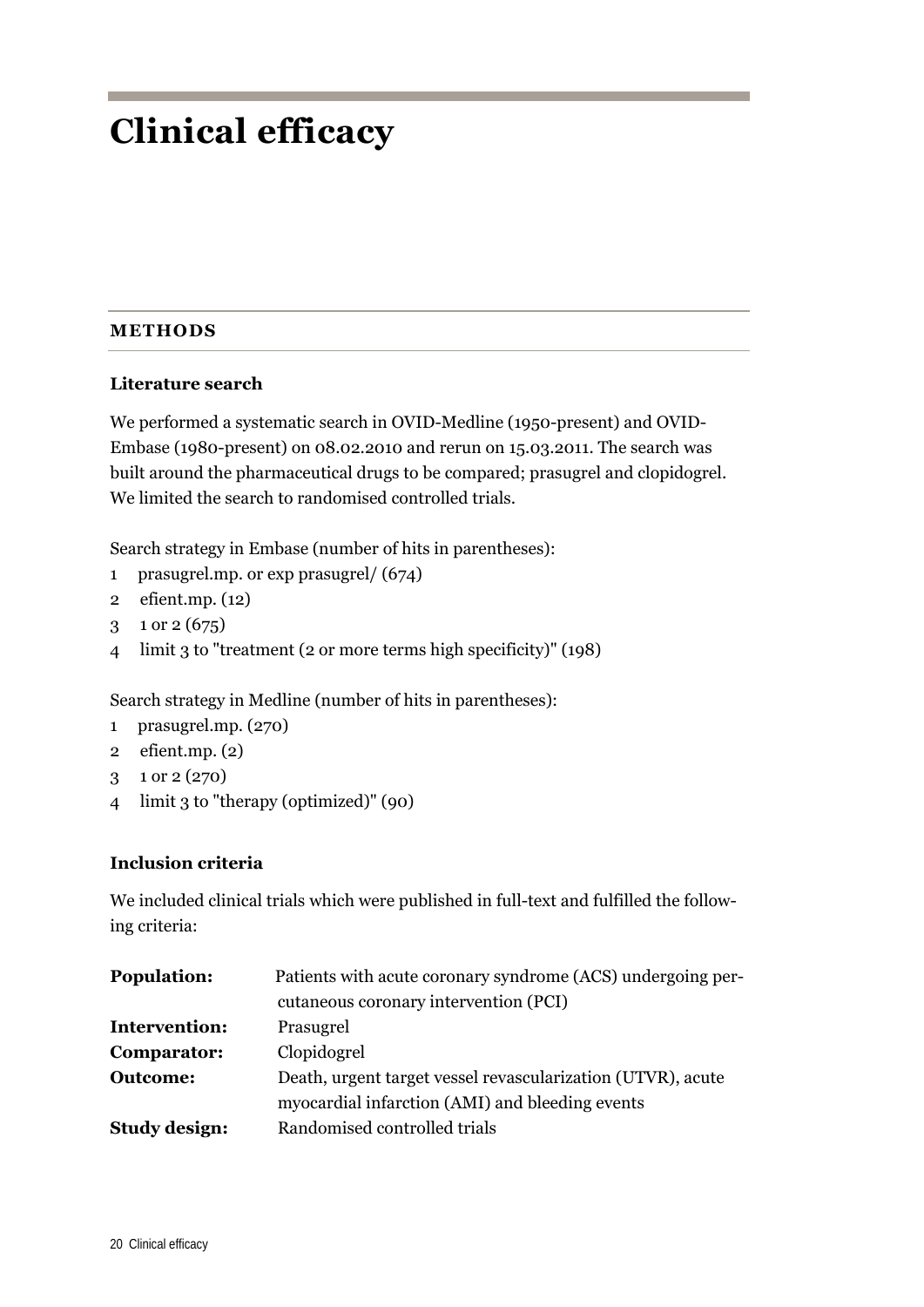# Clinical efficacy

## METHODS

### Literature search

We performed a systematic search in OVID-Medline (1950-present) and OVID-Embase (1980-present) on 08.02.2010 and rerun on 15.03.2011. The search was built around the pharmaceutical drugs to be compared; prasugrel and clopidogrel. We limited the search to randomised controlled trials.

Search strategy in Embase (number of hits in parentheses):

1 prasugrel.mp. or exp prasugrel/ (674)
2 efient.mp. (12)
3 1 or 2 (675)
4 limit 3 to "treatment (2 or more terms high specificity)" (198)

Search strategy in Medline (number of hits in parentheses):

1 prasugrel.mp. (270)
2 efient.mp. (2)
3 1 or 2 (270)
4 limit 3 to "therapy (optimized)" (90)

### Inclusion criteria

We included clinical trials which were published in full-text and fulfilled the following criteria:

| | |
|---|---|
| **Population:** | Patients with acute coronary syndrome (ACS) undergoing percutaneous coronary intervention (PCI) |
| **Intervention:** | Prasugrel |
| **Comparator:** | Clopidogrel |
| **Outcome:** | Death, urgent target vessel revascularization (UTVR), acute myocardial infarction (AMI) and bleeding events |
| **Study design:** | Randomised controlled trials |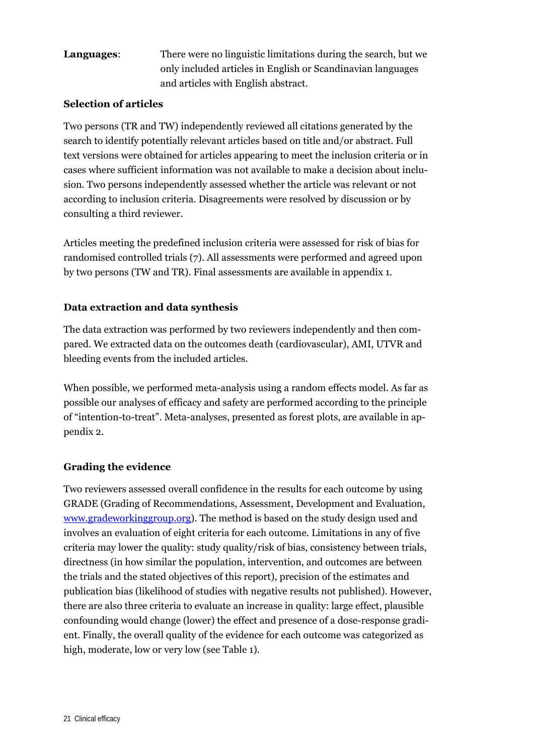**Languages**: There were no linguistic limitations during the search, but we only included articles in English or Scandinavian languages and articles with English abstract.

**Selection of articles**

Two persons (TR and TW) independently reviewed all citations generated by the search to identify potentially relevant articles based on title and/or abstract. Full text versions were obtained for articles appearing to meet the inclusion criteria or in cases where sufficient information was not available to make a decision about inclusion. Two persons independently assessed whether the article was relevant or not according to inclusion criteria. Disagreements were resolved by discussion or by consulting a third reviewer.

Articles meeting the predefined inclusion criteria were assessed for risk of bias for randomised controlled trials (7). All assessments were performed and agreed upon by two persons (TW and TR). Final assessments are available in appendix 1.

**Data extraction and data synthesis**

The data extraction was performed by two reviewers independently and then compared. We extracted data on the outcomes death (cardiovascular), AMI, UTVR and bleeding events from the included articles.

When possible, we performed meta-analysis using a random effects model. As far as possible our analyses of efficacy and safety are performed according to the principle of "intention-to-treat". Meta-analyses, presented as forest plots, are available in appendix 2.

**Grading the evidence**

Two reviewers assessed overall confidence in the results for each outcome by using GRADE (Grading of Recommendations, Assessment, Development and Evaluation, www.gradeworkinggroup.org). The method is based on the study design used and involves an evaluation of eight criteria for each outcome. Limitations in any of five criteria may lower the quality: study quality/risk of bias, consistency between trials, directness (in how similar the population, intervention, and outcomes are between the trials and the stated objectives of this report), precision of the estimates and publication bias (likelihood of studies with negative results not published). However, there are also three criteria to evaluate an increase in quality: large effect, plausible confounding would change (lower) the effect and presence of a dose-response gradient. Finally, the overall quality of the evidence for each outcome was categorized as high, moderate, low or very low (see Table 1).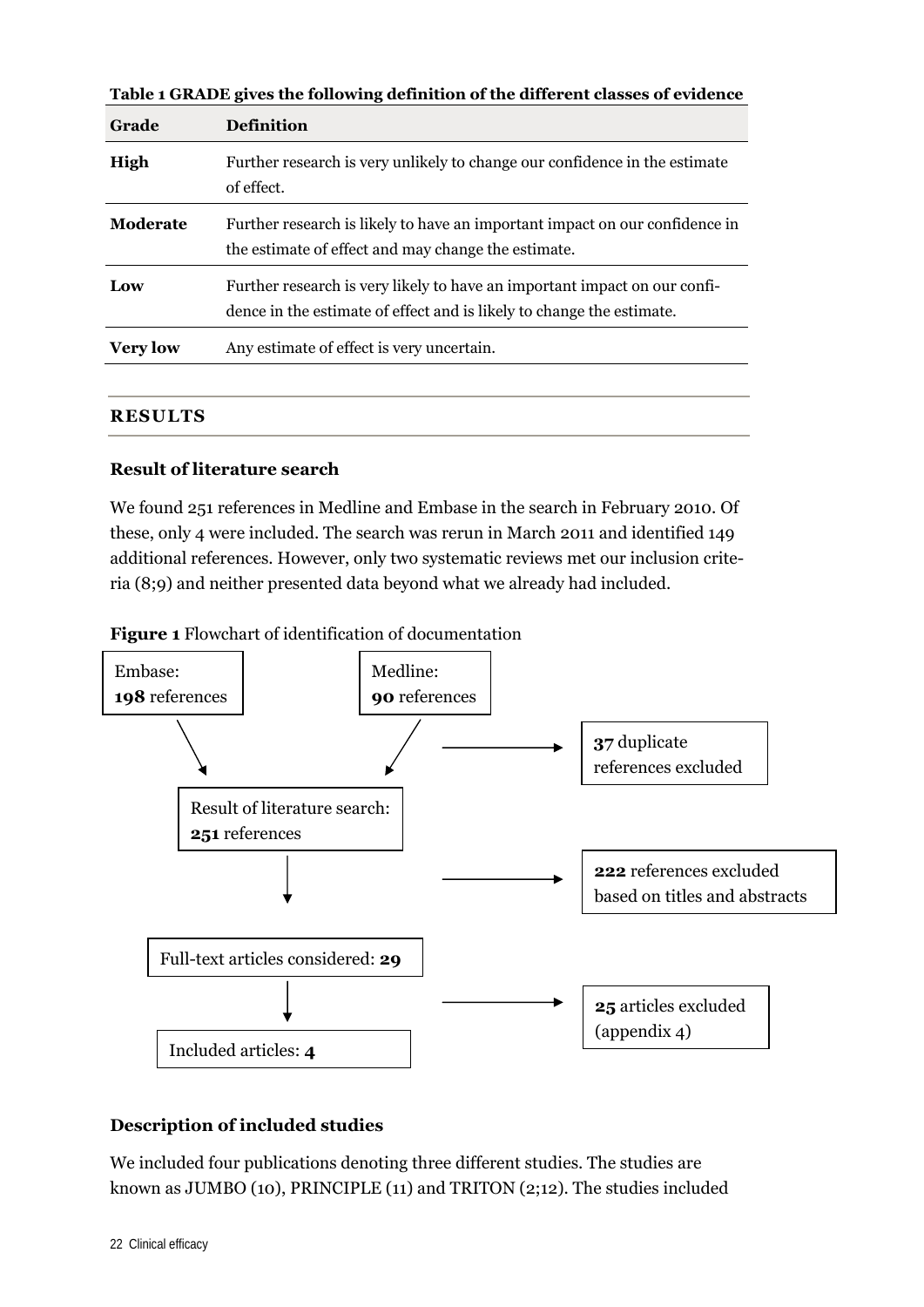**Table 1 GRADE gives the following definition of the different classes of evidence**

| Grade | Definition |
|---|---|
| **High** | Further research is very unlikely to change our confidence in the estimate of effect. |
| **Moderate** | Further research is likely to have an important impact on our confidence in the estimate of effect and may change the estimate. |
| **Low** | Further research is very likely to have an important impact on our confidence in the estimate of effect and is likely to change the estimate. |
| **Very low** | Any estimate of effect is very uncertain. |

## RESULTS

### Result of literature search

We found 251 references in Medline and Embase in the search in February 2010. Of these, only 4 were included. The search was rerun in March 2011 and identified 149 additional references. However, only two systematic reviews met our inclusion criteria (8;9) and neither presented data beyond what we already had included.

**Figure 1** Flowchart of identification of documentation

Embase: **198** references

Medline: **90** references

**37** duplicate references excluded

Result of literature search: **251** references

**222** references excluded based on titles and abstracts

Full-text articles considered: **29**

**25** articles excluded (appendix 4)

Included articles: **4**

### Description of included studies

We included four publications denoting three different studies. The studies are known as JUMBO (10), PRINCIPLE (11) and TRITON (2;12). The studies included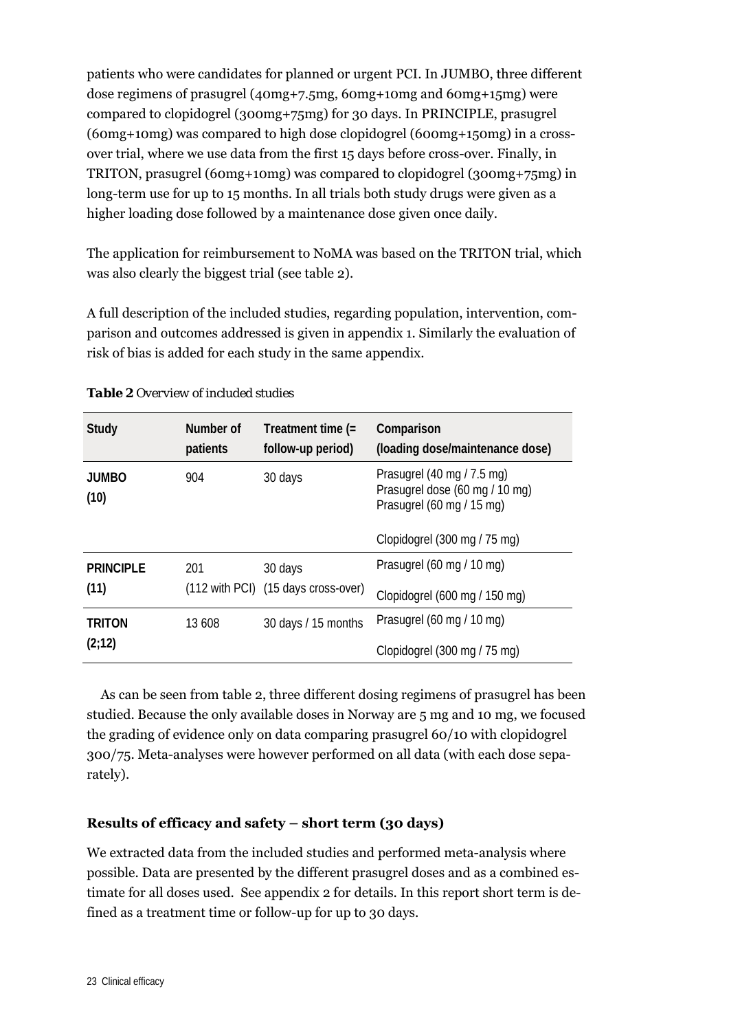patients who were candidates for planned or urgent PCI. In JUMBO, three different dose regimens of prasugrel (40mg+7.5mg, 60mg+10mg and 60mg+15mg) were compared to clopidogrel (300mg+75mg) for 30 days. In PRINCIPLE, prasugrel (60mg+10mg) was compared to high dose clopidogrel (600mg+150mg) in a cross-over trial, where we use data from the first 15 days before cross-over. Finally, in TRITON, prasugrel (60mg+10mg) was compared to clopidogrel (300mg+75mg) in long-term use for up to 15 months. In all trials both study drugs were given as a higher loading dose followed by a maintenance dose given once daily.

The application for reimbursement to NoMA was based on the TRITON trial, which was also clearly the biggest trial (see table 2).

A full description of the included studies, regarding population, intervention, comparison and outcomes addressed is given in appendix 1. Similarly the evaluation of risk of bias is added for each study in the same appendix.

**Table 2** *Overview of included studies*

| Study | Number of patients | Treatment time (= follow-up period) | Comparison (loading dose/maintenance dose) |
|---|---|---|---|
| **JUMBO (10)** | 904 | 30 days | Prasugrel (40 mg / 7.5 mg)<br>Prasugrel dose (60 mg / 10 mg)<br>Prasugrel (60 mg / 15 mg)<br><br>Clopidogrel (300 mg / 75 mg) |
| **PRINCIPLE (11)** | 201<br>(112 with PCI) | 30 days<br>(15 days cross-over) | Prasugrel (60 mg / 10 mg)<br><br>Clopidogrel (600 mg / 150 mg) |
| **TRITON (2;12)** | 13 608 | 30 days / 15 months | Prasugrel (60 mg / 10 mg)<br><br>Clopidogrel (300 mg / 75 mg) |

As can be seen from table 2, three different dosing regimens of prasugrel has been studied. Because the only available doses in Norway are 5 mg and 10 mg, we focused the grading of evidence only on data comparing prasugrel 60/10 with clopidogrel 300/75. Meta-analyses were however performed on all data (with each dose separately).

### Results of efficacy and safety – short term (30 days)

We extracted data from the included studies and performed meta-analysis where possible. Data are presented by the different prasugrel doses and as a combined estimate for all doses used. See appendix 2 for details. In this report short term is defined as a treatment time or follow-up for up to 30 days.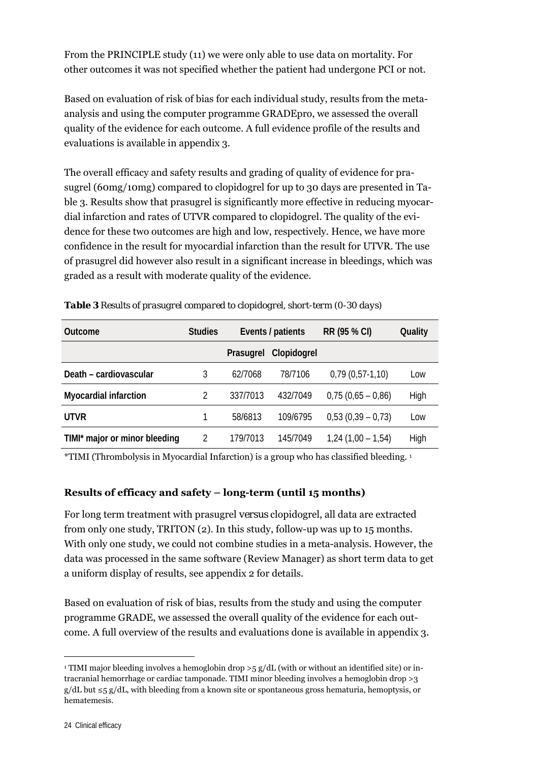From the PRINCIPLE study (11) we were only able to use data on mortality. For other outcomes it was not specified whether the patient had undergone PCI or not.

Based on evaluation of risk of bias for each individual study, results from the meta-analysis and using the computer programme GRADEpro, we assessed the overall quality of the evidence for each outcome. A full evidence profile of the results and evaluations is available in appendix 3.

The overall efficacy and safety results and grading of quality of evidence for prasugrel (60mg/10mg) compared to clopidogrel for up to 30 days are presented in Table 3. Results show that prasugrel is significantly more effective in reducing myocardial infarction and rates of UTVR compared to clopidogrel. The quality of the evidence for these two outcomes are high and low, respectively. Hence, we have more confidence in the result for myocardial infarction than the result for UTVR. The use of prasugrel did however also result in a significant increase in bleedings, which was graded as a result with moderate quality of the evidence.

**Table 3** *Results of prasugrel compared to clopidogrel, short-term (0-30 days)*

| Outcome | Studies | Events / patients | | RR (95 % CI) | Quality |
|---|---|---|---|---|---|
| | | Prasugrel | Clopidogrel | | |
| Death – cardiovascular | 3 | 62/7068 | 78/7106 | 0,79 (0,57-1,10) | Low |
| Myocardial infarction | 2 | 337/7013 | 432/7049 | 0,75 (0,65 – 0,86) | High |
| UTVR | 1 | 58/6813 | 109/6795 | 0,53 (0,39 – 0,73) | Low |
| TIMI* major or minor bleeding | 2 | 179/7013 | 145/7049 | 1,24 (1,00 – 1,54) | High |

*TIMI (Thrombolysis in Myocardial Infarction) is a group who has classified bleeding. [1]

### Results of efficacy and safety – long-term (until 15 months)

For long term treatment with prasugrel *versus* clopidogrel, all data are extracted from only one study, TRITON (2). In this study, follow-up was up to 15 months. With only one study, we could not combine studies in a meta-analysis. However, the data was processed in the same software (Review Manager) as short term data to get a uniform display of results, see appendix 2 for details.

Based on evaluation of risk of bias, results from the study and using the computer programme GRADE, we assessed the overall quality of the evidence for each outcome. A full overview of the results and evaluations done is available in appendix 3.

[1] TIMI major bleeding involves a hemoglobin drop >5 g/dL (with or without an identified site) or intracranial hemorrhage or cardiac tamponade. TIMI minor bleeding involves a hemoglobin drop >3 g/dL but ≤5 g/dL, with bleeding from a known site or spontaneous gross hematuria, hemoptysis, or hematemesis.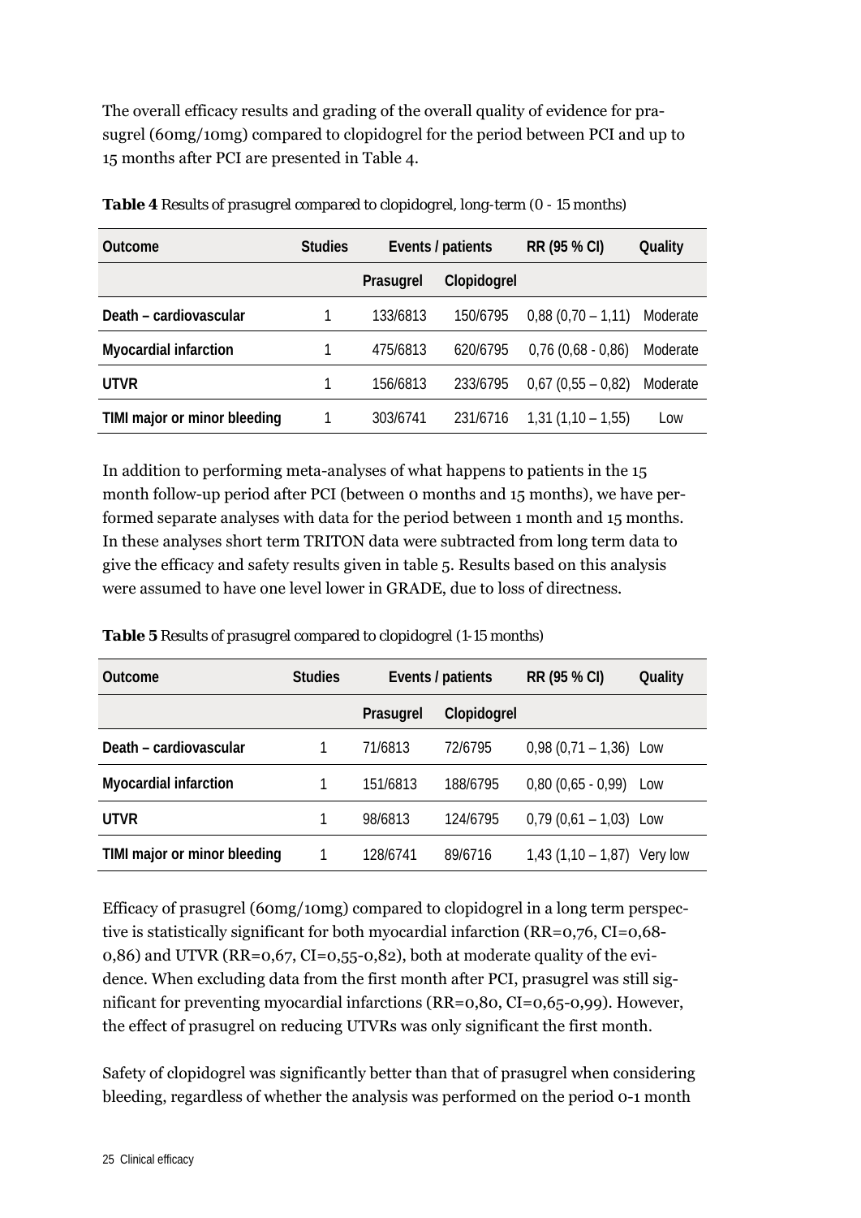The overall efficacy results and grading of the overall quality of evidence for prasugrel (60mg/10mg) compared to clopidogrel for the period between PCI and up to 15 months after PCI are presented in Table 4.

***Table 4** Results of prasugrel compared to clopidogrel, long-term (0 - 15 months)*

| Outcome | Studies | Events / patients | | RR (95 % CI) | Quality |
|---|---|---|---|---|---|
| | | Prasugrel | Clopidogrel | | |
| **Death – cardiovascular** | 1 | 133/6813 | 150/6795 | 0,88 (0,70 – 1,11) | Moderate |
| **Myocardial infarction** | 1 | 475/6813 | 620/6795 | 0,76 (0,68 - 0,86) | Moderate |
| **UTVR** | 1 | 156/6813 | 233/6795 | 0,67 (0,55 – 0,82) | Moderate |
| **TIMI major or minor bleeding** | 1 | 303/6741 | 231/6716 | 1,31 (1,10 – 1,55) | Low |

In addition to performing meta-analyses of what happens to patients in the 15 month follow-up period after PCI (between 0 months and 15 months), we have performed separate analyses with data for the period between 1 month and 15 months. In these analyses short term TRITON data were subtracted from long term data to give the efficacy and safety results given in table 5. Results based on this analysis were assumed to have one level lower in GRADE, due to loss of directness.

***Table 5** Results of prasugrel compared to clopidogrel (1-15 months)*

| Outcome | Studies | Events / patients | | RR (95 % CI) | Quality |
|---|---|---|---|---|---|
| | | Prasugrel | Clopidogrel | | |
| **Death – cardiovascular** | 1 | 71/6813 | 72/6795 | 0,98 (0,71 – 1,36) | Low |
| **Myocardial infarction** | 1 | 151/6813 | 188/6795 | 0,80 (0,65 - 0,99) | Low |
| **UTVR** | 1 | 98/6813 | 124/6795 | 0,79 (0,61 – 1,03) | Low |
| **TIMI major or minor bleeding** | 1 | 128/6741 | 89/6716 | 1,43 (1,10 – 1,87) | Very low |

Efficacy of prasugrel (60mg/10mg) compared to clopidogrel in a long term perspective is statistically significant for both myocardial infarction (RR=0,76, CI=0,68-0,86) and UTVR (RR=0,67, CI=0,55-0,82), both at moderate quality of the evidence. When excluding data from the first month after PCI, prasugrel was still significant for preventing myocardial infarctions (RR=0,80, CI=0,65-0,99). However, the effect of prasugrel on reducing UTVRs was only significant the first month.

Safety of clopidogrel was significantly better than that of prasugrel when considering bleeding, regardless of whether the analysis was performed on the period 0-1 month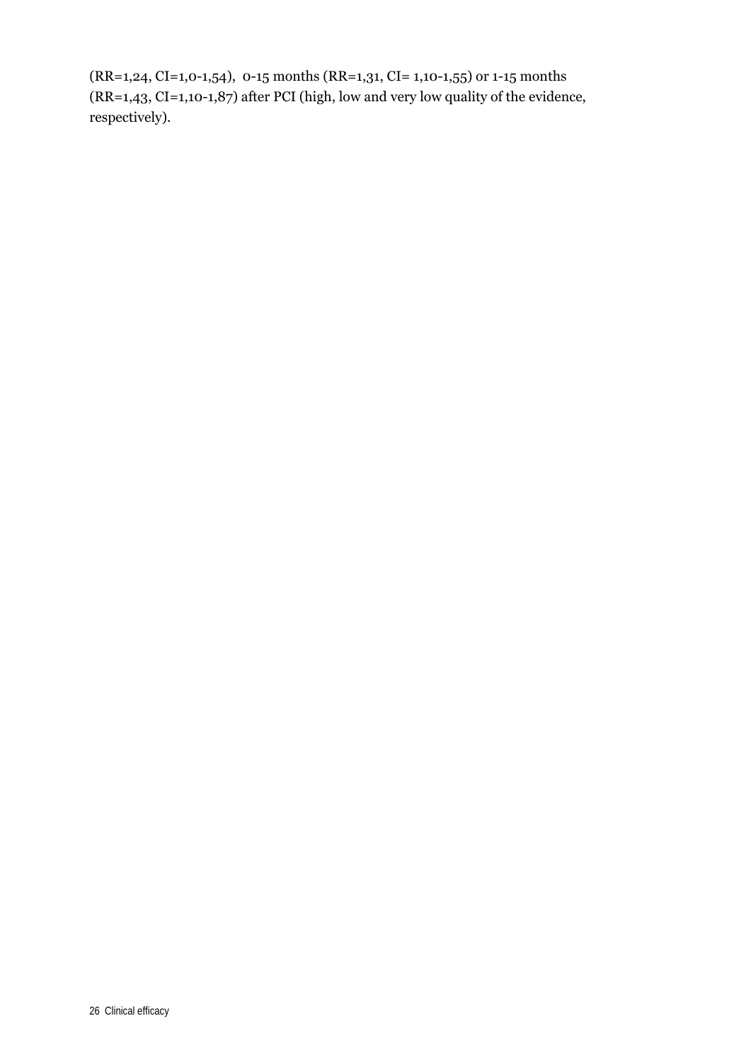(RR=1,24, CI=1,0-1,54), 0-15 months (RR=1,31, CI= 1,10-1,55) or 1-15 months (RR=1,43, CI=1,10-1,87) after PCI (high, low and very low quality of the evidence, respectively).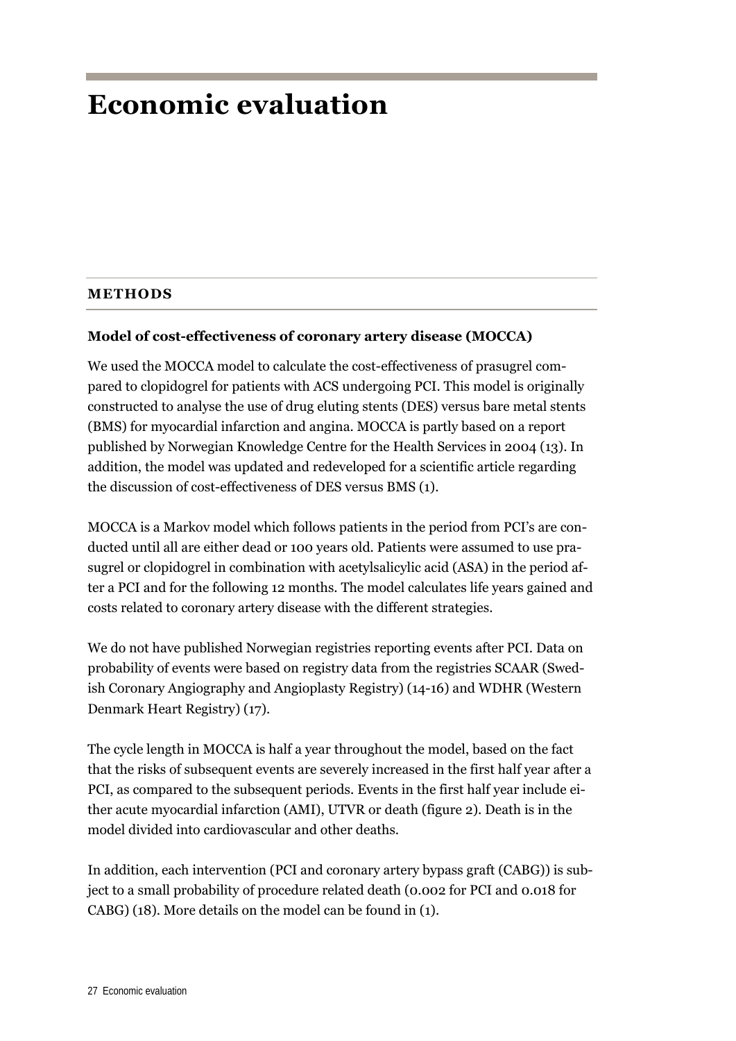# Economic evaluation

## METHODS

### Model of cost-effectiveness of coronary artery disease (MOCCA)

We used the MOCCA model to calculate the cost-effectiveness of prasugrel compared to clopidogrel for patients with ACS undergoing PCI. This model is originally constructed to analyse the use of drug eluting stents (DES) versus bare metal stents (BMS) for myocardial infarction and angina. MOCCA is partly based on a report published by Norwegian Knowledge Centre for the Health Services in 2004 (13). In addition, the model was updated and redeveloped for a scientific article regarding the discussion of cost-effectiveness of DES versus BMS (1).

MOCCA is a Markov model which follows patients in the period from PCI's are conducted until all are either dead or 100 years old. Patients were assumed to use prasugrel or clopidogrel in combination with acetylsalicylic acid (ASA) in the period after a PCI and for the following 12 months. The model calculates life years gained and costs related to coronary artery disease with the different strategies.

We do not have published Norwegian registries reporting events after PCI. Data on probability of events were based on registry data from the registries SCAAR (Swedish Coronary Angiography and Angioplasty Registry) (14-16) and WDHR (Western Denmark Heart Registry) (17).

The cycle length in MOCCA is half a year throughout the model, based on the fact that the risks of subsequent events are severely increased in the first half year after a PCI, as compared to the subsequent periods. Events in the first half year include either acute myocardial infarction (AMI), UTVR or death (figure 2). Death is in the model divided into cardiovascular and other deaths.

In addition, each intervention (PCI and coronary artery bypass graft (CABG)) is subject to a small probability of procedure related death (0.002 for PCI and 0.018 for CABG) (18). More details on the model can be found in (1).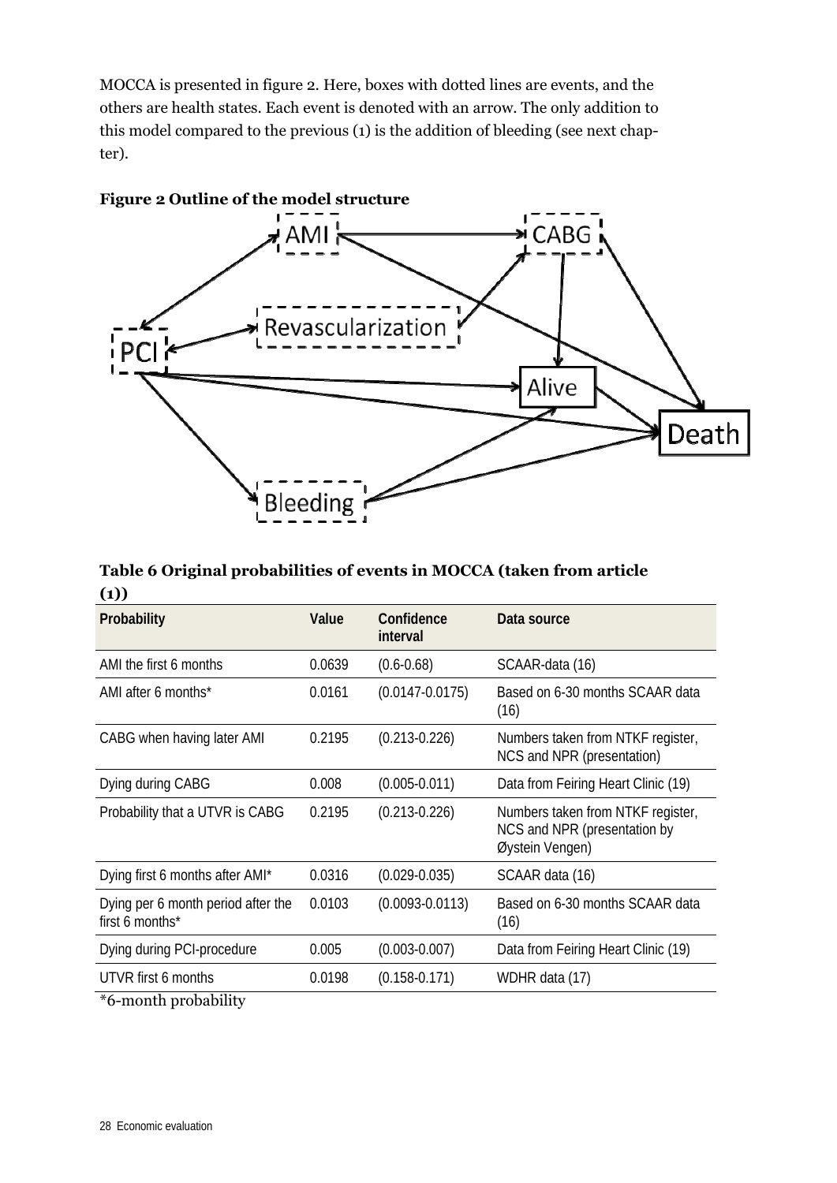MOCCA is presented in figure 2. Here, boxes with dotted lines are events, and the others are health states. Each event is denoted with an arrow. The only addition to this model compared to the previous (1) is the addition of bleeding (see next chapter).

**Figure 2 Outline of the model structure**

AMI, CABG, Revascularization, PCI, Alive, Death, Bleeding

**Table 6 Original probabilities of events in MOCCA (taken from article (1))**

| Probability | Value | Confidence interval | Data source |
|---|---|---|---|
| AMI the first 6 months | 0.0639 | (0.6-0.68) | SCAAR-data (16) |
| AMI after 6 months* | 0.0161 | (0.0147-0.0175) | Based on 6-30 months SCAAR data (16) |
| CABG when having later AMI | 0.2195 | (0.213-0.226) | Numbers taken from NTKF register, NCS and NPR (presentation) |
| Dying during CABG | 0.008 | (0.005-0.011) | Data from Feiring Heart Clinic (19) |
| Probability that a UTVR is CABG | 0.2195 | (0.213-0.226) | Numbers taken from NTKF register, NCS and NPR (presentation by Øystein Vengen) |
| Dying first 6 months after AMI* | 0.0316 | (0.029-0.035) | SCAAR data (16) |
| Dying per 6 month period after the first 6 months* | 0.0103 | (0.0093-0.0113) | Based on 6-30 months SCAAR data (16) |
| Dying during PCI-procedure | 0.005 | (0.003-0.007) | Data from Feiring Heart Clinic (19) |
| UTVR first 6 months | 0.0198 | (0.158-0.171) | WDHR data (17) |

*6-month probability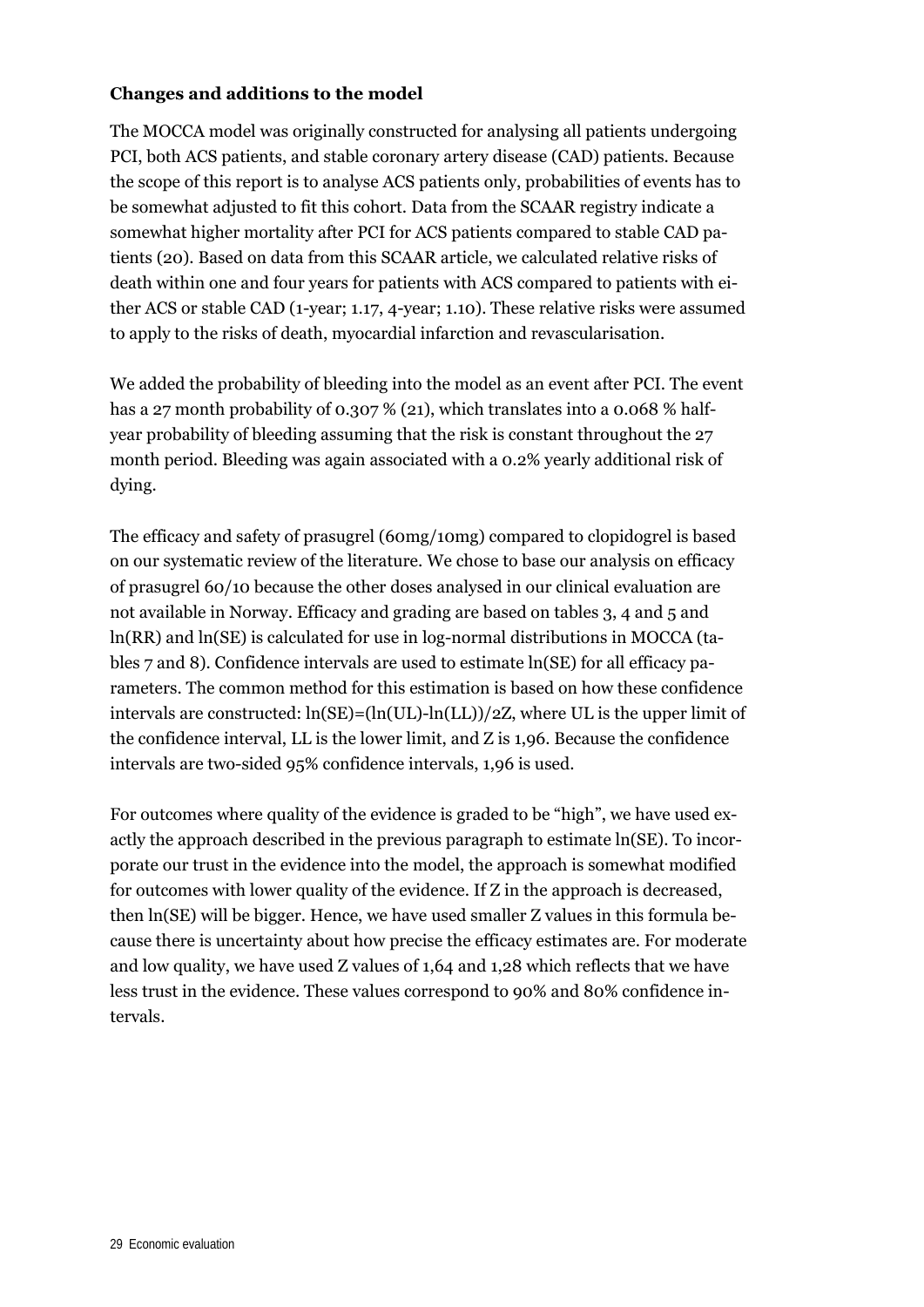**Changes and additions to the model**

The MOCCA model was originally constructed for analysing all patients undergoing PCI, both ACS patients, and stable coronary artery disease (CAD) patients. Because the scope of this report is to analyse ACS patients only, probabilities of events has to be somewhat adjusted to fit this cohort. Data from the SCAAR registry indicate a somewhat higher mortality after PCI for ACS patients compared to stable CAD patients (20). Based on data from this SCAAR article, we calculated relative risks of death within one and four years for patients with ACS compared to patients with either ACS or stable CAD (1-year; 1.17, 4-year; 1.10). These relative risks were assumed to apply to the risks of death, myocardial infarction and revascularisation.

We added the probability of bleeding into the model as an event after PCI. The event has a 27 month probability of 0.307 % (21), which translates into a 0.068 % half-year probability of bleeding assuming that the risk is constant throughout the 27 month period. Bleeding was again associated with a 0.2% yearly additional risk of dying.

The efficacy and safety of prasugrel (60mg/10mg) compared to clopidogrel is based on our systematic review of the literature. We chose to base our analysis on efficacy of prasugrel 60/10 because the other doses analysed in our clinical evaluation are not available in Norway. Efficacy and grading are based on tables 3, 4 and 5 and ln(RR) and ln(SE) is calculated for use in log-normal distributions in MOCCA (tables 7 and 8). Confidence intervals are used to estimate ln(SE) for all efficacy parameters. The common method for this estimation is based on how these confidence intervals are constructed: $\ln(SE)=(\ln(UL)-\ln(LL))/2Z$, where UL is the upper limit of the confidence interval, LL is the lower limit, and Z is 1,96. Because the confidence intervals are two-sided 95% confidence intervals, 1,96 is used.

For outcomes where quality of the evidence is graded to be "high", we have used exactly the approach described in the previous paragraph to estimate ln(SE). To incorporate our trust in the evidence into the model, the approach is somewhat modified for outcomes with lower quality of the evidence. If Z in the approach is decreased, then ln(SE) will be bigger. Hence, we have used smaller Z values in this formula because there is uncertainty about how precise the efficacy estimates are. For moderate and low quality, we have used Z values of 1,64 and 1,28 which reflects that we have less trust in the evidence. These values correspond to 90% and 80% confidence intervals.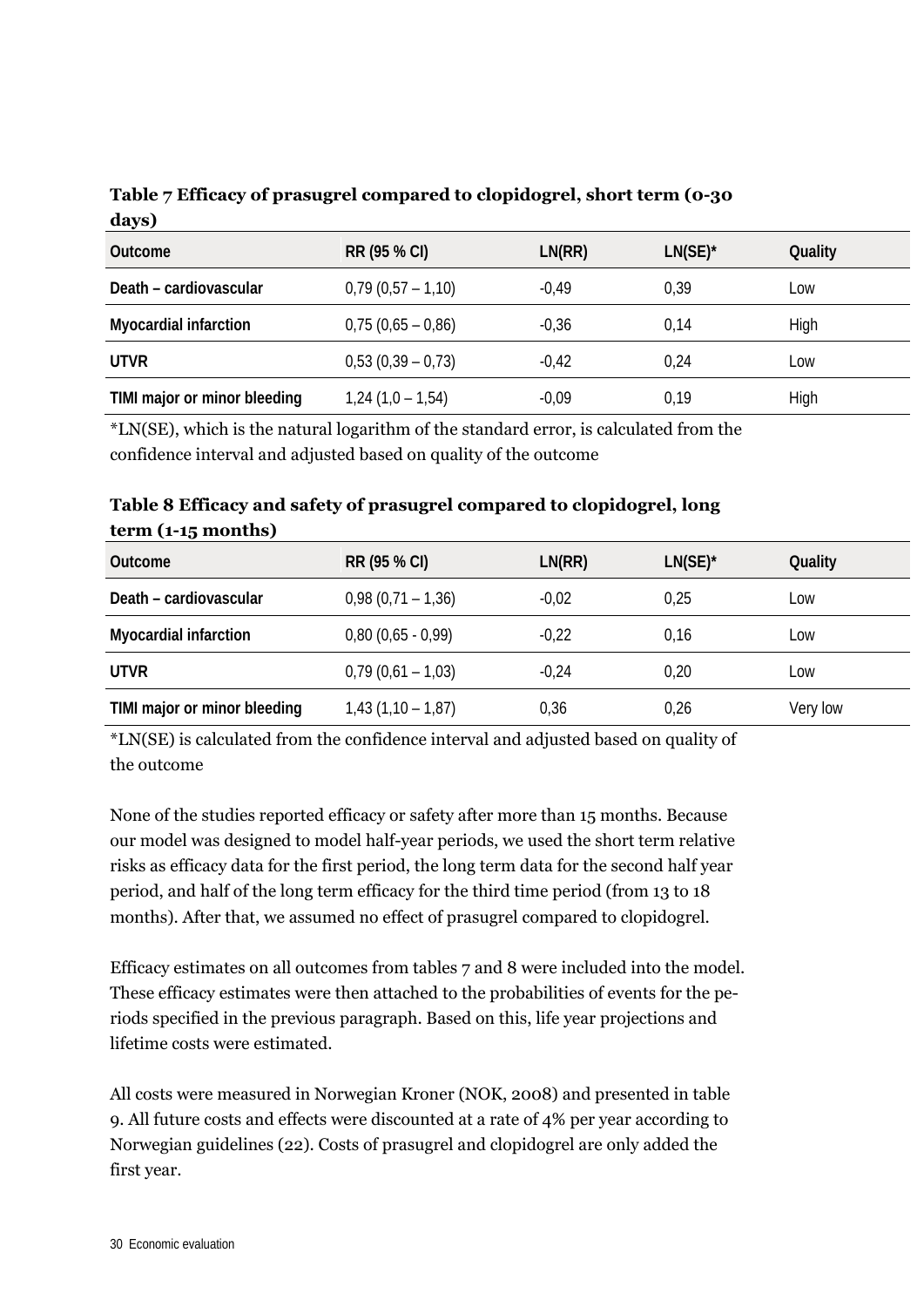**Table 7 Efficacy of prasugrel compared to clopidogrel, short term (0-30 days)**

| Outcome | RR (95 % CI) | LN(RR) | LN(SE)* | Quality |
|---|---|---|---|---|
| Death – cardiovascular | 0,79 (0,57 – 1,10) | -0,49 | 0,39 | Low |
| Myocardial infarction | 0,75 (0,65 – 0,86) | -0,36 | 0,14 | High |
| UTVR | 0,53 (0,39 – 0,73) | -0,42 | 0,24 | Low |
| TIMI major or minor bleeding | 1,24 (1,0 – 1,54) | -0,09 | 0,19 | High |

*LN(SE), which is the natural logarithm of the standard error, is calculated from the confidence interval and adjusted based on quality of the outcome

**Table 8 Efficacy and safety of prasugrel compared to clopidogrel, long term (1-15 months)**

| Outcome | RR (95 % CI) | LN(RR) | LN(SE)* | Quality |
|---|---|---|---|---|
| Death – cardiovascular | 0,98 (0,71 – 1,36) | -0,02 | 0,25 | Low |
| Myocardial infarction | 0,80 (0,65 - 0,99) | -0,22 | 0,16 | Low |
| UTVR | 0,79 (0,61 – 1,03) | -0,24 | 0,20 | Low |
| TIMI major or minor bleeding | 1,43 (1,10 – 1,87) | 0,36 | 0,26 | Very low |

*LN(SE) is calculated from the confidence interval and adjusted based on quality of the outcome

None of the studies reported efficacy or safety after more than 15 months. Because our model was designed to model half-year periods, we used the short term relative risks as efficacy data for the first period, the long term data for the second half year period, and half of the long term efficacy for the third time period (from 13 to 18 months). After that, we assumed no effect of prasugrel compared to clopidogrel.

Efficacy estimates on all outcomes from tables 7 and 8 were included into the model. These efficacy estimates were then attached to the probabilities of events for the periods specified in the previous paragraph. Based on this, life year projections and lifetime costs were estimated.

All costs were measured in Norwegian Kroner (NOK, 2008) and presented in table 9. All future costs and effects were discounted at a rate of 4% per year according to Norwegian guidelines (22). Costs of prasugrel and clopidogrel are only added the first year.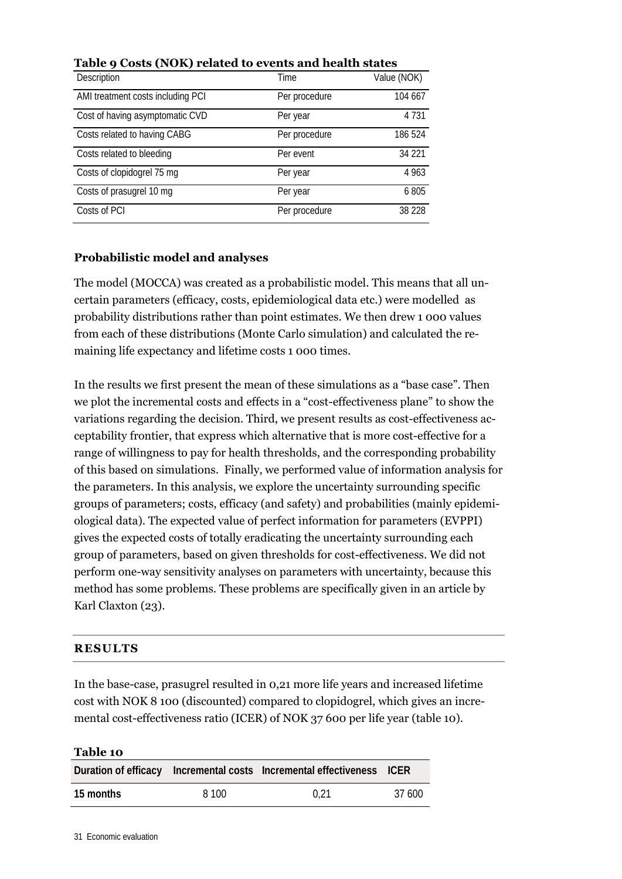**Table 9 Costs (NOK) related to events and health states**

| Description | Time | Value (NOK) |
|---|---|---|
| AMI treatment costs including PCI | Per procedure | 104 667 |
| Cost of having asymptomatic CVD | Per year | 4 731 |
| Costs related to having CABG | Per procedure | 186 524 |
| Costs related to bleeding | Per event | 34 221 |
| Costs of clopidogrel 75 mg | Per year | 4 963 |
| Costs of prasugrel 10 mg | Per year | 6 805 |
| Costs of PCI | Per procedure | 38 228 |

### Probabilistic model and analyses

The model (MOCCA) was created as a probabilistic model. This means that all uncertain parameters (efficacy, costs, epidemiological data etc.) were modelled as probability distributions rather than point estimates. We then drew 1 000 values from each of these distributions (Monte Carlo simulation) and calculated the remaining life expectancy and lifetime costs 1 000 times.

In the results we first present the mean of these simulations as a "base case". Then we plot the incremental costs and effects in a "cost-effectiveness plane" to show the variations regarding the decision. Third, we present results as cost-effectiveness acceptability frontier, that express which alternative that is more cost-effective for a range of willingness to pay for health thresholds, and the corresponding probability of this based on simulations. Finally, we performed value of information analysis for the parameters. In this analysis, we explore the uncertainty surrounding specific groups of parameters; costs, efficacy (and safety) and probabilities (mainly epidemiological data). The expected value of perfect information for parameters (EVPPI) gives the expected costs of totally eradicating the uncertainty surrounding each group of parameters, based on given thresholds for cost-effectiveness. We did not perform one-way sensitivity analyses on parameters with uncertainty, because this method has some problems. These problems are specifically given in an article by Karl Claxton (23).

## RESULTS

In the base-case, prasugrel resulted in 0,21 more life years and increased lifetime cost with NOK 8 100 (discounted) compared to clopidogrel, which gives an incremental cost-effectiveness ratio (ICER) of NOK 37 600 per life year (table 10).

**Table 10**

| Duration of efficacy | Incremental costs | Incremental effectiveness | ICER |
|---|---|---|---|
| **15 months** | 8 100 | 0,21 | 37 600 |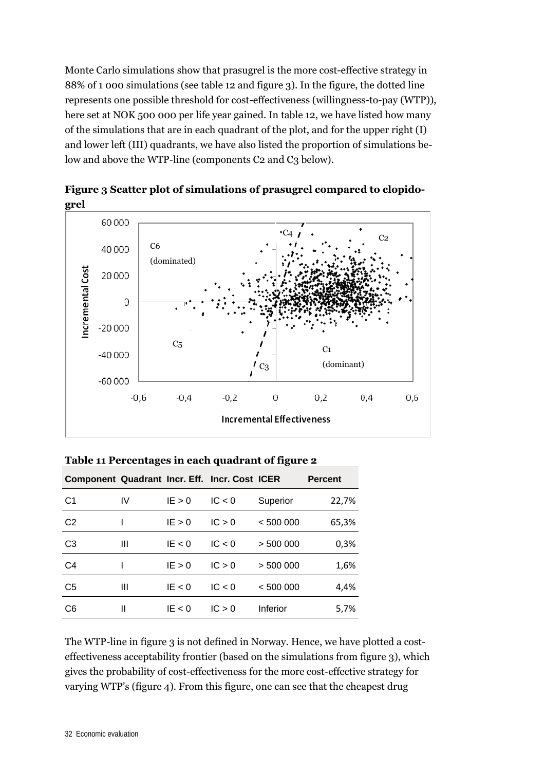Monte Carlo simulations show that prasugrel is the more cost-effective strategy in 88% of 1 000 simulations (see table 12 and figure 3). In the figure, the dotted line represents one possible threshold for cost-effectiveness (willingness-to-pay (WTP)), here set at NOK 500 000 per life year gained. In table 12, we have listed how many of the simulations that are in each quadrant of the plot, and for the upper right (I) and lower left (III) quadrants, we have also listed the proportion of simulations below and above the WTP-line (components C2 and C3 below).

**Figure 3 Scatter plot of simulations of prasugrel compared to clopidogrel**

**Table 11 Percentages in each quadrant of figure 2**

| Component | Quadrant | Incr. Eff. | Incr. Cost | ICER | Percent |
|---|---|---|---|---|---|
| C1 | IV | IE > 0 | IC < 0 | Superior | 22,7% |
| C2 | I | IE > 0 | IC > 0 | < 500 000 | 65,3% |
| C3 | III | IE < 0 | IC < 0 | > 500 000 | 0,3% |
| C4 | I | IE > 0 | IC > 0 | > 500 000 | 1,6% |
| C5 | III | IE < 0 | IC < 0 | < 500 000 | 4,4% |
| C6 | II | IE < 0 | IC > 0 | Inferior | 5,7% |

The WTP-line in figure 3 is not defined in Norway. Hence, we have plotted a cost-effectiveness acceptability frontier (based on the simulations from figure 3), which gives the probability of cost-effectiveness for the more cost-effective strategy for varying WTP's (figure 4). From this figure, one can see that the cheapest drug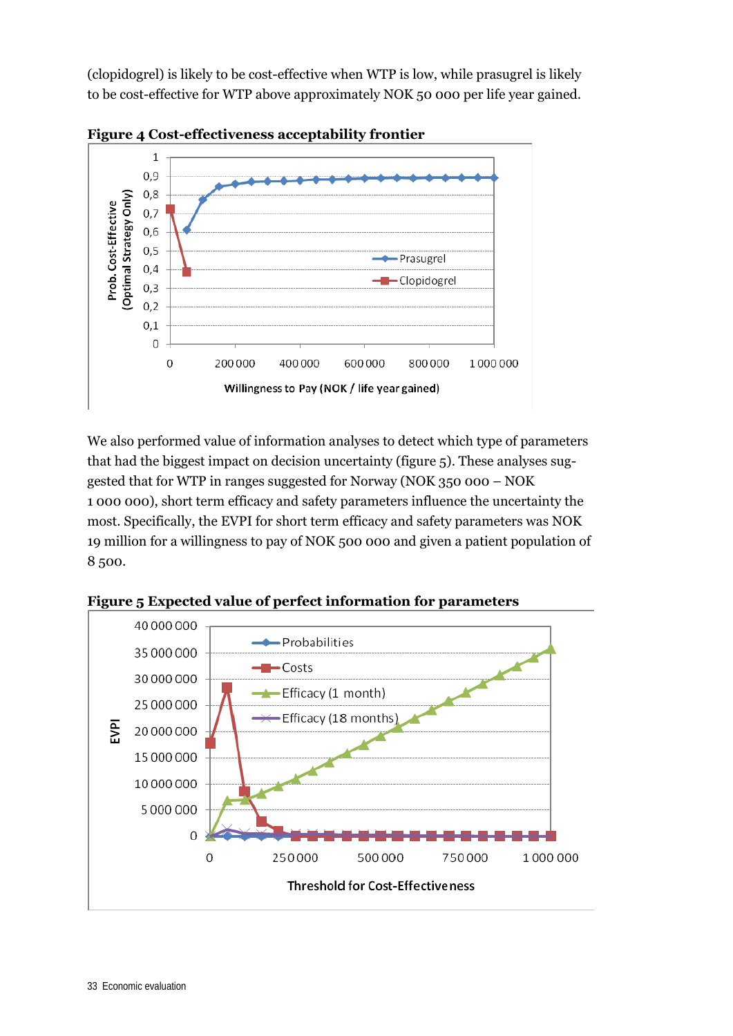(clopidogrel) is likely to be cost-effective when WTP is low, while prasugrel is likely to be cost-effective for WTP above approximately NOK 50 000 per life year gained.

**Figure 4 Cost-effectiveness acceptability frontier**

We also performed value of information analyses to detect which type of parameters that had the biggest impact on decision uncertainty (figure 5). These analyses suggested that for WTP in ranges suggested for Norway (NOK 350 000 – NOK 1 000 000), short term efficacy and safety parameters influence the uncertainty the most. Specifically, the EVPI for short term efficacy and safety parameters was NOK 19 million for a willingness to pay of NOK 500 000 and given a patient population of 8 500.

**Figure 5 Expected value of perfect information for parameters**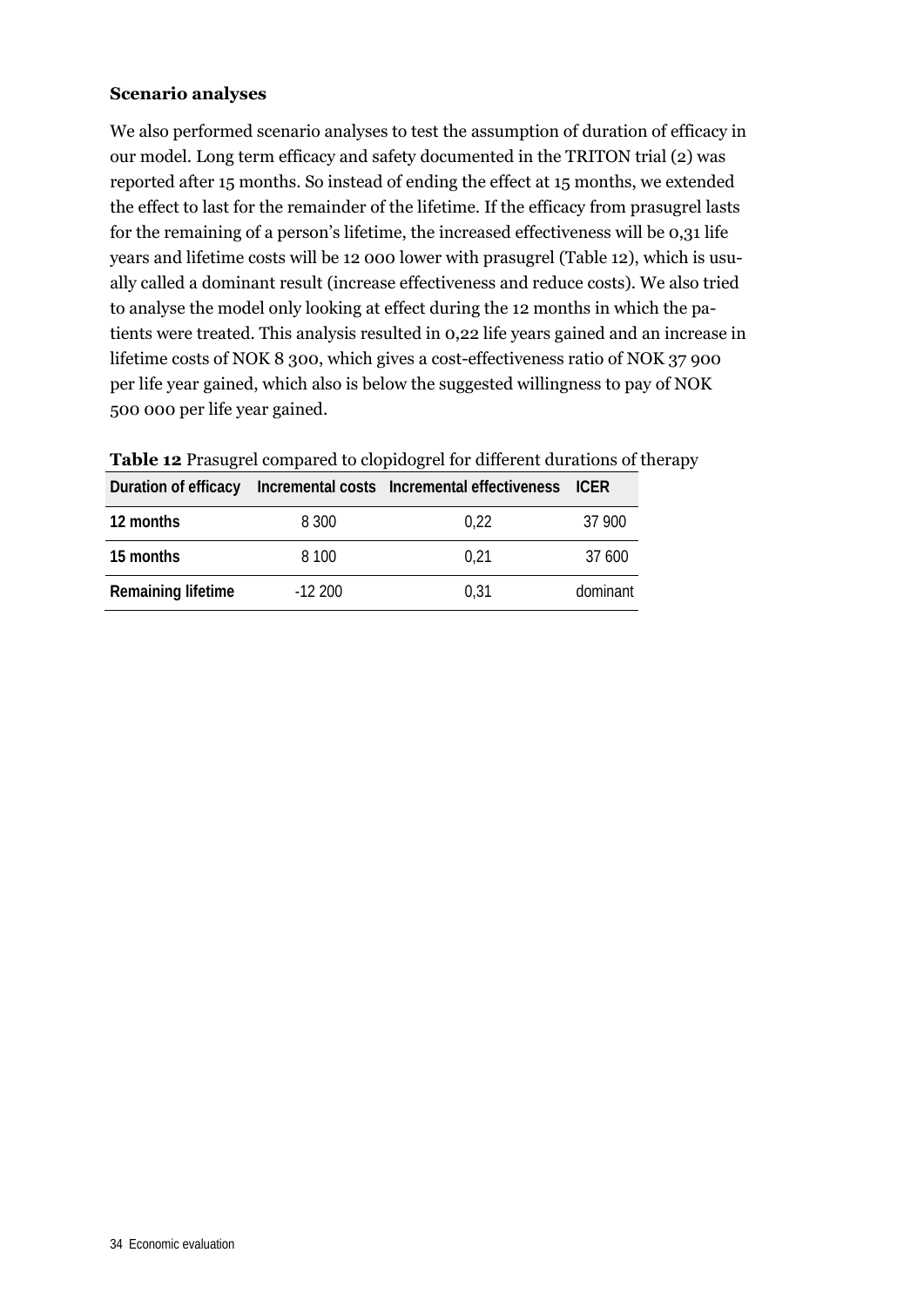**Scenario analyses**

We also performed scenario analyses to test the assumption of duration of efficacy in our model. Long term efficacy and safety documented in the TRITON trial (2) was reported after 15 months. So instead of ending the effect at 15 months, we extended the effect to last for the remainder of the lifetime. If the efficacy from prasugrel lasts for the remaining of a person's lifetime, the increased effectiveness will be 0,31 life years and lifetime costs will be 12 000 lower with prasugrel (Table 12), which is usually called a dominant result (increase effectiveness and reduce costs). We also tried to analyse the model only looking at effect during the 12 months in which the patients were treated. This analysis resulted in 0,22 life years gained and an increase in lifetime costs of NOK 8 300, which gives a cost-effectiveness ratio of NOK 37 900 per life year gained, which also is below the suggested willingness to pay of NOK 500 000 per life year gained.

**Table 12** Prasugrel compared to clopidogrel for different durations of therapy

| Duration of efficacy | Incremental costs | Incremental effectiveness | ICER |
|---|---|---|---|
| **12 months** | 8 300 | 0,22 | 37 900 |
| **15 months** | 8 100 | 0,21 | 37 600 |
| **Remaining lifetime** | -12 200 | 0,31 | dominant |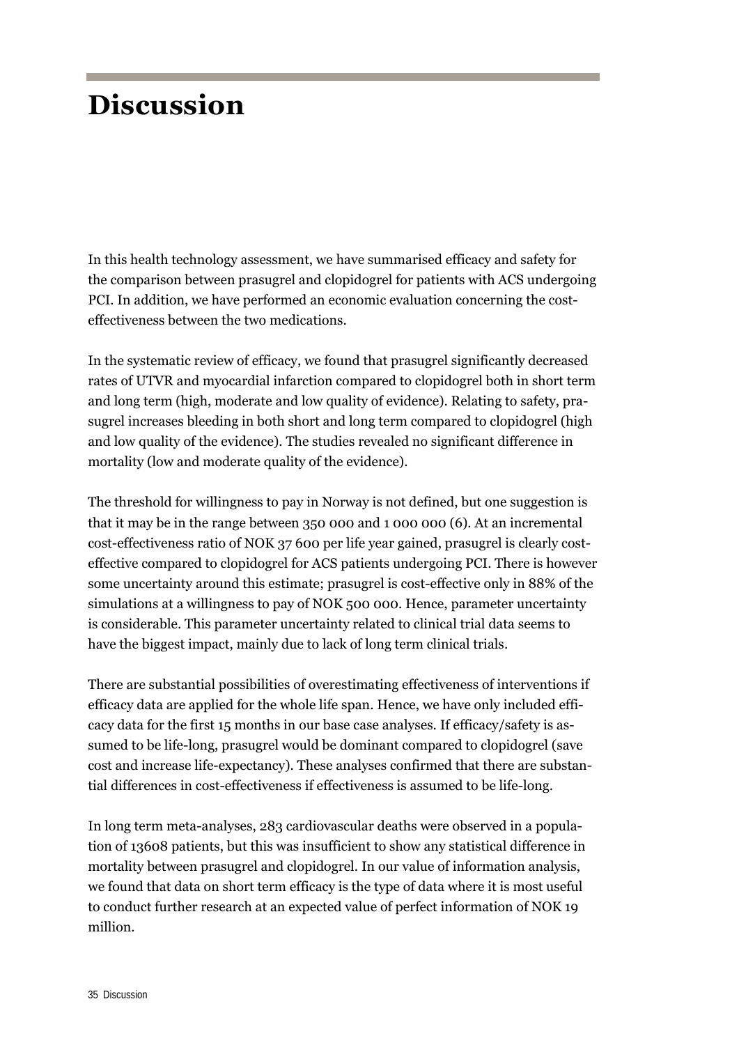# Discussion

In this health technology assessment, we have summarised efficacy and safety for the comparison between prasugrel and clopidogrel for patients with ACS undergoing PCI. In addition, we have performed an economic evaluation concerning the cost-effectiveness between the two medications.

In the systematic review of efficacy, we found that prasugrel significantly decreased rates of UTVR and myocardial infarction compared to clopidogrel both in short term and long term (high, moderate and low quality of evidence). Relating to safety, prasugrel increases bleeding in both short and long term compared to clopidogrel (high and low quality of the evidence). The studies revealed no significant difference in mortality (low and moderate quality of the evidence).

The threshold for willingness to pay in Norway is not defined, but one suggestion is that it may be in the range between 350 000 and 1 000 000 (6). At an incremental cost-effectiveness ratio of NOK 37 600 per life year gained, prasugrel is clearly cost-effective compared to clopidogrel for ACS patients undergoing PCI. There is however some uncertainty around this estimate; prasugrel is cost-effective only in 88% of the simulations at a willingness to pay of NOK 500 000. Hence, parameter uncertainty is considerable. This parameter uncertainty related to clinical trial data seems to have the biggest impact, mainly due to lack of long term clinical trials.

There are substantial possibilities of overestimating effectiveness of interventions if efficacy data are applied for the whole life span. Hence, we have only included efficacy data for the first 15 months in our base case analyses. If efficacy/safety is assumed to be life-long, prasugrel would be dominant compared to clopidogrel (save cost and increase life-expectancy). These analyses confirmed that there are substantial differences in cost-effectiveness if effectiveness is assumed to be life-long.

In long term meta-analyses, 283 cardiovascular deaths were observed in a population of 13608 patients, but this was insufficient to show any statistical difference in mortality between prasugrel and clopidogrel. In our value of information analysis, we found that data on short term efficacy is the type of data where it is most useful to conduct further research at an expected value of perfect information of NOK 19 million.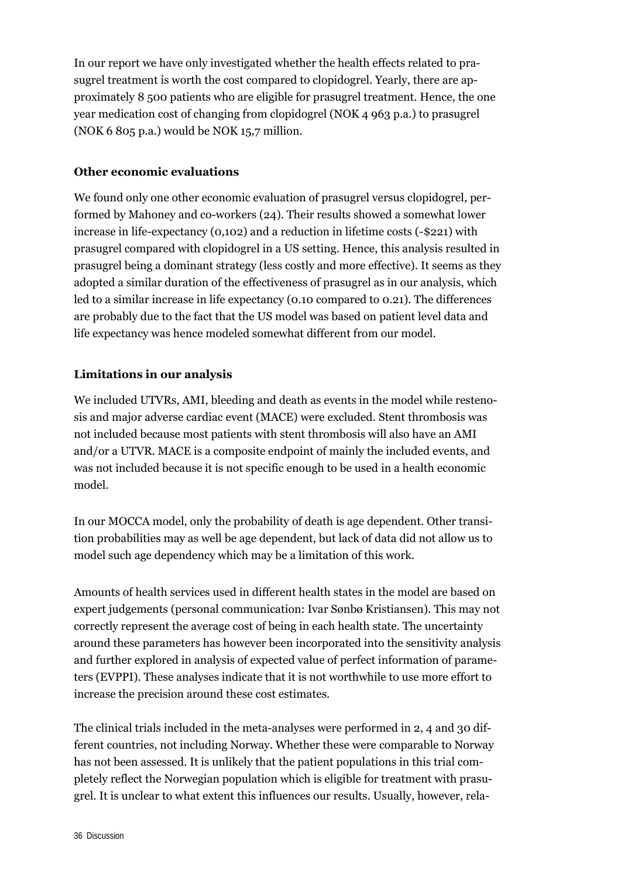In our report we have only investigated whether the health effects related to prasugrel treatment is worth the cost compared to clopidogrel. Yearly, there are approximately 8 500 patients who are eligible for prasugrel treatment. Hence, the one year medication cost of changing from clopidogrel (NOK 4 963 p.a.) to prasugrel (NOK 6 805 p.a.) would be NOK 15,7 million.

**Other economic evaluations**

We found only one other economic evaluation of prasugrel versus clopidogrel, performed by Mahoney and co-workers (24). Their results showed a somewhat lower increase in life-expectancy (0,102) and a reduction in lifetime costs (-$221) with prasugrel compared with clopidogrel in a US setting. Hence, this analysis resulted in prasugrel being a dominant strategy (less costly and more effective). It seems as they adopted a similar duration of the effectiveness of prasugrel as in our analysis, which led to a similar increase in life expectancy (0.10 compared to 0.21). The differences are probably due to the fact that the US model was based on patient level data and life expectancy was hence modeled somewhat different from our model.

**Limitations in our analysis**

We included UTVRs, AMI, bleeding and death as events in the model while restenosis and major adverse cardiac event (MACE) were excluded. Stent thrombosis was not included because most patients with stent thrombosis will also have an AMI and/or a UTVR. MACE is a composite endpoint of mainly the included events, and was not included because it is not specific enough to be used in a health economic model.

In our MOCCA model, only the probability of death is age dependent. Other transition probabilities may as well be age dependent, but lack of data did not allow us to model such age dependency which may be a limitation of this work.

Amounts of health services used in different health states in the model are based on expert judgements (personal communication: Ivar Sønbø Kristiansen). This may not correctly represent the average cost of being in each health state. The uncertainty around these parameters has however been incorporated into the sensitivity analysis and further explored in analysis of expected value of perfect information of parameters (EVPPI). These analyses indicate that it is not worthwhile to use more effort to increase the precision around these cost estimates.

The clinical trials included in the meta-analyses were performed in 2, 4 and 30 different countries, not including Norway. Whether these were comparable to Norway has not been assessed. It is unlikely that the patient populations in this trial completely reflect the Norwegian population which is eligible for treatment with prasugrel. It is unclear to what extent this influences our results. Usually, however, rela-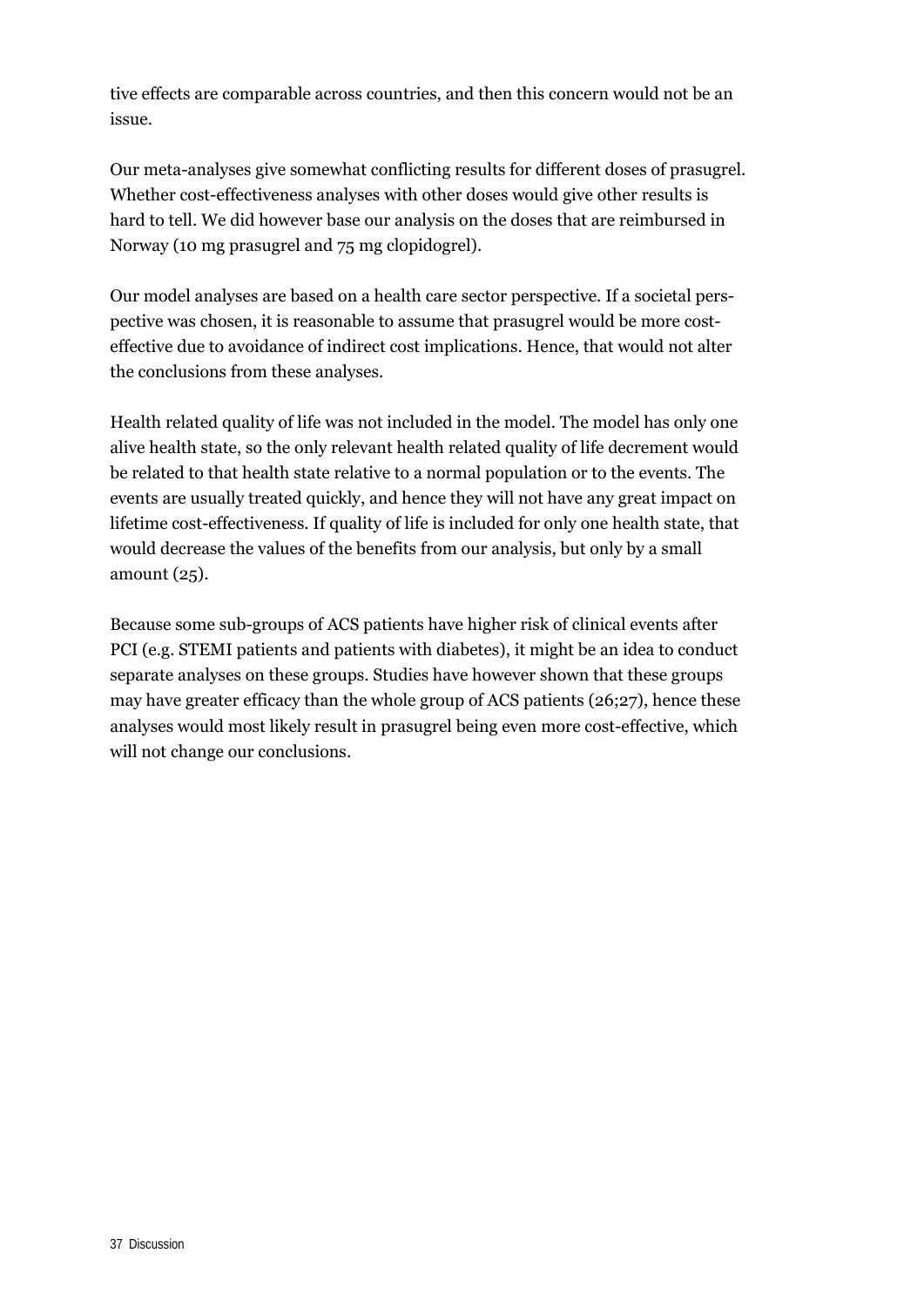tive effects are comparable across countries, and then this concern would not be an issue.

Our meta-analyses give somewhat conflicting results for different doses of prasugrel. Whether cost-effectiveness analyses with other doses would give other results is hard to tell. We did however base our analysis on the doses that are reimbursed in Norway (10 mg prasugrel and 75 mg clopidogrel).

Our model analyses are based on a health care sector perspective. If a societal perspective was chosen, it is reasonable to assume that prasugrel would be more cost-effective due to avoidance of indirect cost implications. Hence, that would not alter the conclusions from these analyses.

Health related quality of life was not included in the model. The model has only one alive health state, so the only relevant health related quality of life decrement would be related to that health state relative to a normal population or to the events. The events are usually treated quickly, and hence they will not have any great impact on lifetime cost-effectiveness. If quality of life is included for only one health state, that would decrease the values of the benefits from our analysis, but only by a small amount (25).

Because some sub-groups of ACS patients have higher risk of clinical events after PCI (e.g. STEMI patients and patients with diabetes), it might be an idea to conduct separate analyses on these groups. Studies have however shown that these groups may have greater efficacy than the whole group of ACS patients (26;27), hence these analyses would most likely result in prasugrel being even more cost-effective, which will not change our conclusions.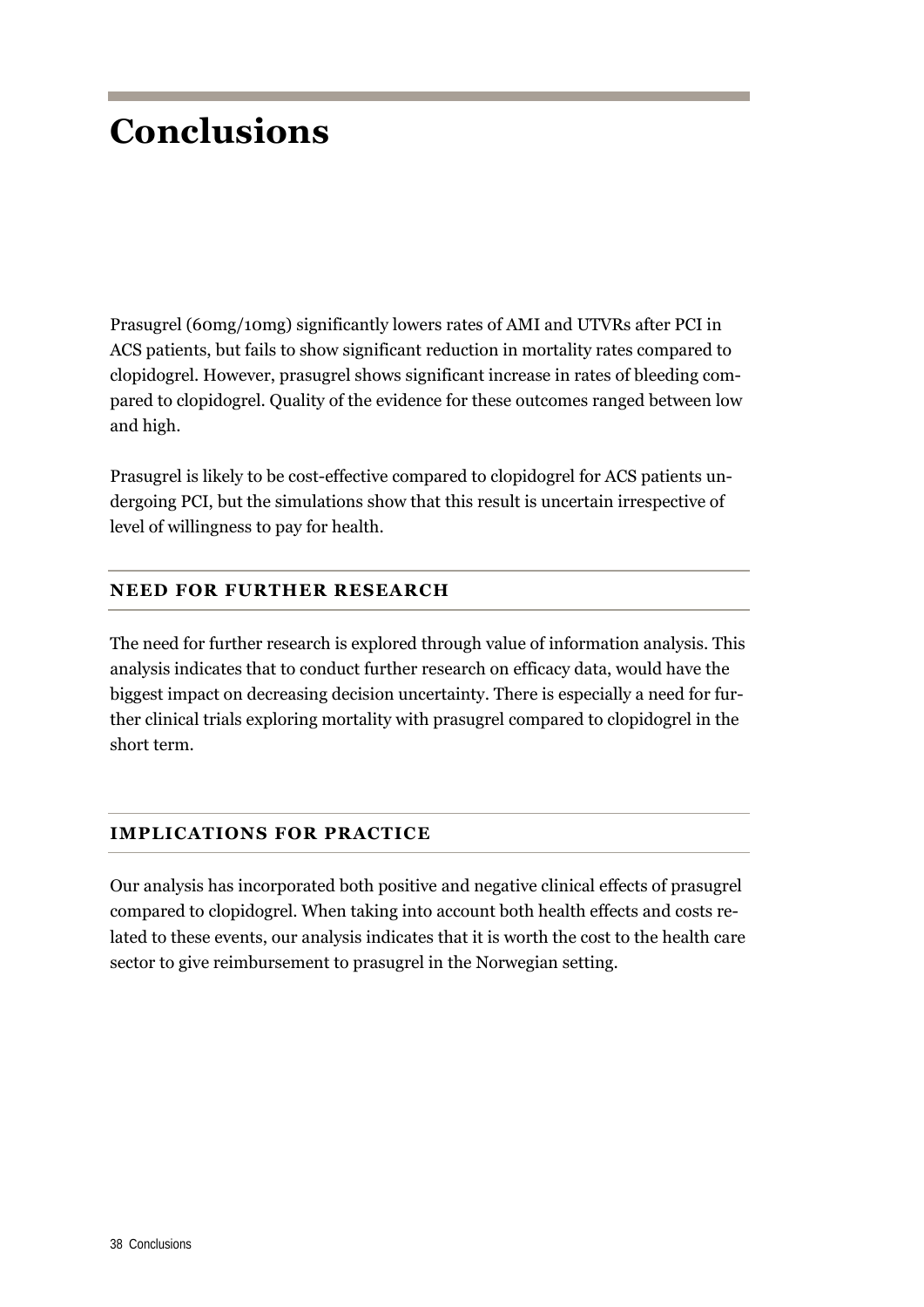# Conclusions

Prasugrel (60mg/10mg) significantly lowers rates of AMI and UTVRs after PCI in ACS patients, but fails to show significant reduction in mortality rates compared to clopidogrel. However, prasugrel shows significant increase in rates of bleeding compared to clopidogrel. Quality of the evidence for these outcomes ranged between low and high.

Prasugrel is likely to be cost-effective compared to clopidogrel for ACS patients undergoing PCI, but the simulations show that this result is uncertain irrespective of level of willingness to pay for health.

## NEED FOR FURTHER RESEARCH

The need for further research is explored through value of information analysis. This analysis indicates that to conduct further research on efficacy data, would have the biggest impact on decreasing decision uncertainty. There is especially a need for further clinical trials exploring mortality with prasugrel compared to clopidogrel in the short term.

## IMPLICATIONS FOR PRACTICE

Our analysis has incorporated both positive and negative clinical effects of prasugrel compared to clopidogrel. When taking into account both health effects and costs related to these events, our analysis indicates that it is worth the cost to the health care sector to give reimbursement to prasugrel in the Norwegian setting.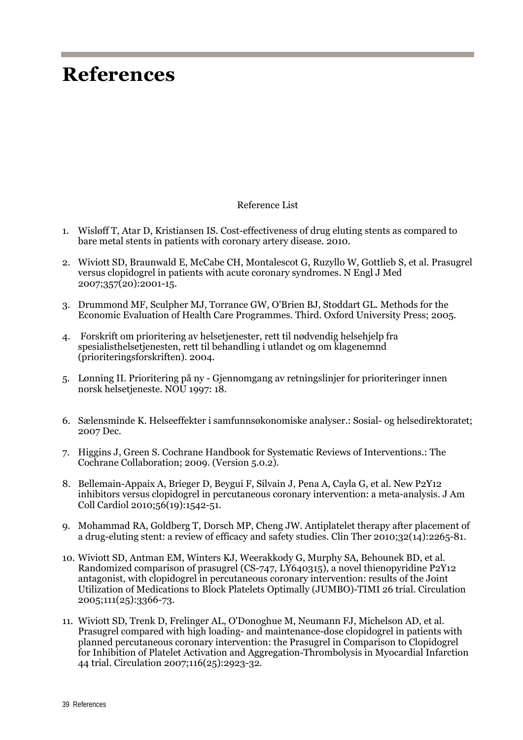# References

Reference List

1. Wisløff T, Atar D, Kristiansen IS. Cost-effectiveness of drug eluting stents as compared to bare metal stents in patients with coronary artery disease. 2010.

2. Wiviott SD, Braunwald E, McCabe CH, Montalescot G, Ruzyllo W, Gottlieb S, et al. Prasugrel versus clopidogrel in patients with acute coronary syndromes. N Engl J Med 2007;357(20):2001-15.

3. Drummond MF, Sculpher MJ, Torrance GW, O'Brien BJ, Stoddart GL. Methods for the Economic Evaluation of Health Care Programmes. Third. Oxford University Press; 2005.

4. Forskrift om prioritering av helsetjenester, rett til nødvendig helsehjelp fra spesialisthelsetjenesten, rett til behandling i utlandet og om klagenemnd (prioriteringsforskriften). 2004.

5. Lønning II. Prioritering på ny - Gjennomgang av retningslinjer for prioriteringer innen norsk helsetjeneste. NOU 1997: 18.

6. Sælensminde K. Helseeffekter i samfunnsøkonomiske analyser.: Sosial- og helsedirektoratet; 2007 Dec.

7. Higgins J, Green S. Cochrane Handbook for Systematic Reviews of Interventions.: The Cochrane Collaboration; 2009. (Version 5.0.2).

8. Bellemain-Appaix A, Brieger D, Beygui F, Silvain J, Pena A, Cayla G, et al. New P2Y12 inhibitors versus clopidogrel in percutaneous coronary intervention: a meta-analysis. J Am Coll Cardiol 2010;56(19):1542-51.

9. Mohammad RA, Goldberg T, Dorsch MP, Cheng JW. Antiplatelet therapy after placement of a drug-eluting stent: a review of efficacy and safety studies. Clin Ther 2010;32(14):2265-81.

10. Wiviott SD, Antman EM, Winters KJ, Weerakkody G, Murphy SA, Behounek BD, et al. Randomized comparison of prasugrel (CS-747, LY640315), a novel thienopyridine P2Y12 antagonist, with clopidogrel in percutaneous coronary intervention: results of the Joint Utilization of Medications to Block Platelets Optimally (JUMBO)-TIMI 26 trial. Circulation 2005;111(25):3366-73.

11. Wiviott SD, Trenk D, Frelinger AL, O'Donoghue M, Neumann FJ, Michelson AD, et al. Prasugrel compared with high loading- and maintenance-dose clopidogrel in patients with planned percutaneous coronary intervention: the Prasugrel in Comparison to Clopidogrel for Inhibition of Platelet Activation and Aggregation-Thrombolysis in Myocardial Infarction 44 trial. Circulation 2007;116(25):2923-32.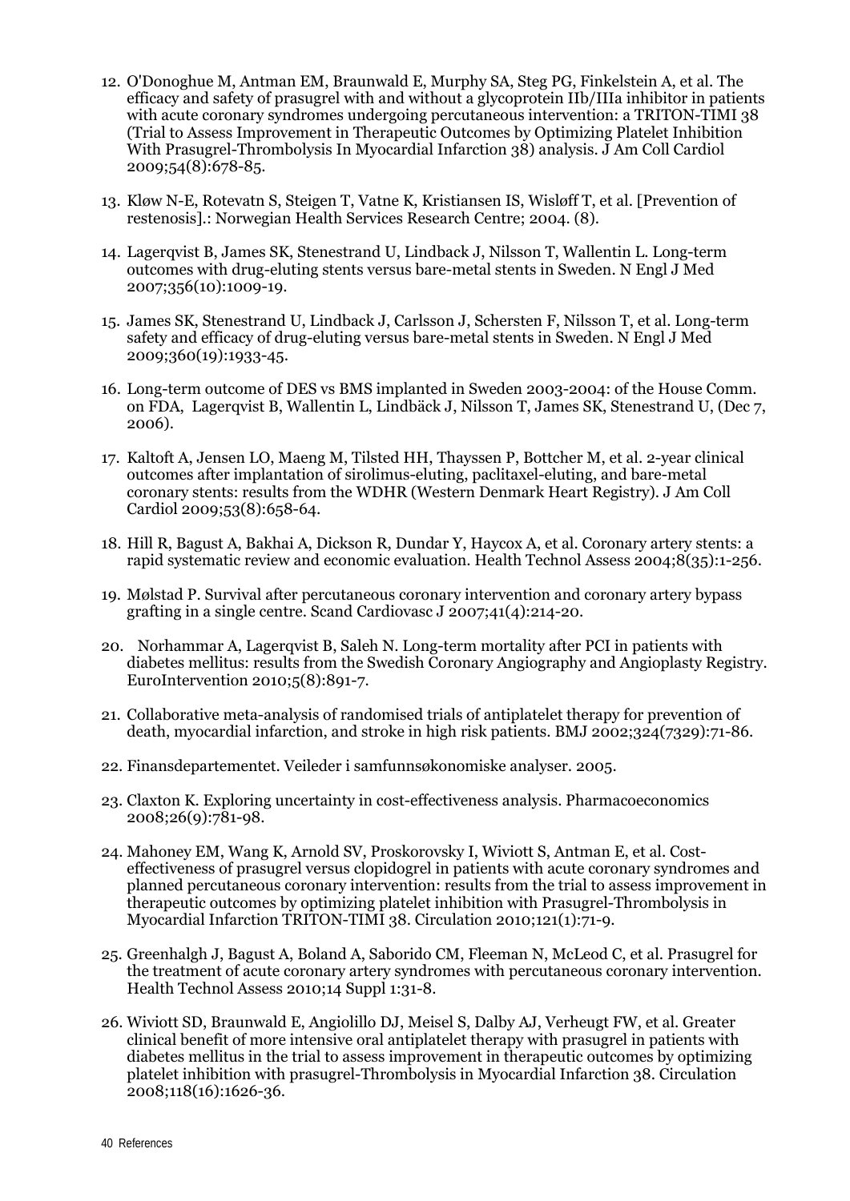12. O'Donoghue M, Antman EM, Braunwald E, Murphy SA, Steg PG, Finkelstein A, et al. The efficacy and safety of prasugrel with and without a glycoprotein IIb/IIIa inhibitor in patients with acute coronary syndromes undergoing percutaneous intervention: a TRITON-TIMI 38 (Trial to Assess Improvement in Therapeutic Outcomes by Optimizing Platelet Inhibition With Prasugrel-Thrombolysis In Myocardial Infarction 38) analysis. J Am Coll Cardiol 2009;54(8):678-85.

13. Kløw N-E, Rotevatn S, Steigen T, Vatne K, Kristiansen IS, Wisløff T, et al. [Prevention of restenosis].: Norwegian Health Services Research Centre; 2004. (8).

14. Lagerqvist B, James SK, Stenestrand U, Lindback J, Nilsson T, Wallentin L. Long-term outcomes with drug-eluting stents versus bare-metal stents in Sweden. N Engl J Med 2007;356(10):1009-19.

15. James SK, Stenestrand U, Lindback J, Carlsson J, Schersten F, Nilsson T, et al. Long-term safety and efficacy of drug-eluting versus bare-metal stents in Sweden. N Engl J Med 2009;360(19):1933-45.

16. Long-term outcome of DES vs BMS implanted in Sweden 2003-2004: of the House Comm. on FDA, Lagerqvist B, Wallentin L, Lindbäck J, Nilsson T, James SK, Stenestrand U, (Dec 7, 2006).

17. Kaltoft A, Jensen LO, Maeng M, Tilsted HH, Thayssen P, Bottcher M, et al. 2-year clinical outcomes after implantation of sirolimus-eluting, paclitaxel-eluting, and bare-metal coronary stents: results from the WDHR (Western Denmark Heart Registry). J Am Coll Cardiol 2009;53(8):658-64.

18. Hill R, Bagust A, Bakhai A, Dickson R, Dundar Y, Haycox A, et al. Coronary artery stents: a rapid systematic review and economic evaluation. Health Technol Assess 2004;8(35):1-256.

19. Mølstad P. Survival after percutaneous coronary intervention and coronary artery bypass grafting in a single centre. Scand Cardiovasc J 2007;41(4):214-20.

20. Norhammar A, Lagerqvist B, Saleh N. Long-term mortality after PCI in patients with diabetes mellitus: results from the Swedish Coronary Angiography and Angioplasty Registry. EuroIntervention 2010;5(8):891-7.

21. Collaborative meta-analysis of randomised trials of antiplatelet therapy for prevention of death, myocardial infarction, and stroke in high risk patients. BMJ 2002;324(7329):71-86.

22. Finansdepartementet. Veileder i samfunnsøkonomiske analyser. 2005.

23. Claxton K. Exploring uncertainty in cost-effectiveness analysis. Pharmacoeconomics 2008;26(9):781-98.

24. Mahoney EM, Wang K, Arnold SV, Proskorovsky I, Wiviott S, Antman E, et al. Cost-effectiveness of prasugrel versus clopidogrel in patients with acute coronary syndromes and planned percutaneous coronary intervention: results from the trial to assess improvement in therapeutic outcomes by optimizing platelet inhibition with Prasugrel-Thrombolysis in Myocardial Infarction TRITON-TIMI 38. Circulation 2010;121(1):71-9.

25. Greenhalgh J, Bagust A, Boland A, Saborido CM, Fleeman N, McLeod C, et al. Prasugrel for the treatment of acute coronary artery syndromes with percutaneous coronary intervention. Health Technol Assess 2010;14 Suppl 1:31-8.

26. Wiviott SD, Braunwald E, Angiolillo DJ, Meisel S, Dalby AJ, Verheugt FW, et al. Greater clinical benefit of more intensive oral antiplatelet therapy with prasugrel in patients with diabetes mellitus in the trial to assess improvement in therapeutic outcomes by optimizing platelet inhibition with prasugrel-Thrombolysis in Myocardial Infarction 38. Circulation 2008;118(16):1626-36.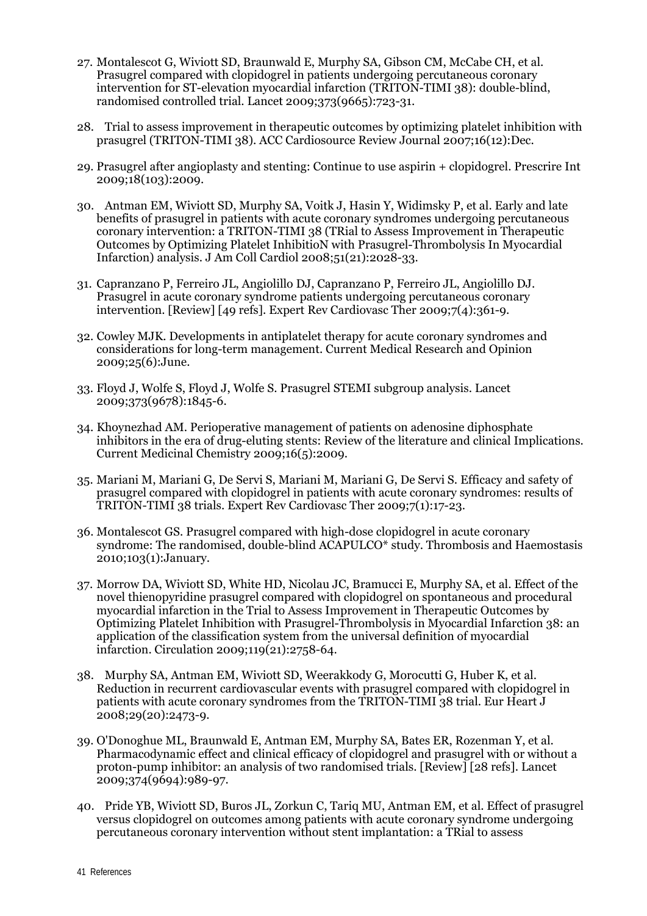27. Montalescot G, Wiviott SD, Braunwald E, Murphy SA, Gibson CM, McCabe CH, et al. Prasugrel compared with clopidogrel in patients undergoing percutaneous coronary intervention for ST-elevation myocardial infarction (TRITON-TIMI 38): double-blind, randomised controlled trial. Lancet 2009;373(9665):723-31.

28. Trial to assess improvement in therapeutic outcomes by optimizing platelet inhibition with prasugrel (TRITON-TIMI 38). ACC Cardiosource Review Journal 2007;16(12):Dec.

29. Prasugrel after angioplasty and stenting: Continue to use aspirin + clopidogrel. Prescrire Int 2009;18(103):2009.

30. Antman EM, Wiviott SD, Murphy SA, Voitk J, Hasin Y, Widimsky P, et al. Early and late benefits of prasugrel in patients with acute coronary syndromes undergoing percutaneous coronary intervention: a TRITON-TIMI 38 (TRial to Assess Improvement in Therapeutic Outcomes by Optimizing Platelet InhibitioN with Prasugrel-Thrombolysis In Myocardial Infarction) analysis. J Am Coll Cardiol 2008;51(21):2028-33.

31. Capranzano P, Ferreiro JL, Angiolillo DJ, Capranzano P, Ferreiro JL, Angiolillo DJ. Prasugrel in acute coronary syndrome patients undergoing percutaneous coronary intervention. [Review] [49 refs]. Expert Rev Cardiovasc Ther 2009;7(4):361-9.

32. Cowley MJK. Developments in antiplatelet therapy for acute coronary syndromes and considerations for long-term management. Current Medical Research and Opinion 2009;25(6):June.

33. Floyd J, Wolfe S, Floyd J, Wolfe S. Prasugrel STEMI subgroup analysis. Lancet 2009;373(9678):1845-6.

34. Khoynezhad AM. Perioperative management of patients on adenosine diphosphate inhibitors in the era of drug-eluting stents: Review of the literature and clinical Implications. Current Medicinal Chemistry 2009;16(5):2009.

35. Mariani M, Mariani G, De Servi S, Mariani M, Mariani G, De Servi S. Efficacy and safety of prasugrel compared with clopidogrel in patients with acute coronary syndromes: results of TRITON-TIMI 38 trials. Expert Rev Cardiovasc Ther 2009;7(1):17-23.

36. Montalescot GS. Prasugrel compared with high-dose clopidogrel in acute coronary syndrome: The randomised, double-blind ACAPULCO* study. Thrombosis and Haemostasis 2010;103(1):January.

37. Morrow DA, Wiviott SD, White HD, Nicolau JC, Bramucci E, Murphy SA, et al. Effect of the novel thienopyridine prasugrel compared with clopidogrel on spontaneous and procedural myocardial infarction in the Trial to Assess Improvement in Therapeutic Outcomes by Optimizing Platelet Inhibition with Prasugrel-Thrombolysis in Myocardial Infarction 38: an application of the classification system from the universal definition of myocardial infarction. Circulation 2009;119(21):2758-64.

38. Murphy SA, Antman EM, Wiviott SD, Weerakkody G, Morocutti G, Huber K, et al. Reduction in recurrent cardiovascular events with prasugrel compared with clopidogrel in patients with acute coronary syndromes from the TRITON-TIMI 38 trial. Eur Heart J 2008;29(20):2473-9.

39. O'Donoghue ML, Braunwald E, Antman EM, Murphy SA, Bates ER, Rozenman Y, et al. Pharmacodynamic effect and clinical efficacy of clopidogrel and prasugrel with or without a proton-pump inhibitor: an analysis of two randomised trials. [Review] [28 refs]. Lancet 2009;374(9694):989-97.

40. Pride YB, Wiviott SD, Buros JL, Zorkun C, Tariq MU, Antman EM, et al. Effect of prasugrel versus clopidogrel on outcomes among patients with acute coronary syndrome undergoing percutaneous coronary intervention without stent implantation: a TRial to assess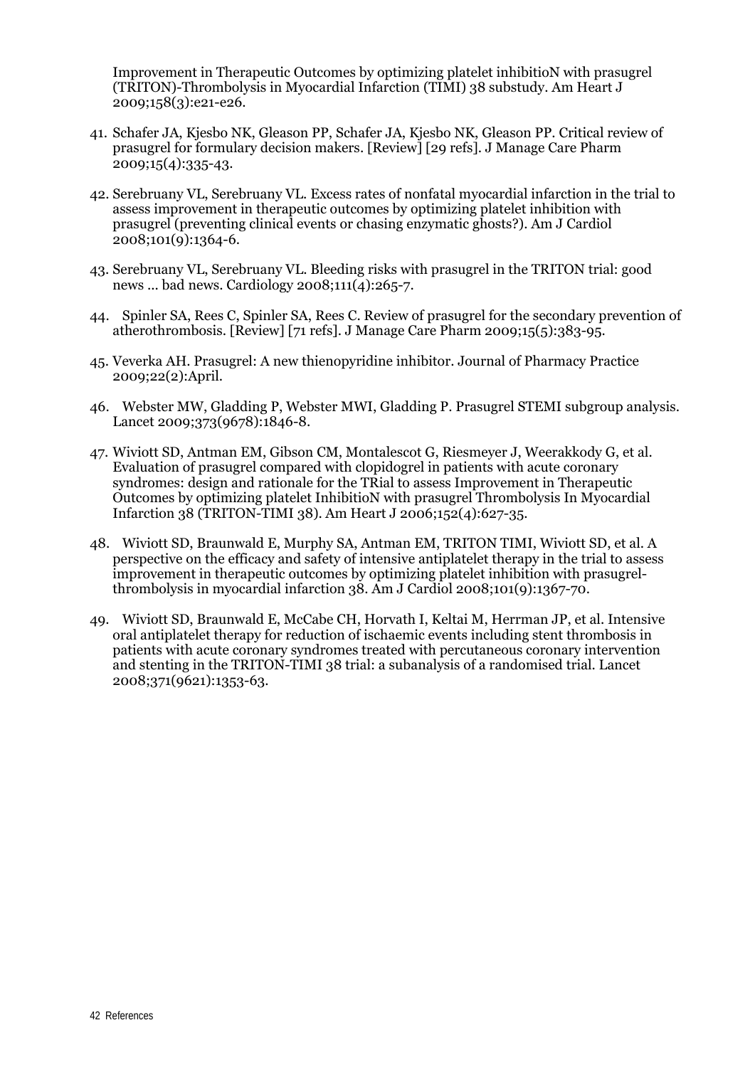Improvement in Therapeutic Outcomes by optimizing platelet inhibitioN with prasugrel (TRITON)-Thrombolysis in Myocardial Infarction (TIMI) 38 substudy. Am Heart J 2009;158(3):e21-e26.

41. Schafer JA, Kjesbo NK, Gleason PP, Schafer JA, Kjesbo NK, Gleason PP. Critical review of prasugrel for formulary decision makers. [Review] [29 refs]. J Manage Care Pharm 2009;15(4):335-43.

42. Serebruany VL, Serebruany VL. Excess rates of nonfatal myocardial infarction in the trial to assess improvement in therapeutic outcomes by optimizing platelet inhibition with prasugrel (preventing clinical events or chasing enzymatic ghosts?). Am J Cardiol 2008;101(9):1364-6.

43. Serebruany VL, Serebruany VL. Bleeding risks with prasugrel in the TRITON trial: good news ... bad news. Cardiology 2008;111(4):265-7.

44. Spinler SA, Rees C, Spinler SA, Rees C. Review of prasugrel for the secondary prevention of atherothrombosis. [Review] [71 refs]. J Manage Care Pharm 2009;15(5):383-95.

45. Veverka AH. Prasugrel: A new thienopyridine inhibitor. Journal of Pharmacy Practice 2009;22(2):April.

46. Webster MW, Gladding P, Webster MWI, Gladding P. Prasugrel STEMI subgroup analysis. Lancet 2009;373(9678):1846-8.

47. Wiviott SD, Antman EM, Gibson CM, Montalescot G, Riesmeyer J, Weerakkody G, et al. Evaluation of prasugrel compared with clopidogrel in patients with acute coronary syndromes: design and rationale for the TRial to assess Improvement in Therapeutic Outcomes by optimizing platelet InhibitioN with prasugrel Thrombolysis In Myocardial Infarction 38 (TRITON-TIMI 38). Am Heart J 2006;152(4):627-35.

48. Wiviott SD, Braunwald E, Murphy SA, Antman EM, TRITON TIMI, Wiviott SD, et al. A perspective on the efficacy and safety of intensive antiplatelet therapy in the trial to assess improvement in therapeutic outcomes by optimizing platelet inhibition with prasugrel-thrombolysis in myocardial infarction 38. Am J Cardiol 2008;101(9):1367-70.

49. Wiviott SD, Braunwald E, McCabe CH, Horvath I, Keltai M, Herrman JP, et al. Intensive oral antiplatelet therapy for reduction of ischaemic events including stent thrombosis in patients with acute coronary syndromes treated with percutaneous coronary intervention and stenting in the TRITON-TIMI 38 trial: a subanalysis of a randomised trial. Lancet 2008;371(9621):1353-63.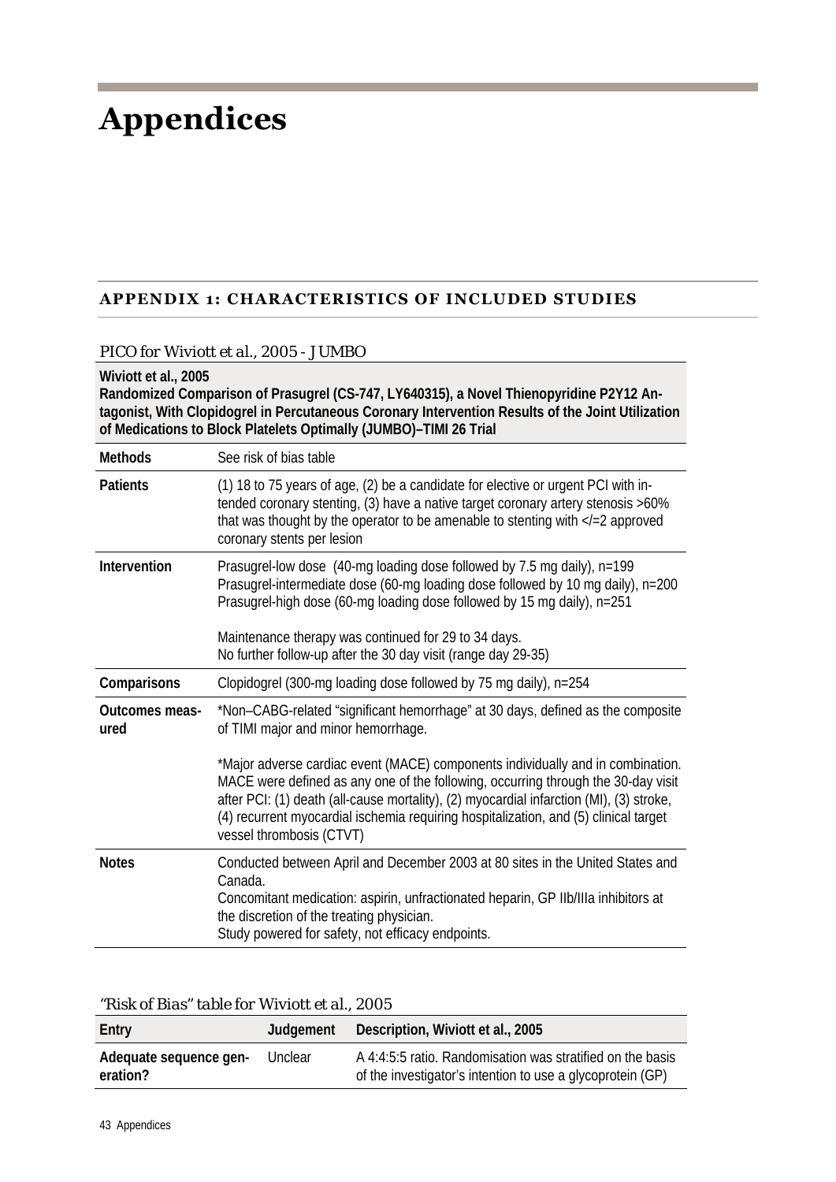# Appendices

## APPENDIX 1: CHARACTERISTICS OF INCLUDED STUDIES

*PICO for Wiviott et al., 2005 - JUMBO*

| **Wiviott et al., 2005**<br>**Randomized Comparison of Prasugrel (CS-747, LY640315), a Novel Thienopyridine P2Y12 Antagonist, With Clopidogrel in Percutaneous Coronary Intervention Results of the Joint Utilization of Medications to Block Platelets Optimally (JUMBO)–TIMI 26 Trial** | |
|---|---|
| **Methods** | See risk of bias table |
| **Patients** | (1) 18 to 75 years of age, (2) be a candidate for elective or urgent PCI with intended coronary stenting, (3) have a native target coronary artery stenosis >60% that was thought by the operator to be amenable to stenting with </=2 approved coronary stents per lesion |
| **Intervention** | Prasugrel-low dose (40-mg loading dose followed by 7.5 mg daily), n=199<br>Prasugrel-intermediate dose (60-mg loading dose followed by 10 mg daily), n=200<br>Prasugrel-high dose (60-mg loading dose followed by 15 mg daily), n=251<br><br>Maintenance therapy was continued for 29 to 34 days.<br>No further follow-up after the 30 day visit (range day 29-35) |
| **Comparisons** | Clopidogrel (300-mg loading dose followed by 75 mg daily), n=254 |
| **Outcomes measured** | *Non–CABG-related "significant hemorrhage" at 30 days, defined as the composite of TIMI major and minor hemorrhage.<br><br>*Major adverse cardiac event (MACE) components individually and in combination. MACE were defined as any one of the following, occurring through the 30-day visit after PCI: (1) death (all-cause mortality), (2) myocardial infarction (MI), (3) stroke, (4) recurrent myocardial ischemia requiring hospitalization, and (5) clinical target vessel thrombosis (CTVT) |
| **Notes** | Conducted between April and December 2003 at 80 sites in the United States and Canada.<br>Concomitant medication: aspirin, unfractionated heparin, GP IIb/IIIa inhibitors at the discretion of the treating physician.<br>Study powered for safety, not efficacy endpoints. |

*"Risk of Bias" table for Wiviott et al., 2005*

| Entry | Judgement | Description, Wiviott et al., 2005 |
|---|---|---|
| Adequate sequence generation? | Unclear | A 4:4:5:5 ratio. Randomisation was stratified on the basis of the investigator's intention to use a glycoprotein (GP) |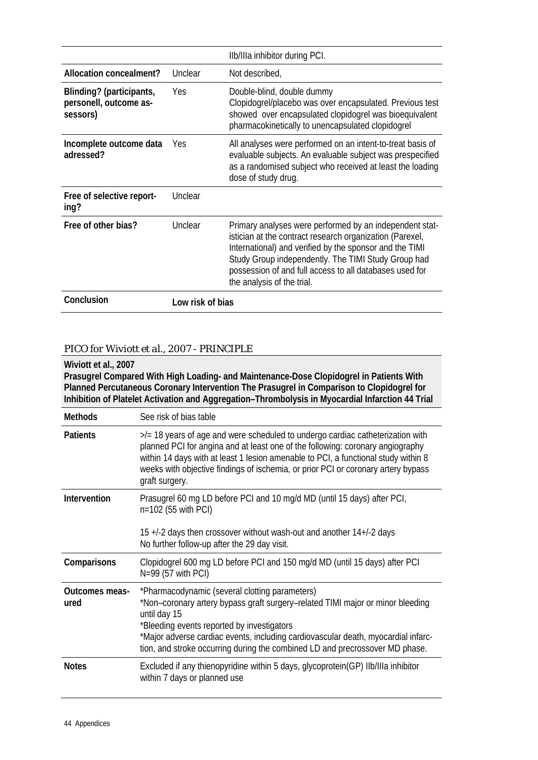| | | |
|---|---|---|
| | | IIb/IIIa inhibitor during PCI. |
| **Allocation concealment?** | Unclear | Not described, |
| **Blinding? (participants, personell, outcome assessors)** | Yes | Double-blind, double dummy<br>Clopidogrel/placebo was over encapsulated. Previous test showed over encapsulated clopidogrel was bioequivalent pharmacokinetically to unencapsulated clopidogrel |
| **Incomplete outcome data adressed?** | Yes | All analyses were performed on an intent-to-treat basis of evaluable subjects. An evaluable subject was prespecified as a randomised subject who received at least the loading dose of study drug. |
| **Free of selective reporting?** | Unclear | |
| **Free of other bias?** | Unclear | Primary analyses were performed by an independent statistician at the contract research organization (Parexel, International) and verified by the sponsor and the TIMI Study Group independently. The TIMI Study Group had possession of and full access to all databases used for the analysis of the trial. |
| **Conclusion** | **Low risk of bias** | |

## *PICO for Wiviott et al., 2007 - PRINCIPLE*

**Wiviott et al., 2007**
**Prasugrel Compared With High Loading- and Maintenance-Dose Clopidogrel in Patients With Planned Percutaneous Coronary Intervention The Prasugrel in Comparison to Clopidogrel for Inhibition of Platelet Activation and Aggregation–Thrombolysis in Myocardial Infarction 44 Trial**

| | |
|---|---|
| **Methods** | See risk of bias table |
| **Patients** | >/= 18 years of age and were scheduled to undergo cardiac catheterization with planned PCI for angina and at least one of the following: coronary angiography within 14 days with at least 1 lesion amenable to PCI, a functional study within 8 weeks with objective findings of ischemia, or prior PCI or coronary artery bypass graft surgery. |
| **Intervention** | Prasugrel 60 mg LD before PCI and 10 mg/d MD (until 15 days) after PCI, n=102 (55 with PCI)<br><br>15 +/-2 days then crossover without wash-out and another 14+/-2 days<br>No further follow-up after the 29 day visit. |
| **Comparisons** | Clopidogrel 600 mg LD before PCI and 150 mg/d MD (until 15 days) after PCI N=99 (57 with PCI) |
| **Outcomes measured** | *Pharmacodynamic (several clotting parameters)<br>*Non–coronary artery bypass graft surgery–related TIMI major or minor bleeding until day 15<br>*Bleeding events reported by investigators<br>*Major adverse cardiac events, including cardiovascular death, myocardial infarction, and stroke occurring during the combined LD and precrossover MD phase. |
| **Notes** | Excluded if any thienopyridine within 5 days, glycoprotein(GP) IIb/IIIa inhibitor within 7 days or planned use |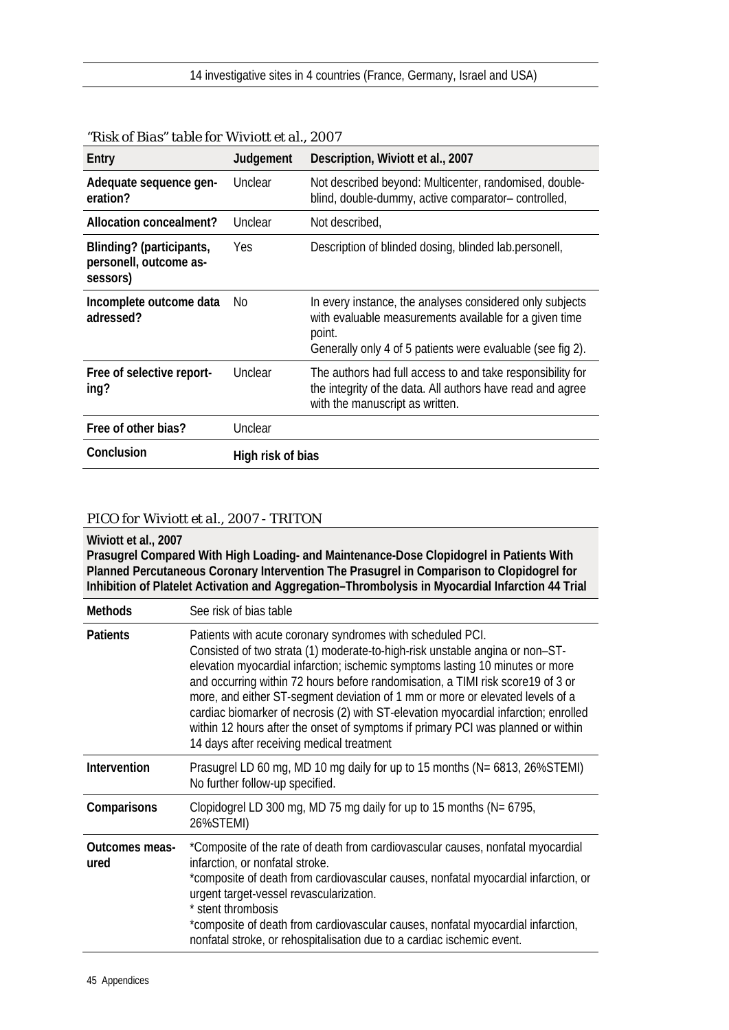| 14 investigative sites in 4 countries (France, Germany, Israel and USA) |
|---|

*"Risk of Bias" table for Wiviott et al., 2007*

| Entry | Judgement | Description, Wiviott et al., 2007 |
|---|---|---|
| **Adequate sequence generation?** | Unclear | Not described beyond: Multicenter, randomised, double-blind, double-dummy, active comparator– controlled, |
| **Allocation concealment?** | Unclear | Not described, |
| **Blinding? (participants, personell, outcome assessors)** | Yes | Description of blinded dosing, blinded lab.personell, |
| **Incomplete outcome data adressed?** | No | In every instance, the analyses considered only subjects with evaluable measurements available for a given time point.<br>Generally only 4 of 5 patients were evaluable (see fig 2). |
| **Free of selective reporting?** | Unclear | The authors had full access to and take responsibility for the integrity of the data. All authors have read and agree with the manuscript as written. |
| **Free of other bias?** | Unclear | |
| **Conclusion** | **High risk of bias** | |

*PICO for Wiviott et al., 2007 - TRITON*

| **Wiviott et al., 2007**<br>**Prasugrel Compared With High Loading- and Maintenance-Dose Clopidogrel in Patients With Planned Percutaneous Coronary Intervention The Prasugrel in Comparison to Clopidogrel for Inhibition of Platelet Activation and Aggregation–Thrombolysis in Myocardial Infarction 44 Trial** | |
|---|---|
| **Methods** | See risk of bias table |
| **Patients** | Patients with acute coronary syndromes with scheduled PCI.<br>Consisted of two strata (1) moderate-to-high-risk unstable angina or non–ST-elevation myocardial infarction; ischemic symptoms lasting 10 minutes or more and occurring within 72 hours before randomisation, a TIMI risk score19 of 3 or more, and either ST-segment deviation of 1 mm or more or elevated levels of a cardiac biomarker of necrosis (2) with ST-elevation myocardial infarction; enrolled within 12 hours after the onset of symptoms if primary PCI was planned or within 14 days after receiving medical treatment |
| **Intervention** | Prasugrel LD 60 mg, MD 10 mg daily for up to 15 months (N= 6813, 26%STEMI)<br>No further follow-up specified. |
| **Comparisons** | Clopidogrel LD 300 mg, MD 75 mg daily for up to 15 months (N= 6795, 26%STEMI) |
| **Outcomes measured** | *Composite of the rate of death from cardiovascular causes, nonfatal myocardial infarction, or nonfatal stroke.<br>*composite of death from cardiovascular causes, nonfatal myocardial infarction, or urgent target-vessel revascularization.<br>* stent thrombosis<br>*composite of death from cardiovascular causes, nonfatal myocardial infarction, nonfatal stroke, or rehospitalisation due to a cardiac ischemic event. |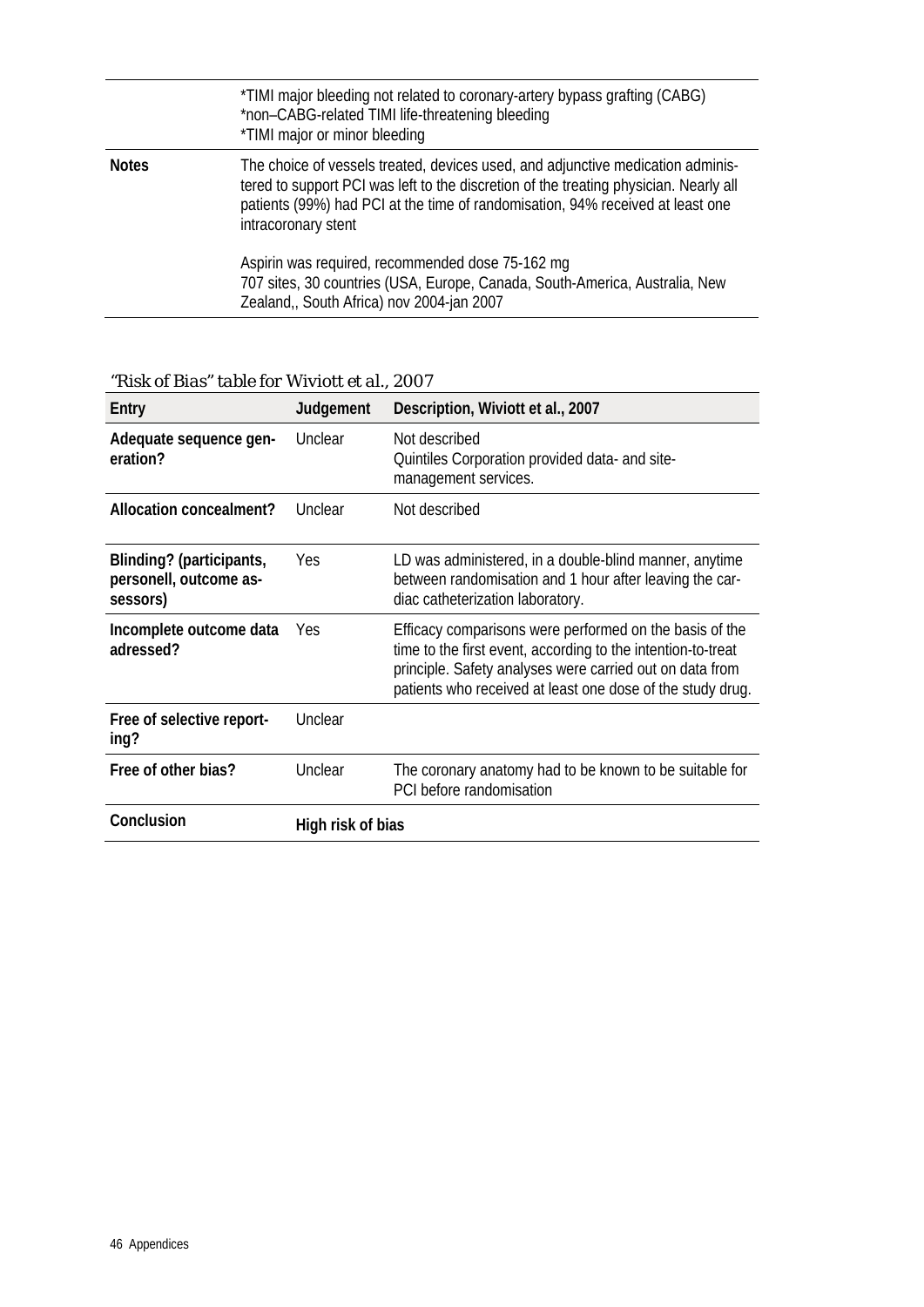| | |
|---|---|
| | *TIMI major bleeding not related to coronary-artery bypass grafting (CABG)<br>*non–CABG-related TIMI life-threatening bleeding<br>*TIMI major or minor bleeding |
| **Notes** | The choice of vessels treated, devices used, and adjunctive medication administered to support PCI was left to the discretion of the treating physician. Nearly all patients (99%) had PCI at the time of randomisation, 94% received at least one intracoronary stent<br><br>Aspirin was required, recommended dose 75-162 mg<br>707 sites, 30 countries (USA, Europe, Canada, South-America, Australia, New Zealand,, South Africa) nov 2004-jan 2007 |

*"Risk of Bias" table for Wiviott et al., 2007*

| Entry | Judgement | Description, Wiviott et al., 2007 |
|---|---|---|
| **Adequate sequence generation?** | Unclear | Not described<br>Quintiles Corporation provided data- and site-management services. |
| **Allocation concealment?** | Unclear | Not described |
| **Blinding? (participants, personell, outcome assessors)** | Yes | LD was administered, in a double-blind manner, anytime between randomisation and 1 hour after leaving the cardiac catheterization laboratory. |
| **Incomplete outcome data adressed?** | Yes | Efficacy comparisons were performed on the basis of the time to the first event, according to the intention-to-treat principle. Safety analyses were carried out on data from patients who received at least one dose of the study drug. |
| **Free of selective reporting?** | Unclear | |
| **Free of other bias?** | Unclear | The coronary anatomy had to be known to be suitable for PCI before randomisation |
| **Conclusion** | **High risk of bias** | |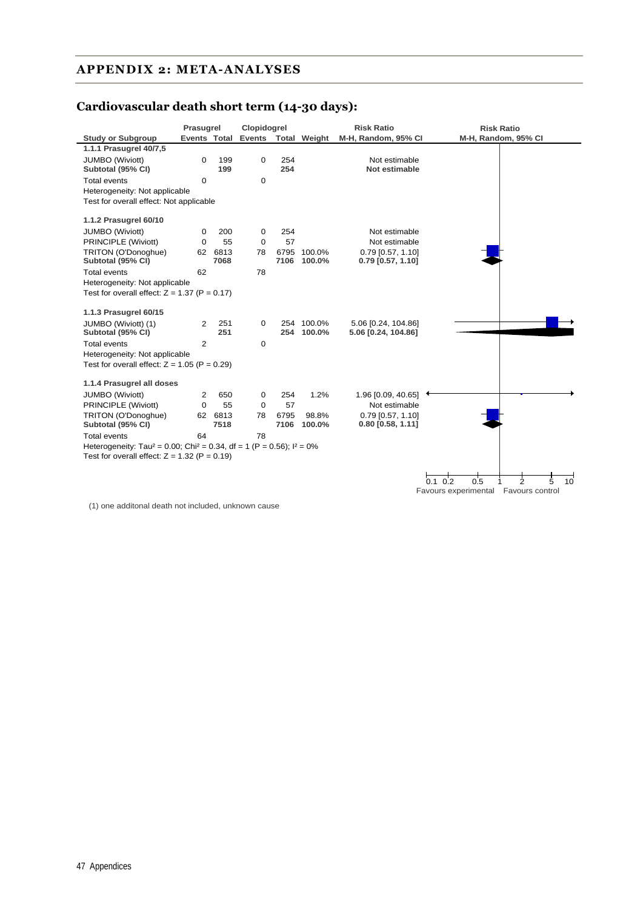## APPENDIX 2: META-ANALYSES

### Cardiovascular death short term (14-30 days):

| Study or Subgroup | Prasugrel Events | Prasugrel Total | Clopidogrel Events | Clopidogrel Total | Weight | Risk Ratio M-H, Random, 95% CI |
|---|---|---|---|---|---|---|
| **1.1.1 Prasugrel 40/7,5** | | | | | | |
| JUMBO (Wiviott) | 0 | 199 | 0 | 254 | | Not estimable |
| **Subtotal (95% CI)** | | **199** | | **254** | | **Not estimable** |
| Total events | 0 | | 0 | | | |
| Heterogeneity: Not applicable | | | | | | |
| Test for overall effect: Not applicable | | | | | | |
| **1.1.2 Prasugrel 60/10** | | | | | | |
| JUMBO (Wiviott) | 0 | 200 | 0 | 254 | | Not estimable |
| PRINCIPLE (Wiviott) | 0 | 55 | 0 | 57 | | Not estimable |
| TRITON (O'Donoghue) | 62 | 6813 | 78 | 6795 | 100.0% | 0.79 [0.57, 1.10] |
| **Subtotal (95% CI)** | | **7068** | | **7106** | **100.0%** | **0.79 [0.57, 1.10]** |
| Total events | 62 | | 78 | | | |
| Heterogeneity: Not applicable | | | | | | |
| Test for overall effect: Z = 1.37 (P = 0.17) | | | | | | |
| **1.1.3 Prasugrel 60/15** | | | | | | |
| JUMBO (Wiviott) (1) | 2 | 251 | 0 | 254 | 100.0% | 5.06 [0.24, 104.86] |
| **Subtotal (95% CI)** | | **251** | | **254** | **100.0%** | **5.06 [0.24, 104.86]** |
| Total events | 2 | | 0 | | | |
| Heterogeneity: Not applicable | | | | | | |
| Test for overall effect: Z = 1.05 (P = 0.29) | | | | | | |
| **1.1.4 Prasugrel all doses** | | | | | | |
| JUMBO (Wiviott) | 2 | 650 | 0 | 254 | 1.2% | 1.96 [0.09, 40.65] |
| PRINCIPLE (Wiviott) | 0 | 55 | 0 | 57 | | Not estimable |
| TRITON (O'Donoghue) | 62 | 6813 | 78 | 6795 | 98.8% | 0.79 [0.57, 1.10] |
| **Subtotal (95% CI)** | | **7518** | | **7106** | **100.0%** | **0.80 [0.58, 1.11]** |
| Total events | 64 | | 78 | | | |
| Heterogeneity: Tau² = 0.00; Chi² = 0.34, df = 1 (P = 0.56); I² = 0% | | | | | | |
| Test for overall effect: Z = 1.32 (P = 0.19) | | | | | | |

Risk Ratio M-H, Random, 95% CI: 0.1 0.2 0.5 1 2 5 10 — Favours experimental / Favours control

(1) one additonal death not included, unknown cause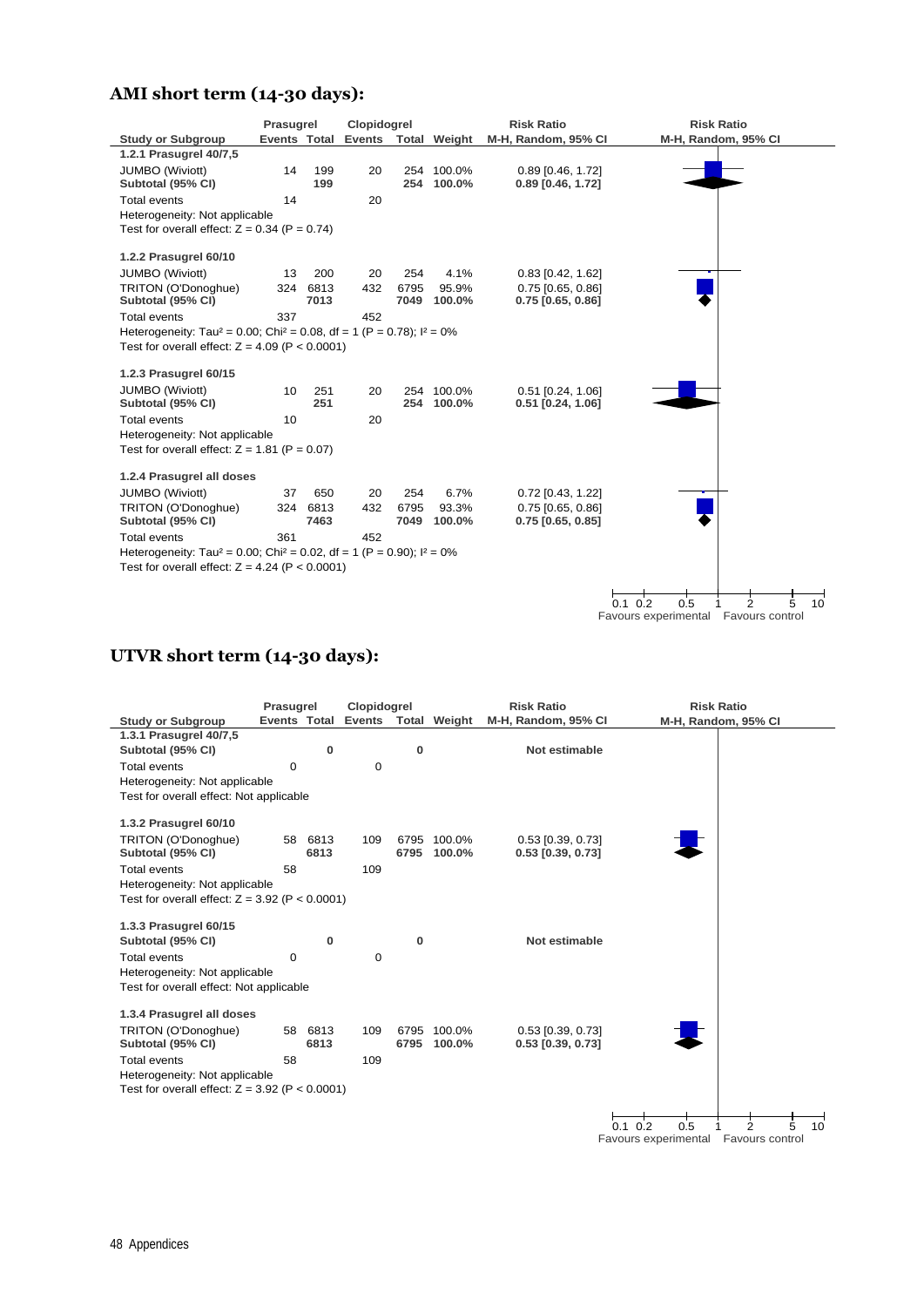## AMI short term (14-30 days):

| Study or Subgroup | Prasugrel Events | Prasugrel Total | Clopidogrel Events | Clopidogrel Total | Weight | Risk Ratio M-H, Random, 95% CI |
|---|---|---|---|---|---|---|
| **1.2.1 Prasugrel 40/7,5** | | | | | | |
| JUMBO (Wiviott) | 14 | 199 | 20 | 254 | 100.0% | 0.89 [0.46, 1.72] |
| **Subtotal (95% CI)** | | **199** | | **254** | **100.0%** | **0.89 [0.46, 1.72]** |
| Total events | 14 | | 20 | | | |
| Heterogeneity: Not applicable | | | | | | |
| Test for overall effect: Z = 0.34 (P = 0.74) | | | | | | |
| **1.2.2 Prasugrel 60/10** | | | | | | |
| JUMBO (Wiviott) | 13 | 200 | 20 | 254 | 4.1% | 0.83 [0.42, 1.62] |
| TRITON (O'Donoghue) | 324 | 6813 | 432 | 6795 | 95.9% | 0.75 [0.65, 0.86] |
| **Subtotal (95% CI)** | | **7013** | | **7049** | **100.0%** | **0.75 [0.65, 0.86]** |
| Total events | 337 | | 452 | | | |
| Heterogeneity: Tau² = 0.00; Chi² = 0.08, df = 1 (P = 0.78); I² = 0% | | | | | | |
| Test for overall effect: Z = 4.09 (P < 0.0001) | | | | | | |
| **1.2.3 Prasugrel 60/15** | | | | | | |
| JUMBO (Wiviott) | 10 | 251 | 20 | 254 | 100.0% | 0.51 [0.24, 1.06] |
| **Subtotal (95% CI)** | | **251** | | **254** | **100.0%** | **0.51 [0.24, 1.06]** |
| Total events | 10 | | 20 | | | |
| Heterogeneity: Not applicable | | | | | | |
| Test for overall effect: Z = 1.81 (P = 0.07) | | | | | | |
| **1.2.4 Prasugrel all doses** | | | | | | |
| JUMBO (Wiviott) | 37 | 650 | 20 | 254 | 6.7% | 0.72 [0.43, 1.22] |
| TRITON (O'Donoghue) | 324 | 6813 | 432 | 6795 | 93.3% | 0.75 [0.65, 0.86] |
| **Subtotal (95% CI)** | | **7463** | | **7049** | **100.0%** | **0.75 [0.65, 0.85]** |
| Total events | 361 | | 452 | | | |
| Heterogeneity: Tau² = 0.00; Chi² = 0.02, df = 1 (P = 0.90); I² = 0% | | | | | | |
| Test for overall effect: Z = 4.24 (P < 0.0001) | | | | | | |

Risk Ratio M-H, Random, 95% CI: 0.1 0.2 0.5 1 2 5 10 — Favours experimental / Favours control

## UTVR short term (14-30 days):

| Study or Subgroup | Prasugrel Events | Prasugrel Total | Clopidogrel Events | Clopidogrel Total | Weight | Risk Ratio M-H, Random, 95% CI |
|---|---|---|---|---|---|---|
| **1.3.1 Prasugrel 40/7,5** | | | | | | |
| **Subtotal (95% CI)** | | **0** | | **0** | | **Not estimable** |
| Total events | 0 | | 0 | | | |
| Heterogeneity: Not applicable | | | | | | |
| Test for overall effect: Not applicable | | | | | | |
| **1.3.2 Prasugrel 60/10** | | | | | | |
| TRITON (O'Donoghue) | 58 | 6813 | 109 | 6795 | 100.0% | 0.53 [0.39, 0.73] |
| **Subtotal (95% CI)** | | **6813** | | **6795** | **100.0%** | **0.53 [0.39, 0.73]** |
| Total events | 58 | | 109 | | | |
| Heterogeneity: Not applicable | | | | | | |
| Test for overall effect: Z = 3.92 (P < 0.0001) | | | | | | |
| **1.3.3 Prasugrel 60/15** | | | | | | |
| **Subtotal (95% CI)** | | **0** | | **0** | | **Not estimable** |
| Total events | 0 | | 0 | | | |
| Heterogeneity: Not applicable | | | | | | |
| Test for overall effect: Not applicable | | | | | | |
| **1.3.4 Prasugrel all doses** | | | | | | |
| TRITON (O'Donoghue) | 58 | 6813 | 109 | 6795 | 100.0% | 0.53 [0.39, 0.73] |
| **Subtotal (95% CI)** | | **6813** | | **6795** | **100.0%** | **0.53 [0.39, 0.73]** |
| Total events | 58 | | 109 | | | |
| Heterogeneity: Not applicable | | | | | | |
| Test for overall effect: Z = 3.92 (P < 0.0001) | | | | | | |

Risk Ratio M-H, Random, 95% CI: 0.1 0.2 0.5 1 2 5 10 — Favours experimental / Favours control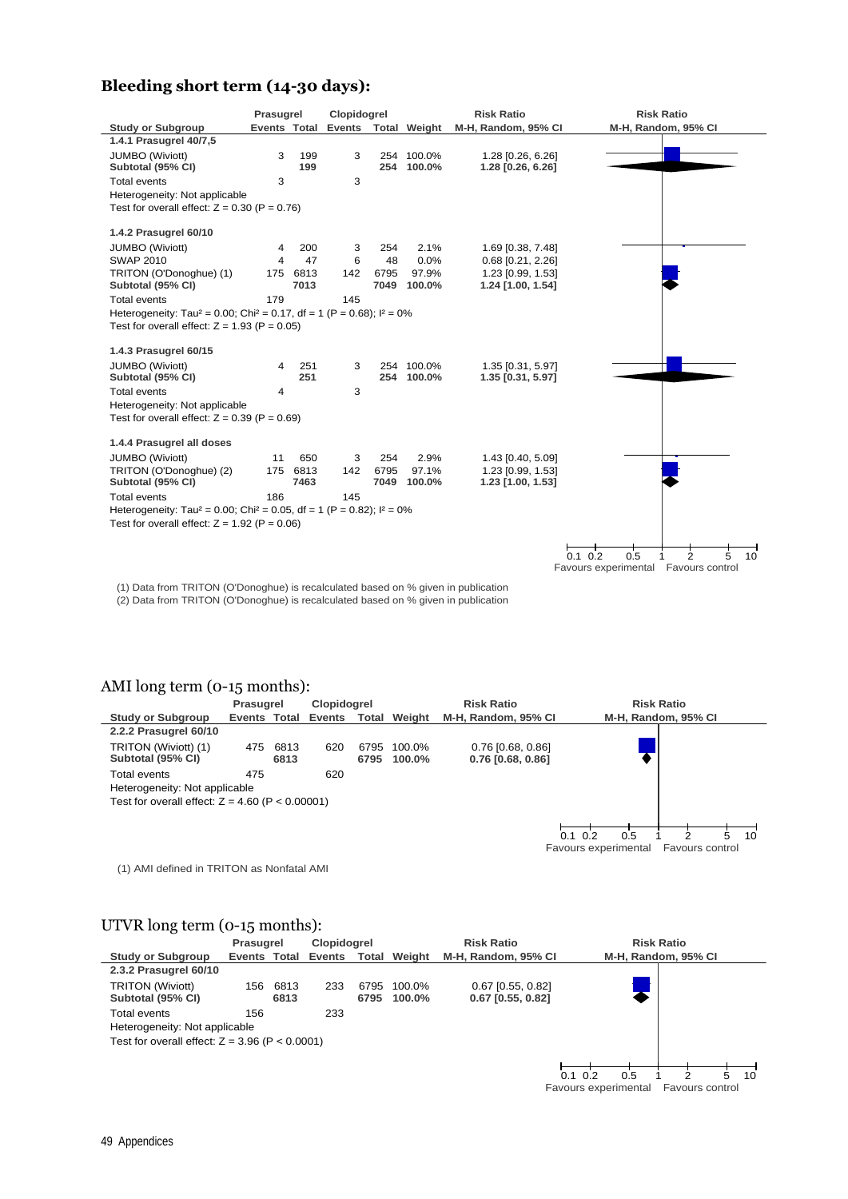## Bleeding short term (14-30 days):

| Study or Subgroup | Prasugrel Events | Prasugrel Total | Clopidogrel Events | Clopidogrel Total | Weight | Risk Ratio M-H, Random, 95% CI |
|---|---|---|---|---|---|---|
| **1.4.1 Prasugrel 40/7,5** | | | | | | |
| JUMBO (Wiviott) | 3 | 199 | 3 | 254 | 100.0% | 1.28 [0.26, 6.26] |
| **Subtotal (95% CI)** | | **199** | | **254** | **100.0%** | **1.28 [0.26, 6.26]** |
| Total events | 3 | | 3 | | | |
| Heterogeneity: Not applicable | | | | | | |
| Test for overall effect: Z = 0.30 (P = 0.76) | | | | | | |
| **1.4.2 Prasugrel 60/10** | | | | | | |
| JUMBO (Wiviott) | 4 | 200 | 3 | 254 | 2.1% | 1.69 [0.38, 7.48] |
| SWAP 2010 | 4 | 47 | 6 | 48 | 0.0% | 0.68 [0.21, 2.26] |
| TRITON (O'Donoghue) (1) | 175 | 6813 | 142 | 6795 | 97.9% | 1.23 [0.99, 1.53] |
| **Subtotal (95% CI)** | | **7013** | | **7049** | **100.0%** | **1.24 [1.00, 1.54]** |
| Total events | 179 | | 145 | | | |
| Heterogeneity: Tau² = 0.00; Chi² = 0.17, df = 1 (P = 0.68); I² = 0% | | | | | | |
| Test for overall effect: Z = 1.93 (P = 0.05) | | | | | | |
| **1.4.3 Prasugrel 60/15** | | | | | | |
| JUMBO (Wiviott) | 4 | 251 | 3 | 254 | 100.0% | 1.35 [0.31, 5.97] |
| **Subtotal (95% CI)** | | **251** | | **254** | **100.0%** | **1.35 [0.31, 5.97]** |
| Total events | 4 | | 3 | | | |
| Heterogeneity: Not applicable | | | | | | |
| Test for overall effect: Z = 0.39 (P = 0.69) | | | | | | |
| **1.4.4 Prasugrel all doses** | | | | | | |
| JUMBO (Wiviott) | 11 | 650 | 3 | 254 | 2.9% | 1.43 [0.40, 5.09] |
| TRITON (O'Donoghue) (2) | 175 | 6813 | 142 | 6795 | 97.1% | 1.23 [0.99, 1.53] |
| **Subtotal (95% CI)** | | **7463** | | **7049** | **100.0%** | **1.23 [1.00, 1.53]** |
| Total events | 186 | | 145 | | | |
| Heterogeneity: Tau² = 0.00; Chi² = 0.05, df = 1 (P = 0.82); I² = 0% | | | | | | |
| Test for overall effect: Z = 1.92 (P = 0.06) | | | | | | |

Favours experimental | Favours control

(1) Data from TRITON (O'Donoghue) is recalculated based on % given in publication
(2) Data from TRITON (O'Donoghue) is recalculated based on % given in publication

## AMI long term (0-15 months):

| Study or Subgroup | Prasugrel Events | Prasugrel Total | Clopidogrel Events | Clopidogrel Total | Weight | Risk Ratio M-H, Random, 95% CI |
|---|---|---|---|---|---|---|
| **2.2.2 Prasugrel 60/10** | | | | | | |
| TRITON (Wiviott) (1) | 475 | 6813 | 620 | 6795 | 100.0% | 0.76 [0.68, 0.86] |
| **Subtotal (95% CI)** | | **6813** | | **6795** | **100.0%** | **0.76 [0.68, 0.86]** |
| Total events | 475 | | 620 | | | |
| Heterogeneity: Not applicable | | | | | | |
| Test for overall effect: Z = 4.60 (P < 0.00001) | | | | | | |

Favours experimental | Favours control

(1) AMI defined in TRITON as Nonfatal AMI

## UTVR long term (0-15 months):

| Study or Subgroup | Prasugrel Events | Prasugrel Total | Clopidogrel Events | Clopidogrel Total | Weight | Risk Ratio M-H, Random, 95% CI |
|---|---|---|---|---|---|---|
| **2.3.2 Prasugrel 60/10** | | | | | | |
| TRITON (Wiviott) | 156 | 6813 | 233 | 6795 | 100.0% | 0.67 [0.55, 0.82] |
| **Subtotal (95% CI)** | | **6813** | | **6795** | **100.0%** | **0.67 [0.55, 0.82]** |
| Total events | 156 | | 233 | | | |
| Heterogeneity: Not applicable | | | | | | |
| Test for overall effect: Z = 3.96 (P < 0.0001) | | | | | | |

Favours experimental | Favours control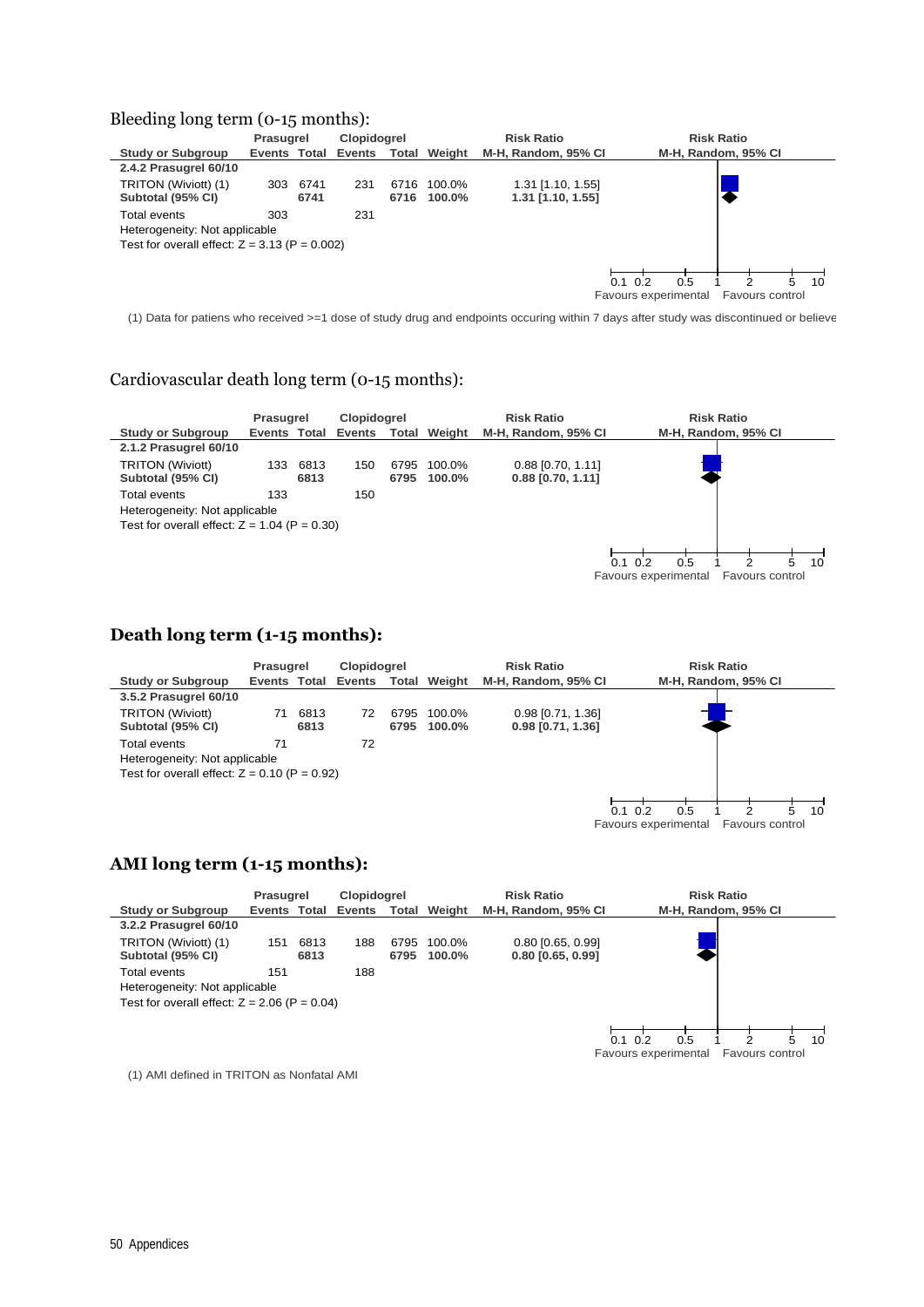### Bleeding long term (0-15 months):

| Study or Subgroup | Prasugrel Events | Prasugrel Total | Clopidogrel Events | Clopidogrel Total | Weight | Risk Ratio M-H, Random, 95% CI |
|---|---|---|---|---|---|---|
| **2.4.2 Prasugrel 60/10** | | | | | | |
| TRITON (Wiviott) (1) | 303 | 6741 | 231 | 6716 | 100.0% | 1.31 [1.10, 1.55] |
| **Subtotal (95% CI)** | | **6741** | | **6716** | **100.0%** | **1.31 [1.10, 1.55]** |
| Total events | 303 | | 231 | | | |
| Heterogeneity: Not applicable | | | | | | |
| Test for overall effect: Z = 3.13 (P = 0.002) | | | | | | |

Favours experimental | Favours control

(1) Data for patiens who received >=1 dose of study drug and endpoints occuring within 7 days after study was discontinued or believe

### Cardiovascular death long term (0-15 months):

| Study or Subgroup | Prasugrel Events | Prasugrel Total | Clopidogrel Events | Clopidogrel Total | Weight | Risk Ratio M-H, Random, 95% CI |
|---|---|---|---|---|---|---|
| **2.1.2 Prasugrel 60/10** | | | | | | |
| TRITON (Wiviott) | 133 | 6813 | 150 | 6795 | 100.0% | 0.88 [0.70, 1.11] |
| **Subtotal (95% CI)** | | **6813** | | **6795** | **100.0%** | **0.88 [0.70, 1.11]** |
| Total events | 133 | | 150 | | | |
| Heterogeneity: Not applicable | | | | | | |
| Test for overall effect: Z = 1.04 (P = 0.30) | | | | | | |

Favours experimental | Favours control

### **Death long term (1-15 months):**

| Study or Subgroup | Prasugrel Events | Prasugrel Total | Clopidogrel Events | Clopidogrel Total | Weight | Risk Ratio M-H, Random, 95% CI |
|---|---|---|---|---|---|---|
| **3.5.2 Prasugrel 60/10** | | | | | | |
| TRITON (Wiviott) | 71 | 6813 | 72 | 6795 | 100.0% | 0.98 [0.71, 1.36] |
| **Subtotal (95% CI)** | | **6813** | | **6795** | **100.0%** | **0.98 [0.71, 1.36]** |
| Total events | 71 | | 72 | | | |
| Heterogeneity: Not applicable | | | | | | |
| Test for overall effect: Z = 0.10 (P = 0.92) | | | | | | |

Favours experimental | Favours control

### **AMI long term (1-15 months):**

| Study or Subgroup | Prasugrel Events | Prasugrel Total | Clopidogrel Events | Clopidogrel Total | Weight | Risk Ratio M-H, Random, 95% CI |
|---|---|---|---|---|---|---|
| **3.2.2 Prasugrel 60/10** | | | | | | |
| TRITON (Wiviott) (1) | 151 | 6813 | 188 | 6795 | 100.0% | 0.80 [0.65, 0.99] |
| **Subtotal (95% CI)** | | **6813** | | **6795** | **100.0%** | **0.80 [0.65, 0.99]** |
| Total events | 151 | | 188 | | | |
| Heterogeneity: Not applicable | | | | | | |
| Test for overall effect: Z = 2.06 (P = 0.04) | | | | | | |

Favours experimental | Favours control

(1) AMI defined in TRITON as Nonfatal AMI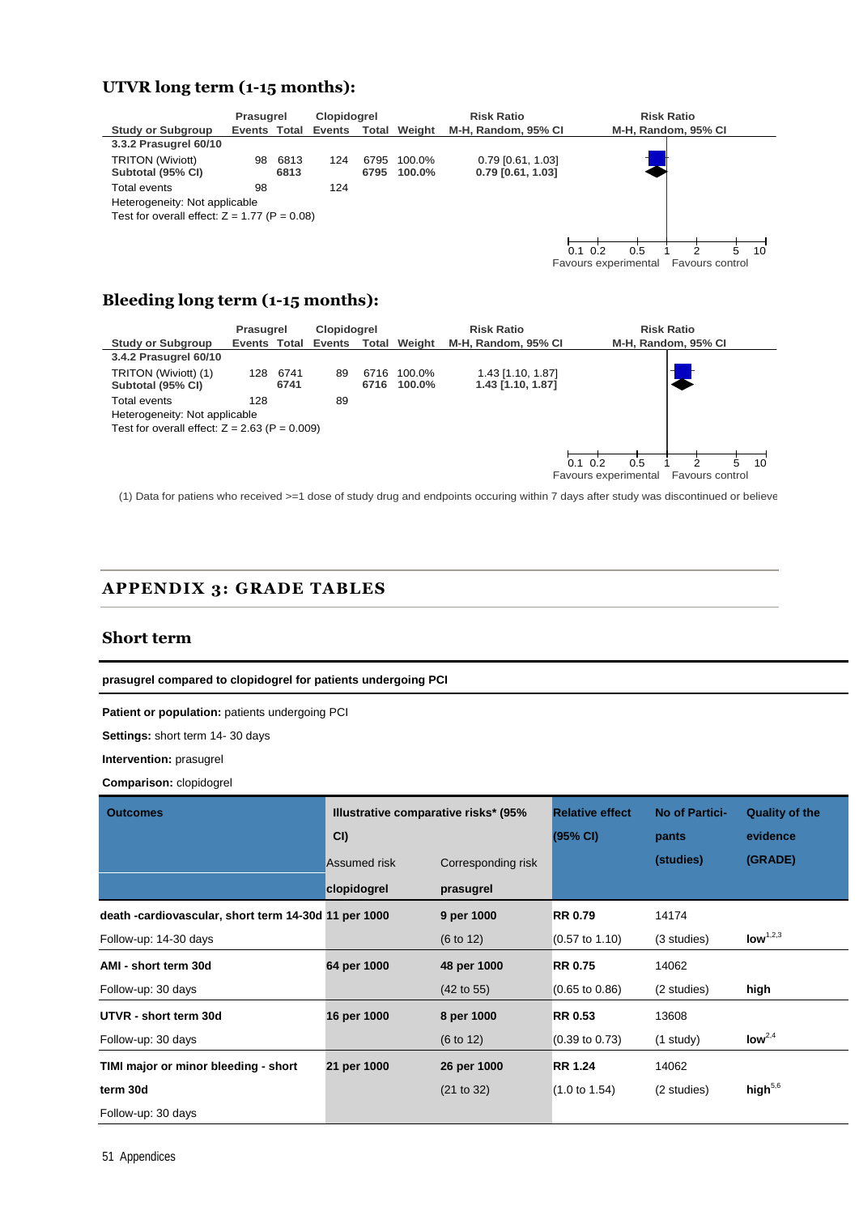### UTVR long term (1-15 months):

| Study or Subgroup | Prasugrel Events | Prasugrel Total | Clopidogrel Events | Clopidogrel Total | Weight | Risk Ratio M-H, Random, 95% CI |
|---|---|---|---|---|---|---|
| **3.3.2 Prasugrel 60/10** | | | | | | |
| TRITON (Wiviott) | 98 | 6813 | 124 | 6795 | 100.0% | 0.79 [0.61, 1.03] |
| **Subtotal (95% CI)** | | **6813** | | **6795** | **100.0%** | **0.79 [0.61, 1.03]** |
| Total events | 98 | | 124 | | | |
| Heterogeneity: Not applicable | | | | | | |
| Test for overall effect: Z = 1.77 (P = 0.08) | | | | | | |

Risk Ratio M-H, Random, 95% CI: 0.1 0.2 0.5 1 2 5 10 — Favours experimental / Favours control

### Bleeding long term (1-15 months):

| Study or Subgroup | Prasugrel Events | Prasugrel Total | Clopidogrel Events | Clopidogrel Total | Weight | Risk Ratio M-H, Random, 95% CI |
|---|---|---|---|---|---|---|
| **3.4.2 Prasugrel 60/10** | | | | | | |
| TRITON (Wiviott) (1) | 128 | 6741 | 89 | 6716 | 100.0% | 1.43 [1.10, 1.87] |
| **Subtotal (95% CI)** | | **6741** | | **6716** | **100.0%** | **1.43 [1.10, 1.87]** |
| Total events | 128 | | 89 | | | |
| Heterogeneity: Not applicable | | | | | | |
| Test for overall effect: Z = 2.63 (P = 0.009) | | | | | | |

Risk Ratio M-H, Random, 95% CI: 0.1 0.2 0.5 1 2 5 10 — Favours experimental / Favours control

(1) Data for patiens who received >=1 dose of study drug and endpoints occuring within 7 days after study was discontinued or believe

## APPENDIX 3: GRADE TABLES

### Short term

**prasugrel compared to clopidogrel for patients undergoing PCI**

**Patient or population:** patients undergoing PCI

**Settings:** short term 14- 30 days

**Intervention:** prasugrel

**Comparison:** clopidogrel

| Outcomes | Illustrative comparative risks* (95% CI) | | Relative effect (95% CI) | No of Participants (studies) | Quality of the evidence (GRADE) |
|---|---|---|---|---|---|
| | Assumed risk | Corresponding risk | | | |
| | **clopidogrel** | **prasugrel** | | | |
| **death -cardiovascular, short term 14-30d** Follow-up: 14-30 days | **11 per 1000** | **9 per 1000** (6 to 12) | **RR 0.79** (0.57 to 1.10) | 14174 (3 studies) | **low**[1,2,3] |
| **AMI - short term 30d** Follow-up: 30 days | **64 per 1000** | **48 per 1000** (42 to 55) | **RR 0.75** (0.65 to 0.86) | 14062 (2 studies) | **high** |
| **UTVR - short term 30d** Follow-up: 30 days | **16 per 1000** | **8 per 1000** (6 to 12) | **RR 0.53** (0.39 to 0.73) | 13608 (1 study) | **low**[2,4] |
| **TIMI major or minor bleeding - short term 30d** Follow-up: 30 days | **21 per 1000** | **26 per 1000** (21 to 32) | **RR 1.24** (1.0 to 1.54) | 14062 (2 studies) | **high**[5,6] |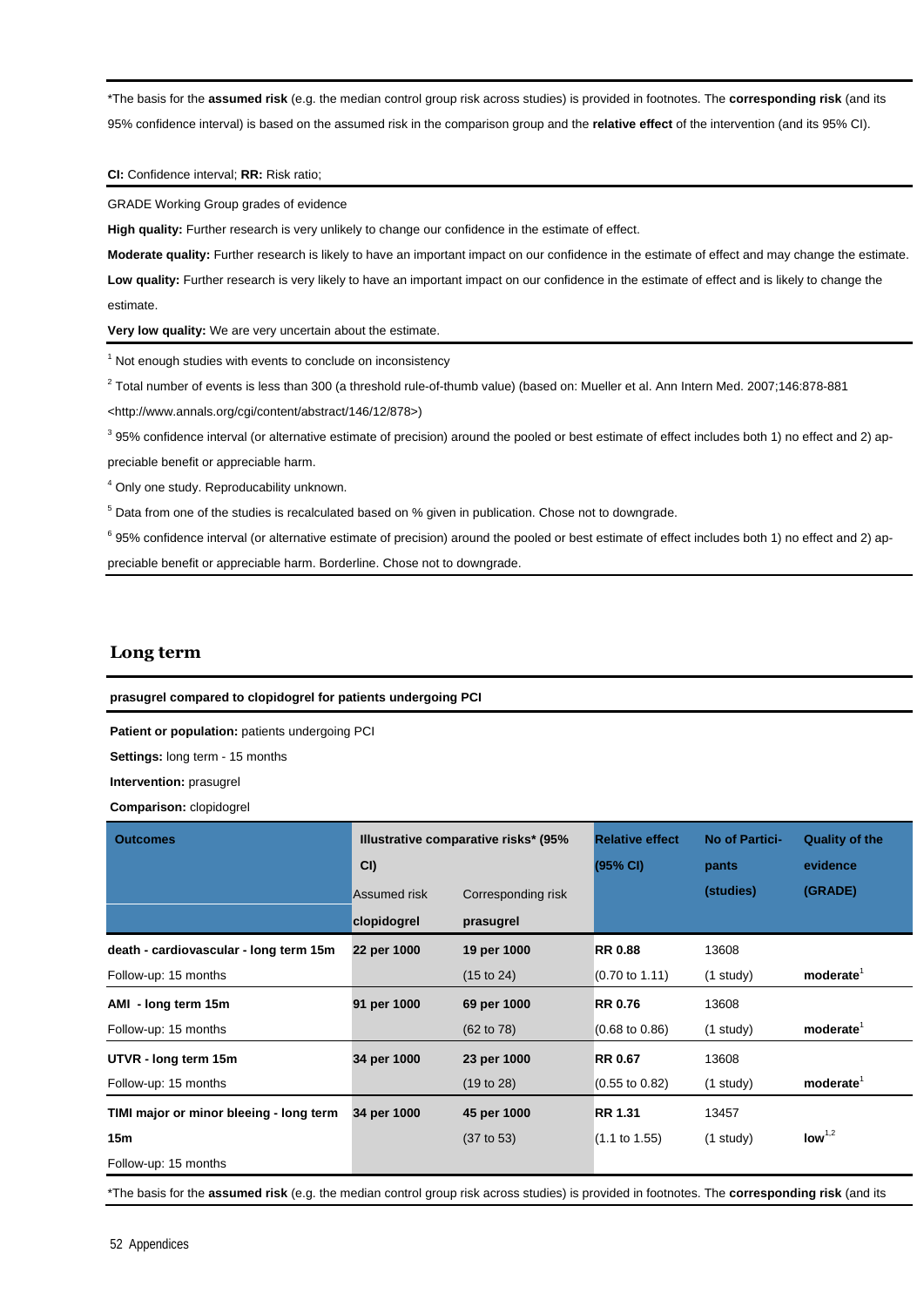*The basis for the **assumed risk** (e.g. the median control group risk across studies) is provided in footnotes. The **corresponding risk** (and its 95% confidence interval) is based on the assumed risk in the comparison group and the **relative effect** of the intervention (and its 95% CI).

**CI:** Confidence interval; **RR:** Risk ratio;

GRADE Working Group grades of evidence

**High quality:** Further research is very unlikely to change our confidence in the estimate of effect.

**Moderate quality:** Further research is likely to have an important impact on our confidence in the estimate of effect and may change the estimate.

**Low quality:** Further research is very likely to have an important impact on our confidence in the estimate of effect and is likely to change the estimate.

**Very low quality:** We are very uncertain about the estimate.

[1] Not enough studies with events to conclude on inconsistency

[2] Total number of events is less than 300 (a threshold rule-of-thumb value) (based on: Mueller et al. Ann Intern Med. 2007;146:878-881 <http://www.annals.org/cgi/content/abstract/146/12/878>)

[3] 95% confidence interval (or alternative estimate of precision) around the pooled or best estimate of effect includes both 1) no effect and 2) appreciable benefit or appreciable harm.

[4] Only one study. Reproducability unknown.

[5] Data from one of the studies is recalculated based on % given in publication. Chose not to downgrade.

[6] 95% confidence interval (or alternative estimate of precision) around the pooled or best estimate of effect includes both 1) no effect and 2) appreciable benefit or appreciable harm. Borderline. Chose not to downgrade.

## Long term

**prasugrel compared to clopidogrel for patients undergoing PCI**

**Patient or population:** patients undergoing PCI

**Settings:** long term - 15 months

**Intervention:** prasugrel

**Comparison:** clopidogrel

| Outcomes | Illustrative comparative risks* (95% CI) | | Relative effect (95% CI) | No of Participants (studies) | Quality of the evidence (GRADE) |
|---|---|---|---|---|---|
| | Assumed risk | Corresponding risk | | | |
| | **clopidogrel** | **prasugrel** | | | |
| **death - cardiovascular - long term 15m** Follow-up: 15 months | **22 per 1000** | **19 per 1000** (15 to 24) | **RR 0.88** (0.70 to 1.11) | 13608 (1 study) | **moderate**[1] |
| **AMI - long term 15m** Follow-up: 15 months | **91 per 1000** | **69 per 1000** (62 to 78) | **RR 0.76** (0.68 to 0.86) | 13608 (1 study) | **moderate**[1] |
| **UTVR - long term 15m** Follow-up: 15 months | **34 per 1000** | **23 per 1000** (19 to 28) | **RR 0.67** (0.55 to 0.82) | 13608 (1 study) | **moderate**[1] |
| **TIMI major or minor bleeing - long term 15m** Follow-up: 15 months | **34 per 1000** | **45 per 1000** (37 to 53) | **RR 1.31** (1.1 to 1.55) | 13457 (1 study) | **low**[1,2] |

*The basis for the **assumed risk** (e.g. the median control group risk across studies) is provided in footnotes. The **corresponding risk** (and its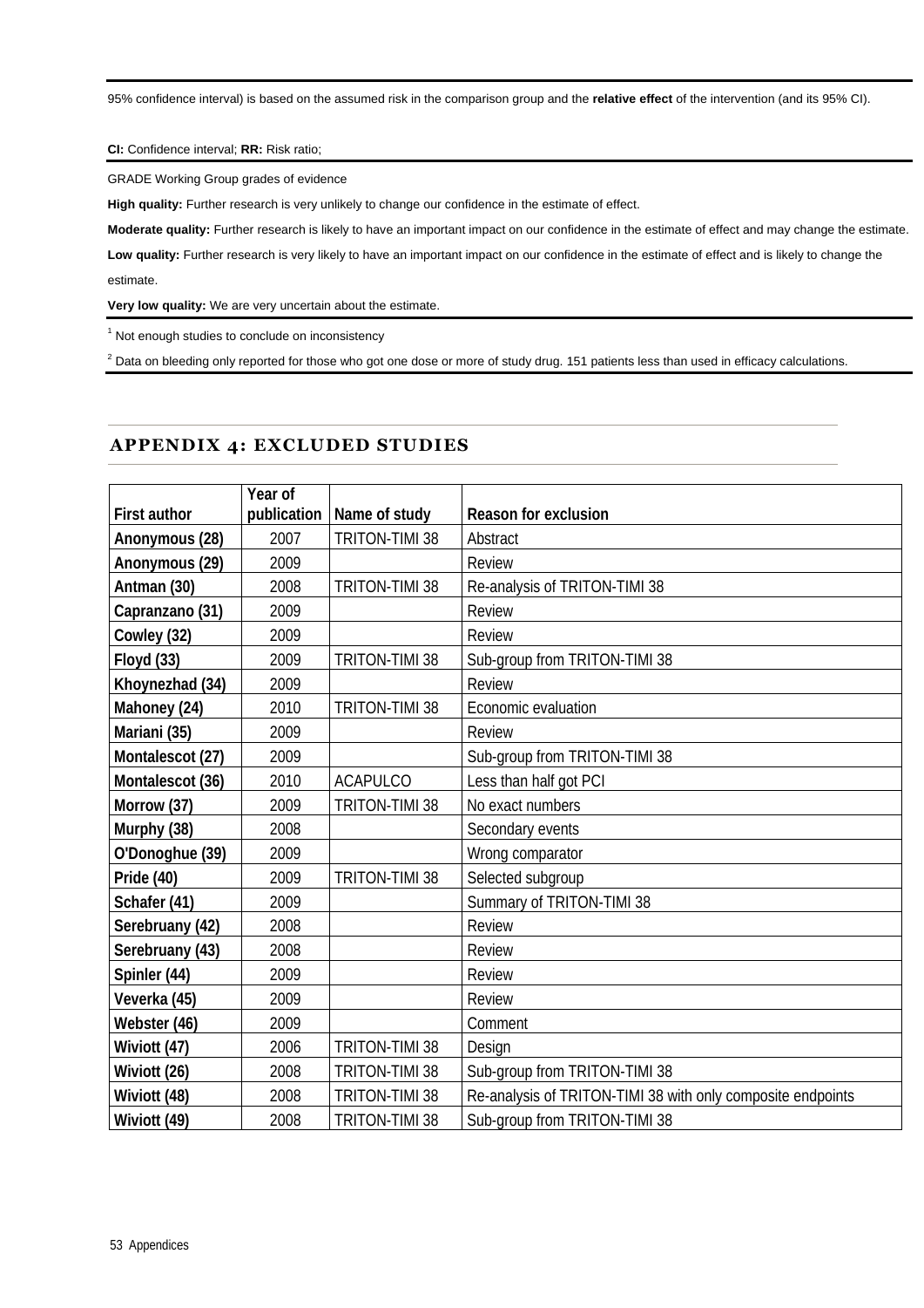95% confidence interval) is based on the assumed risk in the comparison group and the **relative effect** of the intervention (and its 95% CI).

**CI:** Confidence interval; **RR:** Risk ratio;

GRADE Working Group grades of evidence

**High quality:** Further research is very unlikely to change our confidence in the estimate of effect.

**Moderate quality:** Further research is likely to have an important impact on our confidence in the estimate of effect and may change the estimate.

**Low quality:** Further research is very likely to have an important impact on our confidence in the estimate of effect and is likely to change the estimate.

**Very low quality:** We are very uncertain about the estimate.

[1] Not enough studies to conclude on inconsistency

[2] Data on bleeding only reported for those who got one dose or more of study drug. 151 patients less than used in efficacy calculations.

## APPENDIX 4: EXCLUDED STUDIES

| First author | Year of publication | Name of study | Reason for exclusion |
|---|---|---|---|
| **Anonymous (28)** | 2007 | TRITON-TIMI 38 | Abstract |
| **Anonymous (29)** | 2009 | | Review |
| **Antman (30)** | 2008 | TRITON-TIMI 38 | Re-analysis of TRITON-TIMI 38 |
| **Capranzano (31)** | 2009 | | Review |
| **Cowley (32)** | 2009 | | Review |
| **Floyd (33)** | 2009 | TRITON-TIMI 38 | Sub-group from TRITON-TIMI 38 |
| **Khoynezhad (34)** | 2009 | | Review |
| **Mahoney (24)** | 2010 | TRITON-TIMI 38 | Economic evaluation |
| **Mariani (35)** | 2009 | | Review |
| **Montalescot (27)** | 2009 | | Sub-group from TRITON-TIMI 38 |
| **Montalescot (36)** | 2010 | ACAPULCO | Less than half got PCI |
| **Morrow (37)** | 2009 | TRITON-TIMI 38 | No exact numbers |
| **Murphy (38)** | 2008 | | Secondary events |
| **O'Donoghue (39)** | 2009 | | Wrong comparator |
| **Pride (40)** | 2009 | TRITON-TIMI 38 | Selected subgroup |
| **Schafer (41)** | 2009 | | Summary of TRITON-TIMI 38 |
| **Serebruany (42)** | 2008 | | Review |
| **Serebruany (43)** | 2008 | | Review |
| **Spinler (44)** | 2009 | | Review |
| **Veverka (45)** | 2009 | | Review |
| **Webster (46)** | 2009 | | Comment |
| **Wiviott (47)** | 2006 | TRITON-TIMI 38 | Design |
| **Wiviott (26)** | 2008 | TRITON-TIMI 38 | Sub-group from TRITON-TIMI 38 |
| **Wiviott (48)** | 2008 | TRITON-TIMI 38 | Re-analysis of TRITON-TIMI 38 with only composite endpoints |
| **Wiviott (49)** | 2008 | TRITON-TIMI 38 | Sub-group from TRITON-TIMI 38 |